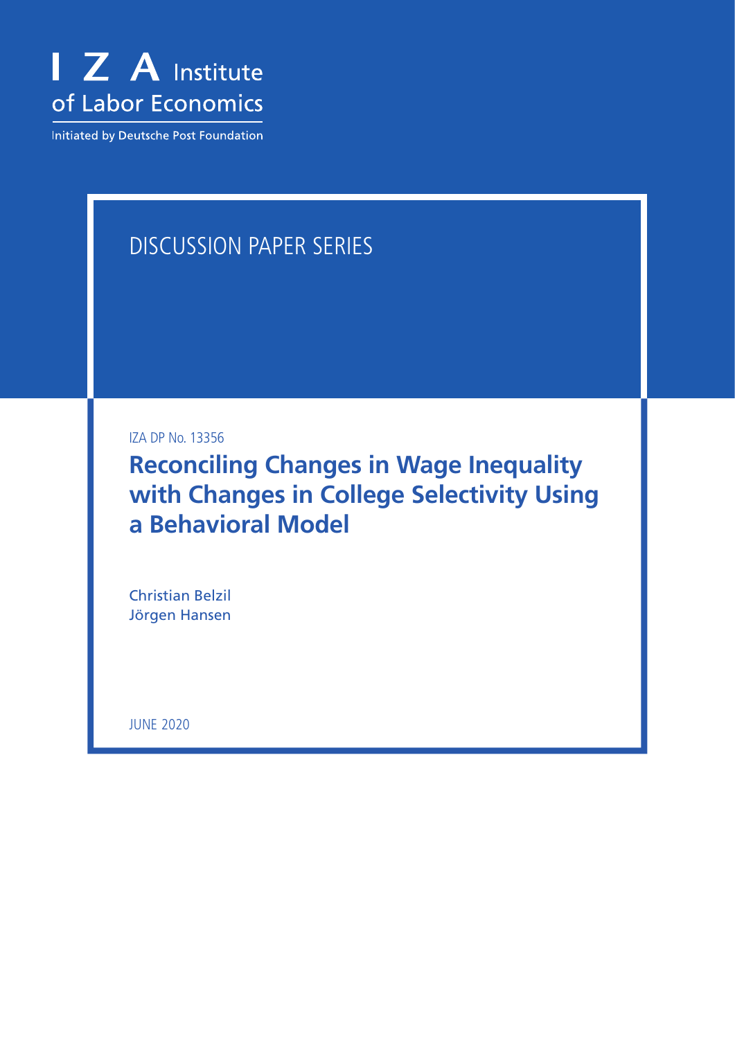I Z A Institute of Labor Economics

Initiated by Deutsche Post Foundation

DISCUSSION PAPER SERIES

IZA DP No. 13356

# Reconciling Changes in Wage Inequality with Changes in College Selectivity Using a Behavioral Model

Christian Belzil
Jörgen Hansen

JUNE 2020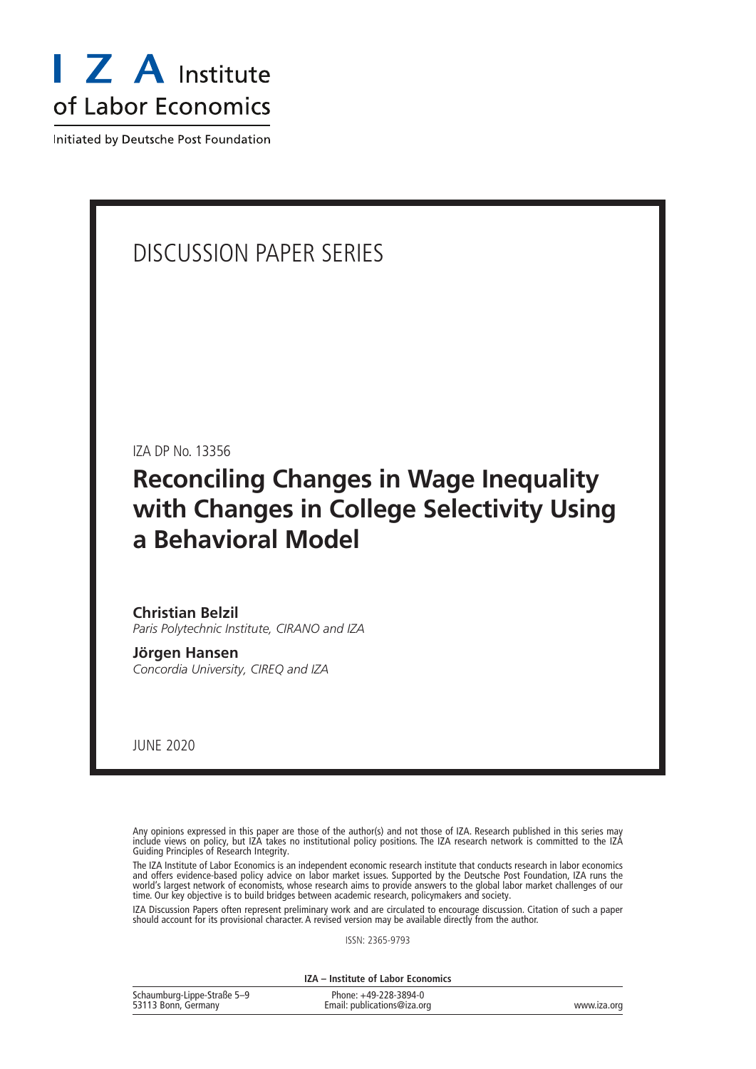IZA – Institute of Labor Economics

I Z A Institute of Labor Economics

Initiated by Deutsche Post Foundation

# DISCUSSION PAPER SERIES

IZA DP No. 13356

## Reconciling Changes in Wage Inequality with Changes in College Selectivity Using a Behavioral Model

**Christian Belzil**
*Paris Polytechnic Institute, CIRANO and IZA*

**Jörgen Hansen**
*Concordia University, CIREQ and IZA*

JUNE 2020

Any opinions expressed in this paper are those of the author(s) and not those of IZA. Research published in this series may include views on policy, but IZA takes no institutional policy positions. The IZA research network is committed to the IZA Guiding Principles of Research Integrity.

The IZA Institute of Labor Economics is an independent economic research institute that conducts research in labor economics and offers evidence-based policy advice on labor market issues. Supported by the Deutsche Post Foundation, IZA runs the world's largest network of economists, whose research aims to provide answers to the global labor market challenges of our time. Our key objective is to build bridges between academic research, policymakers and society.

IZA Discussion Papers often represent preliminary work and are circulated to encourage discussion. Citation of such a paper should account for its provisional character. A revised version may be available directly from the author.

ISSN: 2365-9793

Schaumburg-Lippe-Straße 5–9
53113 Bonn, Germany

Phone: +49-228-3894-0
Email: publications@iza.org

www.iza.org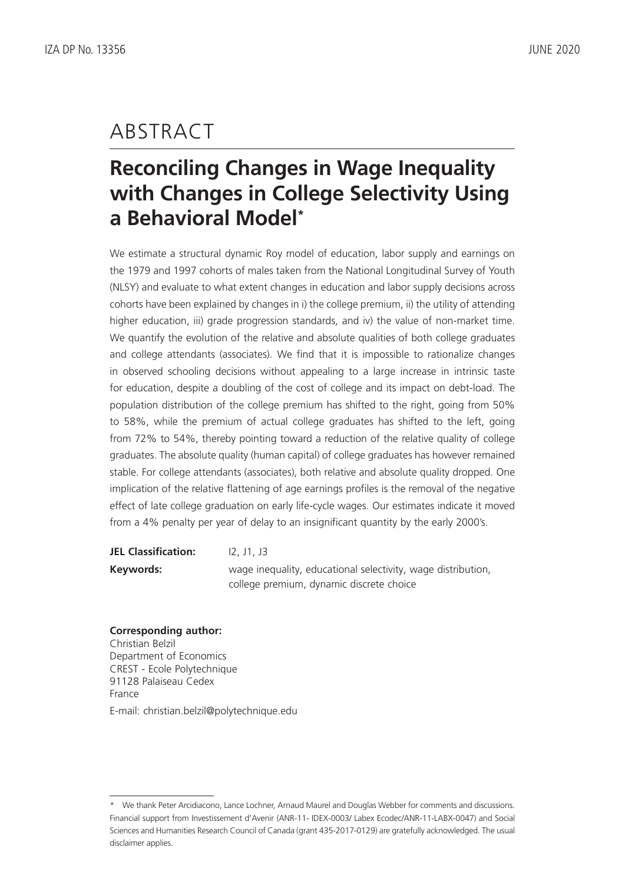# ABSTRACT

## Reconciling Changes in Wage Inequality with Changes in College Selectivity Using a Behavioral Model*

We estimate a structural dynamic Roy model of education, labor supply and earnings on the 1979 and 1997 cohorts of males taken from the National Longitudinal Survey of Youth (NLSY) and evaluate to what extent changes in education and labor supply decisions across cohorts have been explained by changes in i) the college premium, ii) the utility of attending higher education, iii) grade progression standards, and iv) the value of non-market time. We quantify the evolution of the relative and absolute qualities of both college graduates and college attendants (associates). We find that it is impossible to rationalize changes in observed schooling decisions without appealing to a large increase in intrinsic taste for education, despite a doubling of the cost of college and its impact on debt-load. The population distribution of the college premium has shifted to the right, going from 50% to 58%, while the premium of actual college graduates has shifted to the left, going from 72% to 54%, thereby pointing toward a reduction of the relative quality of college graduates. The absolute quality (human capital) of college graduates has however remained stable. For college attendants (associates), both relative and absolute quality dropped. One implication of the relative flattening of age earnings profiles is the removal of the negative effect of late college graduation on early life-cycle wages. Our estimates indicate it moved from a 4% penalty per year of delay to an insignificant quantity by the early 2000's.

**JEL Classification:** I2, J1, J3

**Keywords:** wage inequality, educational selectivity, wage distribution, college premium, dynamic discrete choice

**Corresponding author:**
Christian Belzil
Department of Economics
CREST - Ecole Polytechnique
91128 Palaiseau Cedex
France

E-mail: christian.belzil@polytechnique.edu

---

* We thank Peter Arcidiacono, Lance Lochner, Arnaud Maurel and Douglas Webber for comments and discussions. Financial support from Investissement d'Avenir (ANR-11- IDEX-0003/ Labex Ecodec/ANR-11-LABX-0047) and Social Sciences and Humanities Research Council of Canada (grant 435-2017-0129) are gratefully acknowledged. The usual disclaimer applies.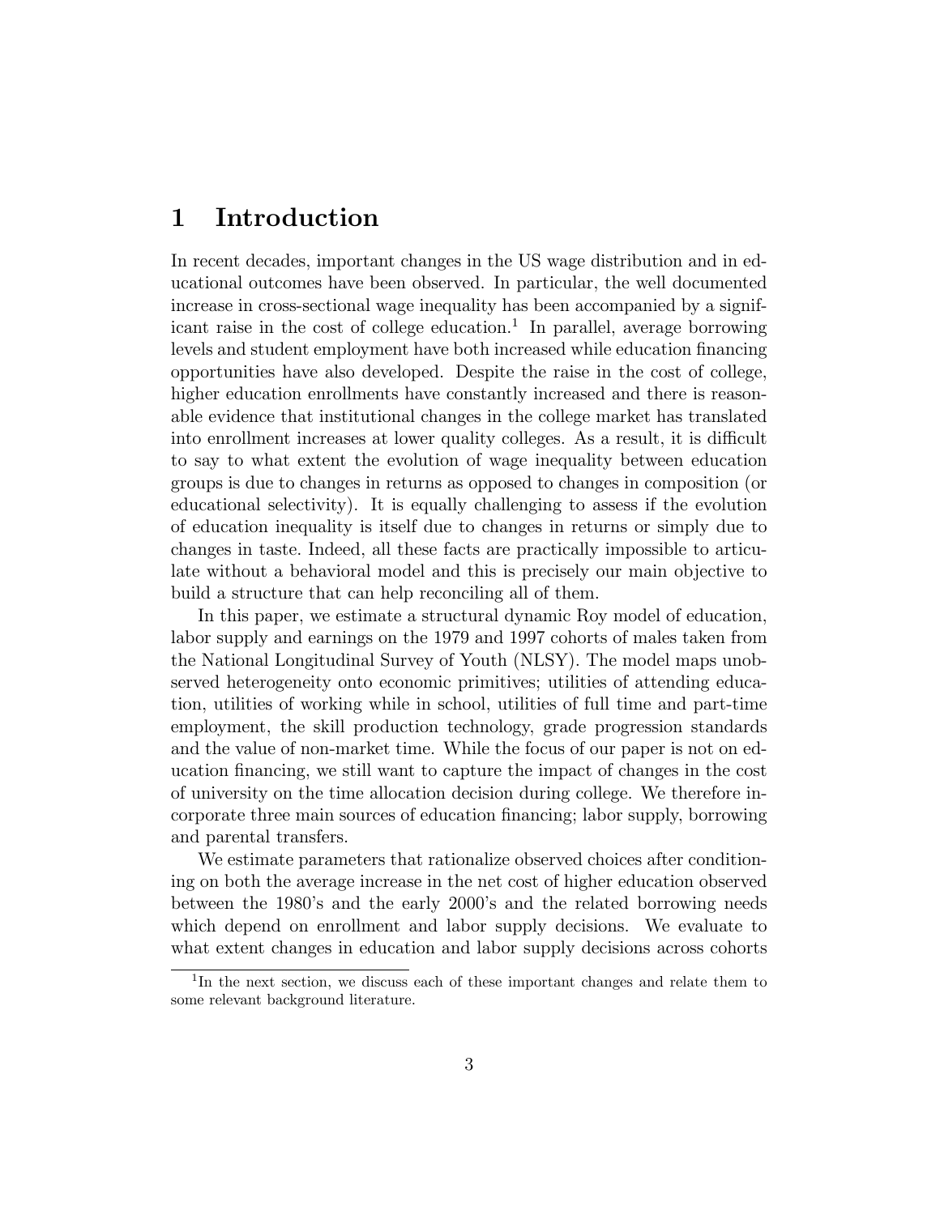# 1 Introduction

In recent decades, important changes in the US wage distribution and in educational outcomes have been observed. In particular, the well documented increase in cross-sectional wage inequality has been accompanied by a significant raise in the cost of college education.[1] In parallel, average borrowing levels and student employment have both increased while education financing opportunities have also developed. Despite the raise in the cost of college, higher education enrollments have constantly increased and there is reasonable evidence that institutional changes in the college market has translated into enrollment increases at lower quality colleges. As a result, it is difficult to say to what extent the evolution of wage inequality between education groups is due to changes in returns as opposed to changes in composition (or educational selectivity). It is equally challenging to assess if the evolution of education inequality is itself due to changes in returns or simply due to changes in taste. Indeed, all these facts are practically impossible to articulate without a behavioral model and this is precisely our main objective to build a structure that can help reconciling all of them.

In this paper, we estimate a structural dynamic Roy model of education, labor supply and earnings on the 1979 and 1997 cohorts of males taken from the National Longitudinal Survey of Youth (NLSY). The model maps unobserved heterogeneity onto economic primitives; utilities of attending education, utilities of working while in school, utilities of full time and part-time employment, the skill production technology, grade progression standards and the value of non-market time. While the focus of our paper is not on education financing, we still want to capture the impact of changes in the cost of university on the time allocation decision during college. We therefore incorporate three main sources of education financing; labor supply, borrowing and parental transfers.

We estimate parameters that rationalize observed choices after conditioning on both the average increase in the net cost of higher education observed between the 1980's and the early 2000's and the related borrowing needs which depend on enrollment and labor supply decisions. We evaluate to what extent changes in education and labor supply decisions across cohorts

[1] In the next section, we discuss each of these important changes and relate them to some relevant background literature.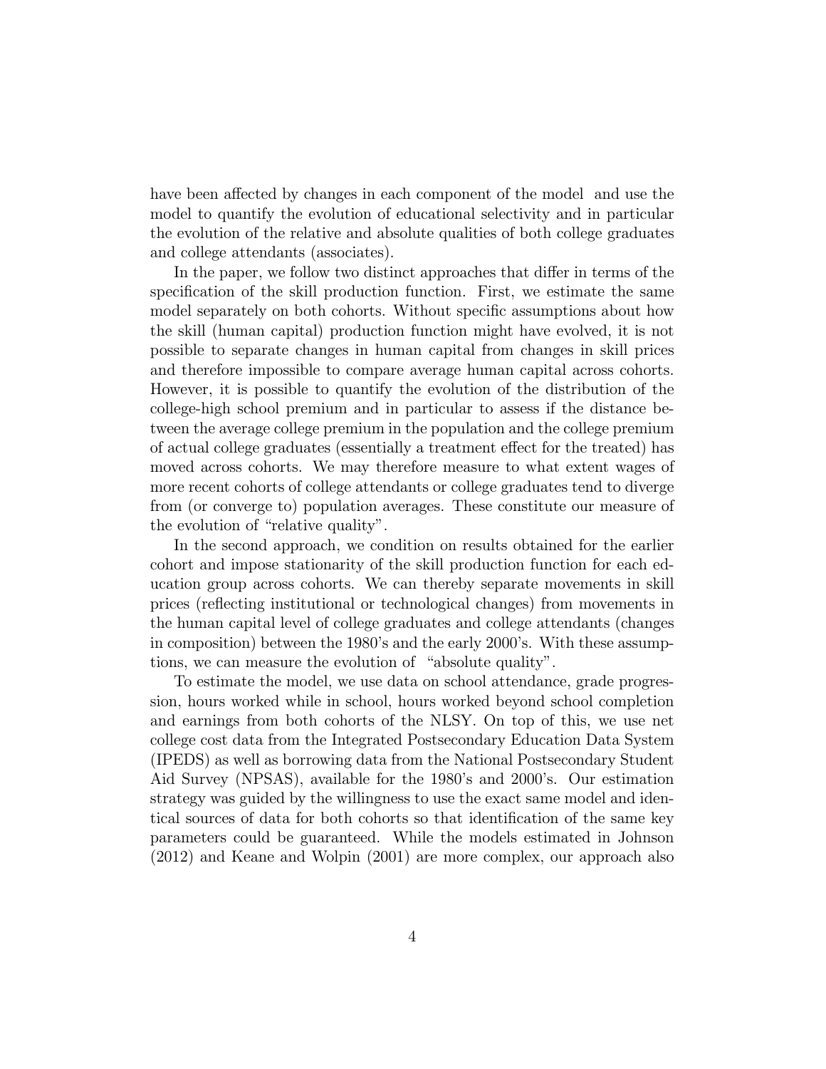have been affected by changes in each component of the model and use the model to quantify the evolution of educational selectivity and in particular the evolution of the relative and absolute qualities of both college graduates and college attendants (associates).

In the paper, we follow two distinct approaches that differ in terms of the specification of the skill production function. First, we estimate the same model separately on both cohorts. Without specific assumptions about how the skill (human capital) production function might have evolved, it is not possible to separate changes in human capital from changes in skill prices and therefore impossible to compare average human capital across cohorts. However, it is possible to quantify the evolution of the distribution of the college-high school premium and in particular to assess if the distance between the average college premium in the population and the college premium of actual college graduates (essentially a treatment effect for the treated) has moved across cohorts. We may therefore measure to what extent wages of more recent cohorts of college attendants or college graduates tend to diverge from (or converge to) population averages. These constitute our measure of the evolution of "relative quality".

In the second approach, we condition on results obtained for the earlier cohort and impose stationarity of the skill production function for each education group across cohorts. We can thereby separate movements in skill prices (reflecting institutional or technological changes) from movements in the human capital level of college graduates and college attendants (changes in composition) between the 1980's and the early 2000's. With these assumptions, we can measure the evolution of "absolute quality".

To estimate the model, we use data on school attendance, grade progression, hours worked while in school, hours worked beyond school completion and earnings from both cohorts of the NLSY. On top of this, we use net college cost data from the Integrated Postsecondary Education Data System (IPEDS) as well as borrowing data from the National Postsecondary Student Aid Survey (NPSAS), available for the 1980's and 2000's. Our estimation strategy was guided by the willingness to use the exact same model and identical sources of data for both cohorts so that identification of the same key parameters could be guaranteed. While the models estimated in Johnson (2012) and Keane and Wolpin (2001) are more complex, our approach also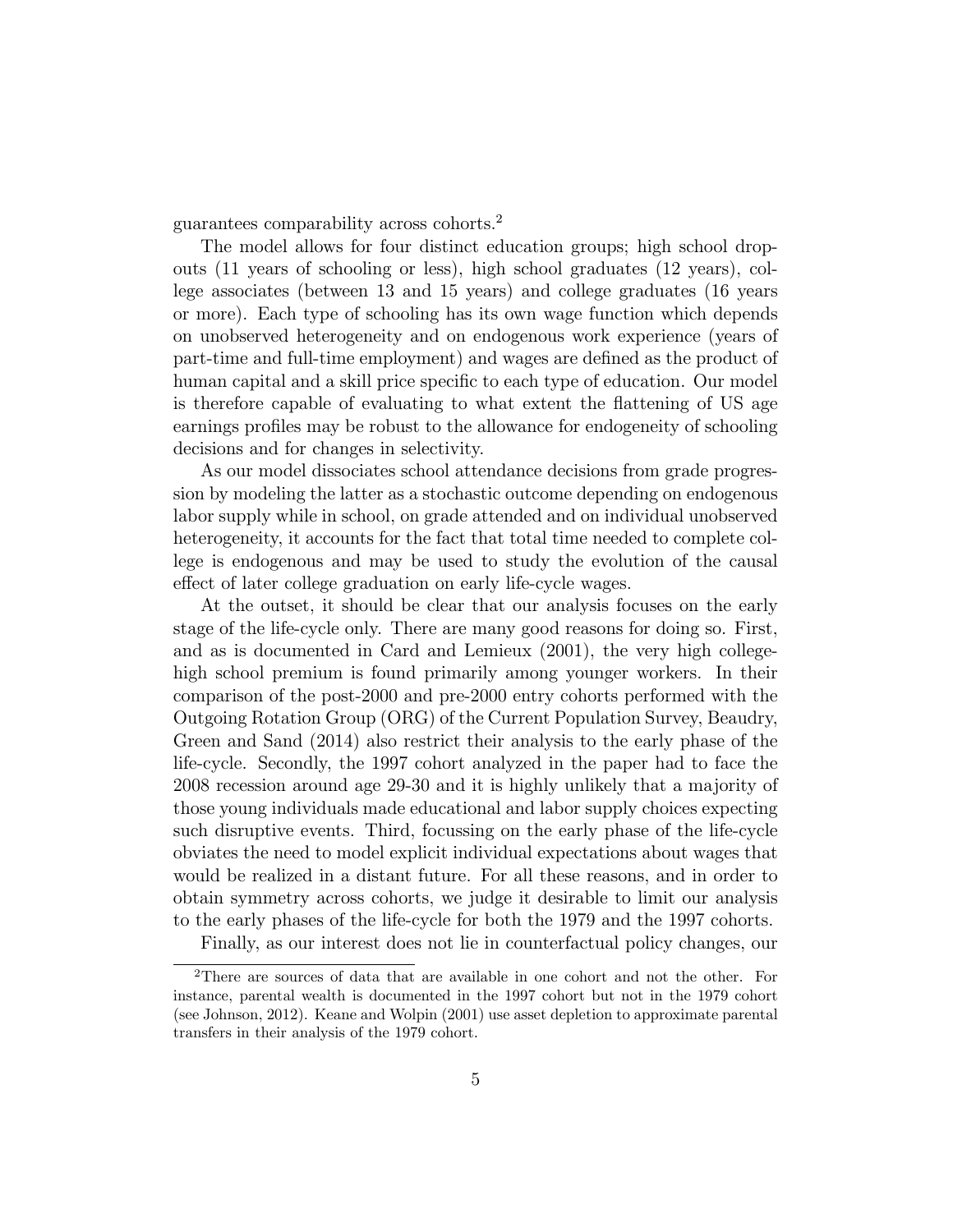guarantees comparability across cohorts.[2]

The model allows for four distinct education groups; high school dropouts (11 years of schooling or less), high school graduates (12 years), college associates (between 13 and 15 years) and college graduates (16 years or more). Each type of schooling has its own wage function which depends on unobserved heterogeneity and on endogenous work experience (years of part-time and full-time employment) and wages are defined as the product of human capital and a skill price specific to each type of education. Our model is therefore capable of evaluating to what extent the flattening of US age earnings profiles may be robust to the allowance for endogeneity of schooling decisions and for changes in selectivity.

As our model dissociates school attendance decisions from grade progression by modeling the latter as a stochastic outcome depending on endogenous labor supply while in school, on grade attended and on individual unobserved heterogeneity, it accounts for the fact that total time needed to complete college is endogenous and may be used to study the evolution of the causal effect of later college graduation on early life-cycle wages.

At the outset, it should be clear that our analysis focuses on the early stage of the life-cycle only. There are many good reasons for doing so. First, and as is documented in Card and Lemieux (2001), the very high college-high school premium is found primarily among younger workers. In their comparison of the post-2000 and pre-2000 entry cohorts performed with the Outgoing Rotation Group (ORG) of the Current Population Survey, Beaudry, Green and Sand (2014) also restrict their analysis to the early phase of the life-cycle. Secondly, the 1997 cohort analyzed in the paper had to face the 2008 recession around age 29-30 and it is highly unlikely that a majority of those young individuals made educational and labor supply choices expecting such disruptive events. Third, focussing on the early phase of the life-cycle obviates the need to model explicit individual expectations about wages that would be realized in a distant future. For all these reasons, and in order to obtain symmetry across cohorts, we judge it desirable to limit our analysis to the early phases of the life-cycle for both the 1979 and the 1997 cohorts.

Finally, as our interest does not lie in counterfactual policy changes, our

[2] There are sources of data that are available in one cohort and not the other. For instance, parental wealth is documented in the 1997 cohort but not in the 1979 cohort (see Johnson, 2012). Keane and Wolpin (2001) use asset depletion to approximate parental transfers in their analysis of the 1979 cohort.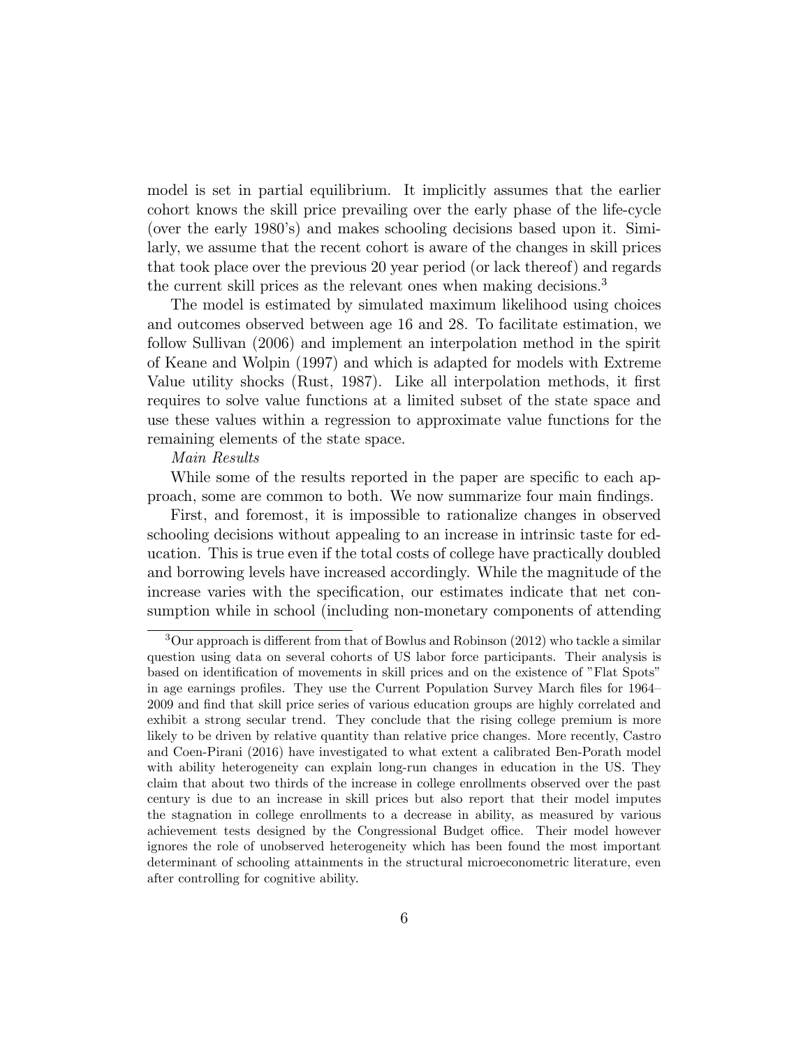model is set in partial equilibrium. It implicitly assumes that the earlier cohort knows the skill price prevailing over the early phase of the life-cycle (over the early 1980's) and makes schooling decisions based upon it. Similarly, we assume that the recent cohort is aware of the changes in skill prices that took place over the previous 20 year period (or lack thereof) and regards the current skill prices as the relevant ones when making decisions.[3]

The model is estimated by simulated maximum likelihood using choices and outcomes observed between age 16 and 28. To facilitate estimation, we follow Sullivan (2006) and implement an interpolation method in the spirit of Keane and Wolpin (1997) and which is adapted for models with Extreme Value utility shocks (Rust, 1987). Like all interpolation methods, it first requires to solve value functions at a limited subset of the state space and use these values within a regression to approximate value functions for the remaining elements of the state space.

*Main Results*

While some of the results reported in the paper are specific to each approach, some are common to both. We now summarize four main findings.

First, and foremost, it is impossible to rationalize changes in observed schooling decisions without appealing to an increase in intrinsic taste for education. This is true even if the total costs of college have practically doubled and borrowing levels have increased accordingly. While the magnitude of the increase varies with the specification, our estimates indicate that net consumption while in school (including non-monetary components of attending

[3]Our approach is different from that of Bowlus and Robinson (2012) who tackle a similar question using data on several cohorts of US labor force participants. Their analysis is based on identification of movements in skill prices and on the existence of "Flat Spots" in age earnings profiles. They use the Current Population Survey March files for 1964–2009 and find that skill price series of various education groups are highly correlated and exhibit a strong secular trend. They conclude that the rising college premium is more likely to be driven by relative quantity than relative price changes. More recently, Castro and Coen-Pirani (2016) have investigated to what extent a calibrated Ben-Porath model with ability heterogeneity can explain long-run changes in education in the US. They claim that about two thirds of the increase in college enrollments observed over the past century is due to an increase in skill prices but also report that their model imputes the stagnation in college enrollments to a decrease in ability, as measured by various achievement tests designed by the Congressional Budget office. Their model however ignores the role of unobserved heterogeneity which has been found the most important determinant of schooling attainments in the structural microeconometric literature, even after controlling for cognitive ability.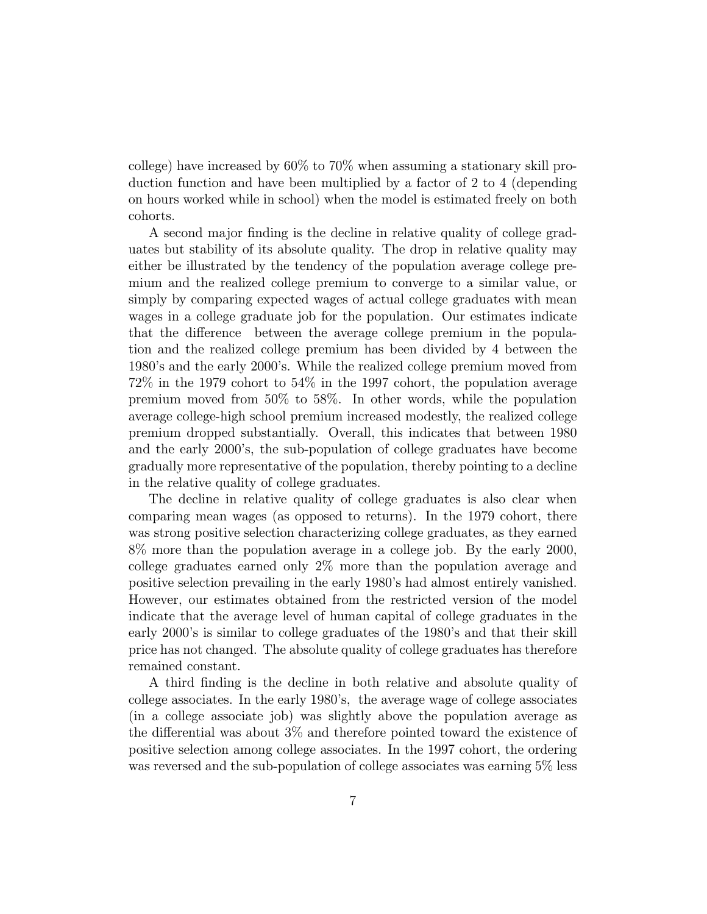college) have increased by 60% to 70% when assuming a stationary skill production function and have been multiplied by a factor of 2 to 4 (depending on hours worked while in school) when the model is estimated freely on both cohorts.

A second major finding is the decline in relative quality of college graduates but stability of its absolute quality. The drop in relative quality may either be illustrated by the tendency of the population average college premium and the realized college premium to converge to a similar value, or simply by comparing expected wages of actual college graduates with mean wages in a college graduate job for the population. Our estimates indicate that the difference between the average college premium in the population and the realized college premium has been divided by 4 between the 1980's and the early 2000's. While the realized college premium moved from 72% in the 1979 cohort to 54% in the 1997 cohort, the population average premium moved from 50% to 58%. In other words, while the population average college-high school premium increased modestly, the realized college premium dropped substantially. Overall, this indicates that between 1980 and the early 2000's, the sub-population of college graduates have become gradually more representative of the population, thereby pointing to a decline in the relative quality of college graduates.

The decline in relative quality of college graduates is also clear when comparing mean wages (as opposed to returns). In the 1979 cohort, there was strong positive selection characterizing college graduates, as they earned 8% more than the population average in a college job. By the early 2000, college graduates earned only 2% more than the population average and positive selection prevailing in the early 1980's had almost entirely vanished. However, our estimates obtained from the restricted version of the model indicate that the average level of human capital of college graduates in the early 2000's is similar to college graduates of the 1980's and that their skill price has not changed. The absolute quality of college graduates has therefore remained constant.

A third finding is the decline in both relative and absolute quality of college associates. In the early 1980's, the average wage of college associates (in a college associate job) was slightly above the population average as the differential was about 3% and therefore pointed toward the existence of positive selection among college associates. In the 1997 cohort, the ordering was reversed and the sub-population of college associates was earning 5% less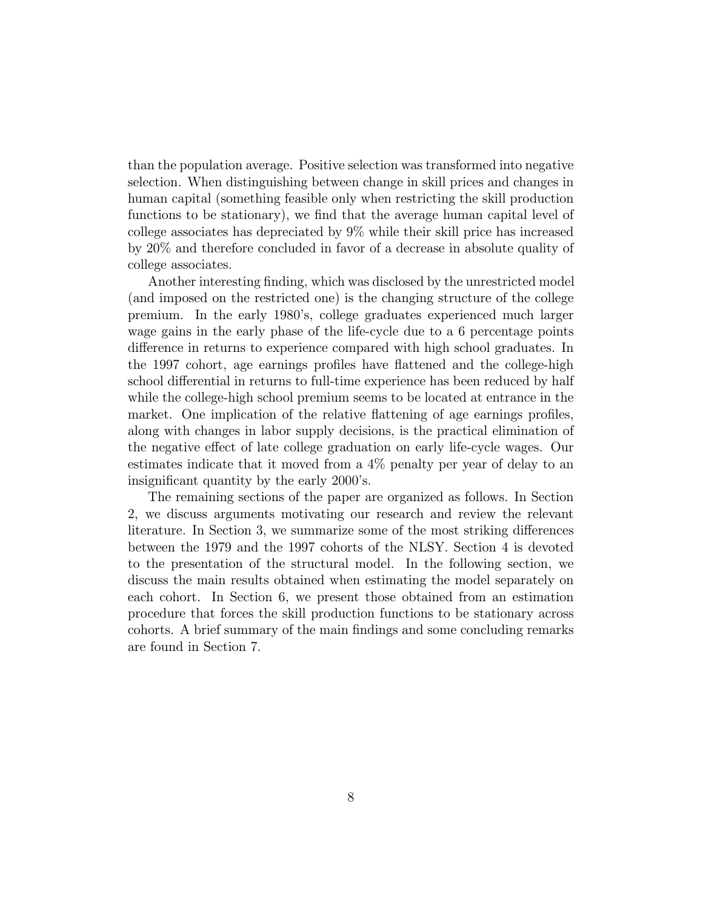than the population average. Positive selection was transformed into negative selection. When distinguishing between change in skill prices and changes in human capital (something feasible only when restricting the skill production functions to be stationary), we find that the average human capital level of college associates has depreciated by 9% while their skill price has increased by 20% and therefore concluded in favor of a decrease in absolute quality of college associates.

Another interesting finding, which was disclosed by the unrestricted model (and imposed on the restricted one) is the changing structure of the college premium. In the early 1980's, college graduates experienced much larger wage gains in the early phase of the life-cycle due to a 6 percentage points difference in returns to experience compared with high school graduates. In the 1997 cohort, age earnings profiles have flattened and the college-high school differential in returns to full-time experience has been reduced by half while the college-high school premium seems to be located at entrance in the market. One implication of the relative flattening of age earnings profiles, along with changes in labor supply decisions, is the practical elimination of the negative effect of late college graduation on early life-cycle wages. Our estimates indicate that it moved from a 4% penalty per year of delay to an insignificant quantity by the early 2000's.

The remaining sections of the paper are organized as follows. In Section 2, we discuss arguments motivating our research and review the relevant literature. In Section 3, we summarize some of the most striking differences between the 1979 and the 1997 cohorts of the NLSY. Section 4 is devoted to the presentation of the structural model. In the following section, we discuss the main results obtained when estimating the model separately on each cohort. In Section 6, we present those obtained from an estimation procedure that forces the skill production functions to be stationary across cohorts. A brief summary of the main findings and some concluding remarks are found in Section 7.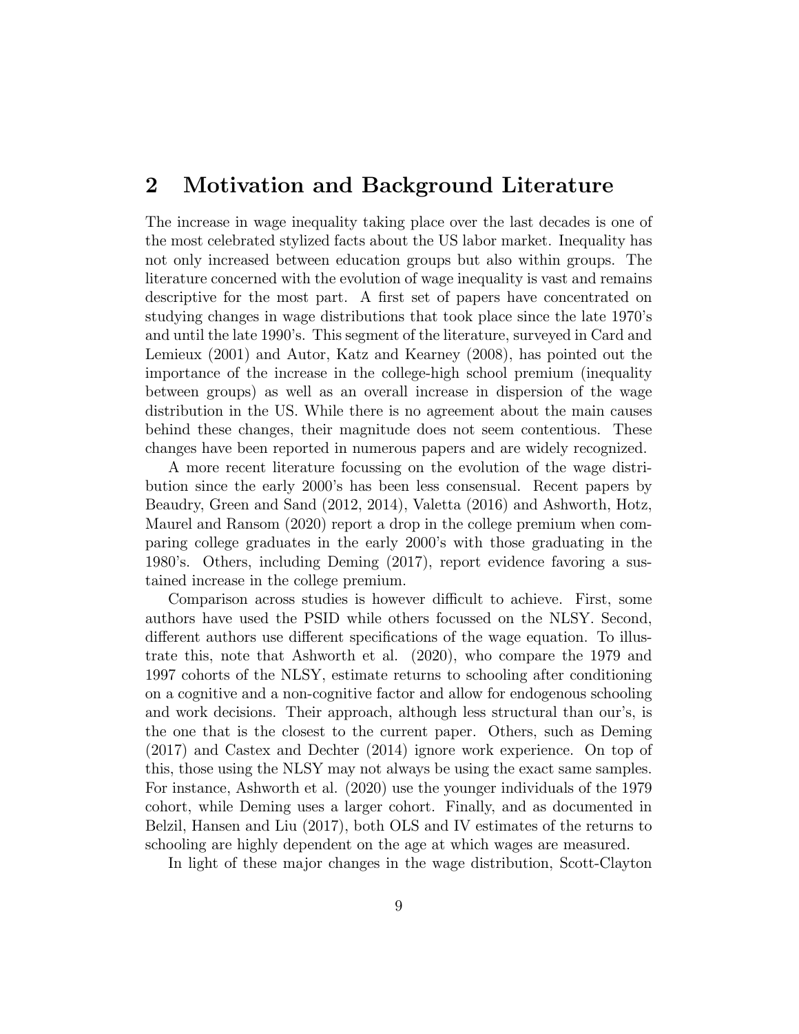## 2 Motivation and Background Literature

The increase in wage inequality taking place over the last decades is one of the most celebrated stylized facts about the US labor market. Inequality has not only increased between education groups but also within groups. The literature concerned with the evolution of wage inequality is vast and remains descriptive for the most part. A first set of papers have concentrated on studying changes in wage distributions that took place since the late 1970's and until the late 1990's. This segment of the literature, surveyed in Card and Lemieux (2001) and Autor, Katz and Kearney (2008), has pointed out the importance of the increase in the college-high school premium (inequality between groups) as well as an overall increase in dispersion of the wage distribution in the US. While there is no agreement about the main causes behind these changes, their magnitude does not seem contentious. These changes have been reported in numerous papers and are widely recognized.

A more recent literature focussing on the evolution of the wage distribution since the early 2000's has been less consensual. Recent papers by Beaudry, Green and Sand (2012, 2014), Valetta (2016) and Ashworth, Hotz, Maurel and Ransom (2020) report a drop in the college premium when comparing college graduates in the early 2000's with those graduating in the 1980's. Others, including Deming (2017), report evidence favoring a sustained increase in the college premium.

Comparison across studies is however difficult to achieve. First, some authors have used the PSID while others focussed on the NLSY. Second, different authors use different specifications of the wage equation. To illustrate this, note that Ashworth et al. (2020), who compare the 1979 and 1997 cohorts of the NLSY, estimate returns to schooling after conditioning on a cognitive and a non-cognitive factor and allow for endogenous schooling and work decisions. Their approach, although less structural than our's, is the one that is the closest to the current paper. Others, such as Deming (2017) and Castex and Dechter (2014) ignore work experience. On top of this, those using the NLSY may not always be using the exact same samples. For instance, Ashworth et al. (2020) use the younger individuals of the 1979 cohort, while Deming uses a larger cohort. Finally, and as documented in Belzil, Hansen and Liu (2017), both OLS and IV estimates of the returns to schooling are highly dependent on the age at which wages are measured.

In light of these major changes in the wage distribution, Scott-Clayton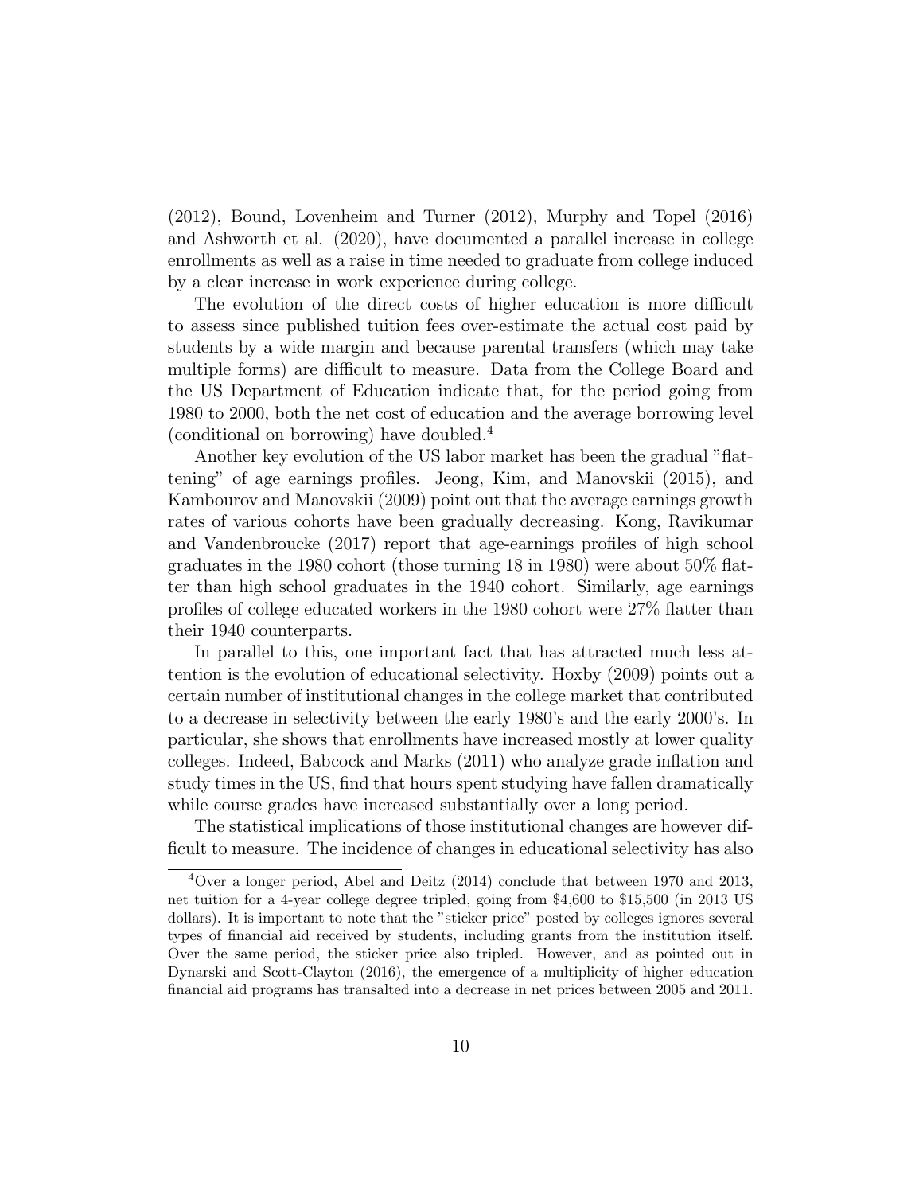(2012), Bound, Lovenheim and Turner (2012), Murphy and Topel (2016) and Ashworth et al. (2020), have documented a parallel increase in college enrollments as well as a raise in time needed to graduate from college induced by a clear increase in work experience during college.

The evolution of the direct costs of higher education is more difficult to assess since published tuition fees over-estimate the actual cost paid by students by a wide margin and because parental transfers (which may take multiple forms) are difficult to measure. Data from the College Board and the US Department of Education indicate that, for the period going from 1980 to 2000, both the net cost of education and the average borrowing level (conditional on borrowing) have doubled.[4]

Another key evolution of the US labor market has been the gradual "flattening" of age earnings profiles. Jeong, Kim, and Manovskii (2015), and Kambourov and Manovskii (2009) point out that the average earnings growth rates of various cohorts have been gradually decreasing. Kong, Ravikumar and Vandenbroucke (2017) report that age-earnings profiles of high school graduates in the 1980 cohort (those turning 18 in 1980) were about 50% flatter than high school graduates in the 1940 cohort. Similarly, age earnings profiles of college educated workers in the 1980 cohort were 27% flatter than their 1940 counterparts.

In parallel to this, one important fact that has attracted much less attention is the evolution of educational selectivity. Hoxby (2009) points out a certain number of institutional changes in the college market that contributed to a decrease in selectivity between the early 1980's and the early 2000's. In particular, she shows that enrollments have increased mostly at lower quality colleges. Indeed, Babcock and Marks (2011) who analyze grade inflation and study times in the US, find that hours spent studying have fallen dramatically while course grades have increased substantially over a long period.

The statistical implications of those institutional changes are however difficult to measure. The incidence of changes in educational selectivity has also

[4] Over a longer period, Abel and Deitz (2014) conclude that between 1970 and 2013, net tuition for a 4-year college degree tripled, going from $4,600 to $15,500 (in 2013 US dollars). It is important to note that the "sticker price" posted by colleges ignores several types of financial aid received by students, including grants from the institution itself. Over the same period, the sticker price also tripled. However, and as pointed out in Dynarski and Scott-Clayton (2016), the emergence of a multiplicity of higher education financial aid programs has transalted into a decrease in net prices between 2005 and 2011.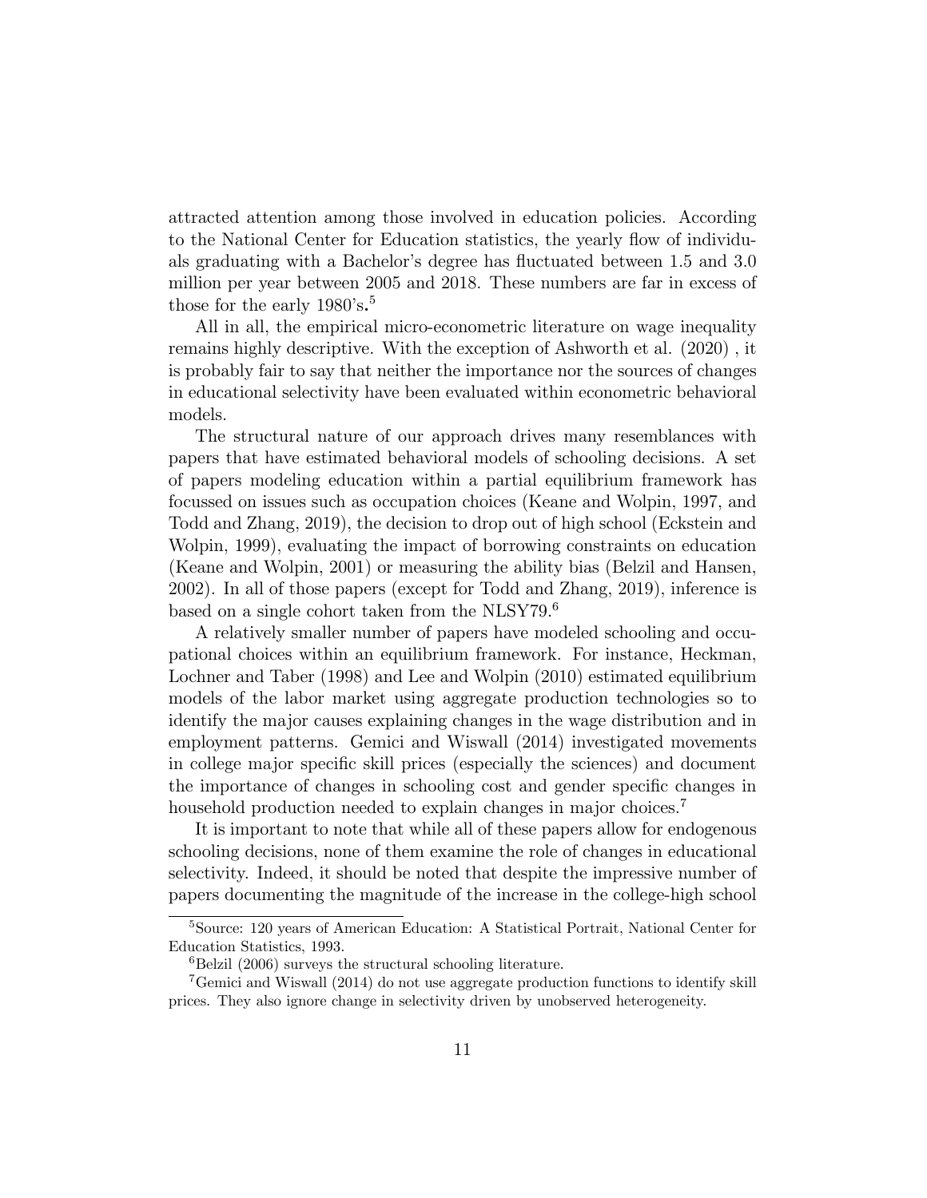attracted attention among those involved in education policies. According to the National Center for Education statistics, the yearly flow of individuals graduating with a Bachelor's degree has fluctuated between 1.5 and 3.0 million per year between 2005 and 2018. These numbers are far in excess of those for the early 1980's.[5]

All in all, the empirical micro-econometric literature on wage inequality remains highly descriptive. With the exception of Ashworth et al. (2020) , it is probably fair to say that neither the importance nor the sources of changes in educational selectivity have been evaluated within econometric behavioral models.

The structural nature of our approach drives many resemblances with papers that have estimated behavioral models of schooling decisions. A set of papers modeling education within a partial equilibrium framework has focussed on issues such as occupation choices (Keane and Wolpin, 1997, and Todd and Zhang, 2019), the decision to drop out of high school (Eckstein and Wolpin, 1999), evaluating the impact of borrowing constraints on education (Keane and Wolpin, 2001) or measuring the ability bias (Belzil and Hansen, 2002). In all of those papers (except for Todd and Zhang, 2019), inference is based on a single cohort taken from the NLSY79.[6]

A relatively smaller number of papers have modeled schooling and occupational choices within an equilibrium framework. For instance, Heckman, Lochner and Taber (1998) and Lee and Wolpin (2010) estimated equilibrium models of the labor market using aggregate production technologies so to identify the major causes explaining changes in the wage distribution and in employment patterns. Gemici and Wiswall (2014) investigated movements in college major specific skill prices (especially the sciences) and document the importance of changes in schooling cost and gender specific changes in household production needed to explain changes in major choices.[7]

It is important to note that while all of these papers allow for endogenous schooling decisions, none of them examine the role of changes in educational selectivity. Indeed, it should be noted that despite the impressive number of papers documenting the magnitude of the increase in the college-high school

[5] Source: 120 years of American Education: A Statistical Portrait, National Center for Education Statistics, 1993.

[6] Belzil (2006) surveys the structural schooling literature.

[7] Gemici and Wiswall (2014) do not use aggregate production functions to identify skill prices. They also ignore change in selectivity driven by unobserved heterogeneity.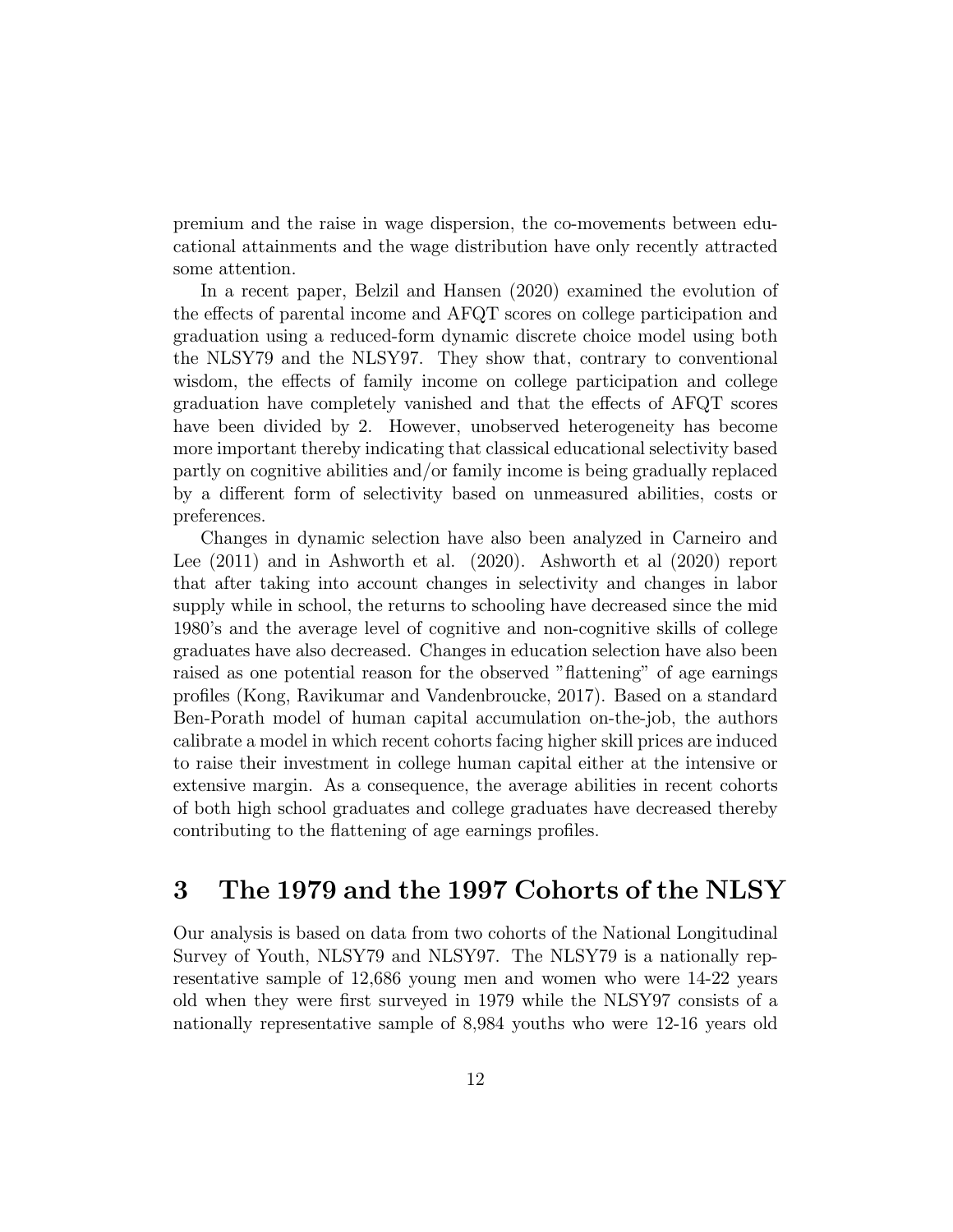premium and the raise in wage dispersion, the co-movements between educational attainments and the wage distribution have only recently attracted some attention.

In a recent paper, Belzil and Hansen (2020) examined the evolution of the effects of parental income and AFQT scores on college participation and graduation using a reduced-form dynamic discrete choice model using both the NLSY79 and the NLSY97. They show that, contrary to conventional wisdom, the effects of family income on college participation and college graduation have completely vanished and that the effects of AFQT scores have been divided by 2. However, unobserved heterogeneity has become more important thereby indicating that classical educational selectivity based partly on cognitive abilities and/or family income is being gradually replaced by a different form of selectivity based on unmeasured abilities, costs or preferences.

Changes in dynamic selection have also been analyzed in Carneiro and Lee (2011) and in Ashworth et al. (2020). Ashworth et al (2020) report that after taking into account changes in selectivity and changes in labor supply while in school, the returns to schooling have decreased since the mid 1980's and the average level of cognitive and non-cognitive skills of college graduates have also decreased. Changes in education selection have also been raised as one potential reason for the observed "flattening" of age earnings profiles (Kong, Ravikumar and Vandenbroucke, 2017). Based on a standard Ben-Porath model of human capital accumulation on-the-job, the authors calibrate a model in which recent cohorts facing higher skill prices are induced to raise their investment in college human capital either at the intensive or extensive margin. As a consequence, the average abilities in recent cohorts of both high school graduates and college graduates have decreased thereby contributing to the flattening of age earnings profiles.

# 3 The 1979 and the 1997 Cohorts of the NLSY

Our analysis is based on data from two cohorts of the National Longitudinal Survey of Youth, NLSY79 and NLSY97. The NLSY79 is a nationally representative sample of 12,686 young men and women who were 14-22 years old when they were first surveyed in 1979 while the NLSY97 consists of a nationally representative sample of 8,984 youths who were 12-16 years old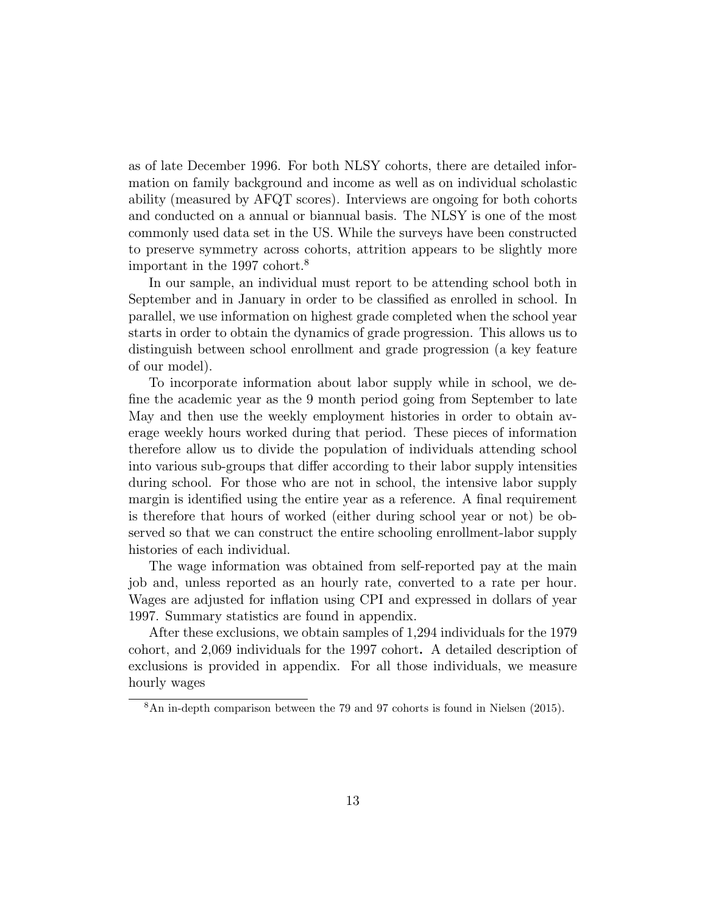as of late December 1996. For both NLSY cohorts, there are detailed information on family background and income as well as on individual scholastic ability (measured by AFQT scores). Interviews are ongoing for both cohorts and conducted on a annual or biannual basis. The NLSY is one of the most commonly used data set in the US. While the surveys have been constructed to preserve symmetry across cohorts, attrition appears to be slightly more important in the 1997 cohort.[8]

In our sample, an individual must report to be attending school both in September and in January in order to be classified as enrolled in school. In parallel, we use information on highest grade completed when the school year starts in order to obtain the dynamics of grade progression. This allows us to distinguish between school enrollment and grade progression (a key feature of our model).

To incorporate information about labor supply while in school, we define the academic year as the 9 month period going from September to late May and then use the weekly employment histories in order to obtain average weekly hours worked during that period. These pieces of information therefore allow us to divide the population of individuals attending school into various sub-groups that differ according to their labor supply intensities during school. For those who are not in school, the intensive labor supply margin is identified using the entire year as a reference. A final requirement is therefore that hours of worked (either during school year or not) be observed so that we can construct the entire schooling enrollment-labor supply histories of each individual.

The wage information was obtained from self-reported pay at the main job and, unless reported as an hourly rate, converted to a rate per hour. Wages are adjusted for inflation using CPI and expressed in dollars of year 1997. Summary statistics are found in appendix.

After these exclusions, we obtain samples of 1,294 individuals for the 1979 cohort, and 2,069 individuals for the 1997 cohort**.** A detailed description of exclusions is provided in appendix. For all those individuals, we measure hourly wages

[8]An in-depth comparison between the 79 and 97 cohorts is found in Nielsen (2015).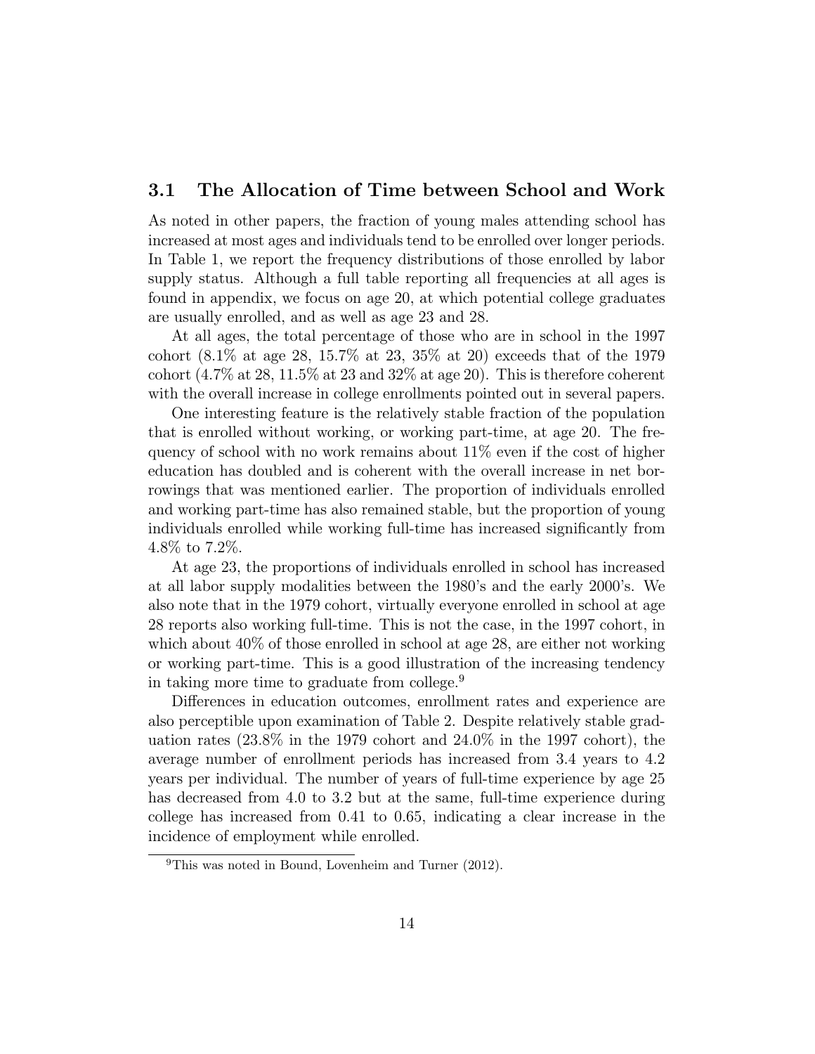### 3.1 The Allocation of Time between School and Work

As noted in other papers, the fraction of young males attending school has increased at most ages and individuals tend to be enrolled over longer periods. In Table 1, we report the frequency distributions of those enrolled by labor supply status. Although a full table reporting all frequencies at all ages is found in appendix, we focus on age 20, at which potential college graduates are usually enrolled, and as well as age 23 and 28.

At all ages, the total percentage of those who are in school in the 1997 cohort (8.1% at age 28, 15.7% at 23, 35% at 20) exceeds that of the 1979 cohort (4.7% at 28, 11.5% at 23 and 32% at age 20). This is therefore coherent with the overall increase in college enrollments pointed out in several papers.

One interesting feature is the relatively stable fraction of the population that is enrolled without working, or working part-time, at age 20. The frequency of school with no work remains about 11% even if the cost of higher education has doubled and is coherent with the overall increase in net borrowings that was mentioned earlier. The proportion of individuals enrolled and working part-time has also remained stable, but the proportion of young individuals enrolled while working full-time has increased significantly from 4.8% to 7.2%.

At age 23, the proportions of individuals enrolled in school has increased at all labor supply modalities between the 1980's and the early 2000's. We also note that in the 1979 cohort, virtually everyone enrolled in school at age 28 reports also working full-time. This is not the case, in the 1997 cohort, in which about 40% of those enrolled in school at age 28, are either not working or working part-time. This is a good illustration of the increasing tendency in taking more time to graduate from college.[9]

Differences in education outcomes, enrollment rates and experience are also perceptible upon examination of Table 2. Despite relatively stable graduation rates (23.8% in the 1979 cohort and 24.0% in the 1997 cohort), the average number of enrollment periods has increased from 3.4 years to 4.2 years per individual. The number of years of full-time experience by age 25 has decreased from 4.0 to 3.2 but at the same, full-time experience during college has increased from 0.41 to 0.65, indicating a clear increase in the incidence of employment while enrolled.

[9] This was noted in Bound, Lovenheim and Turner (2012).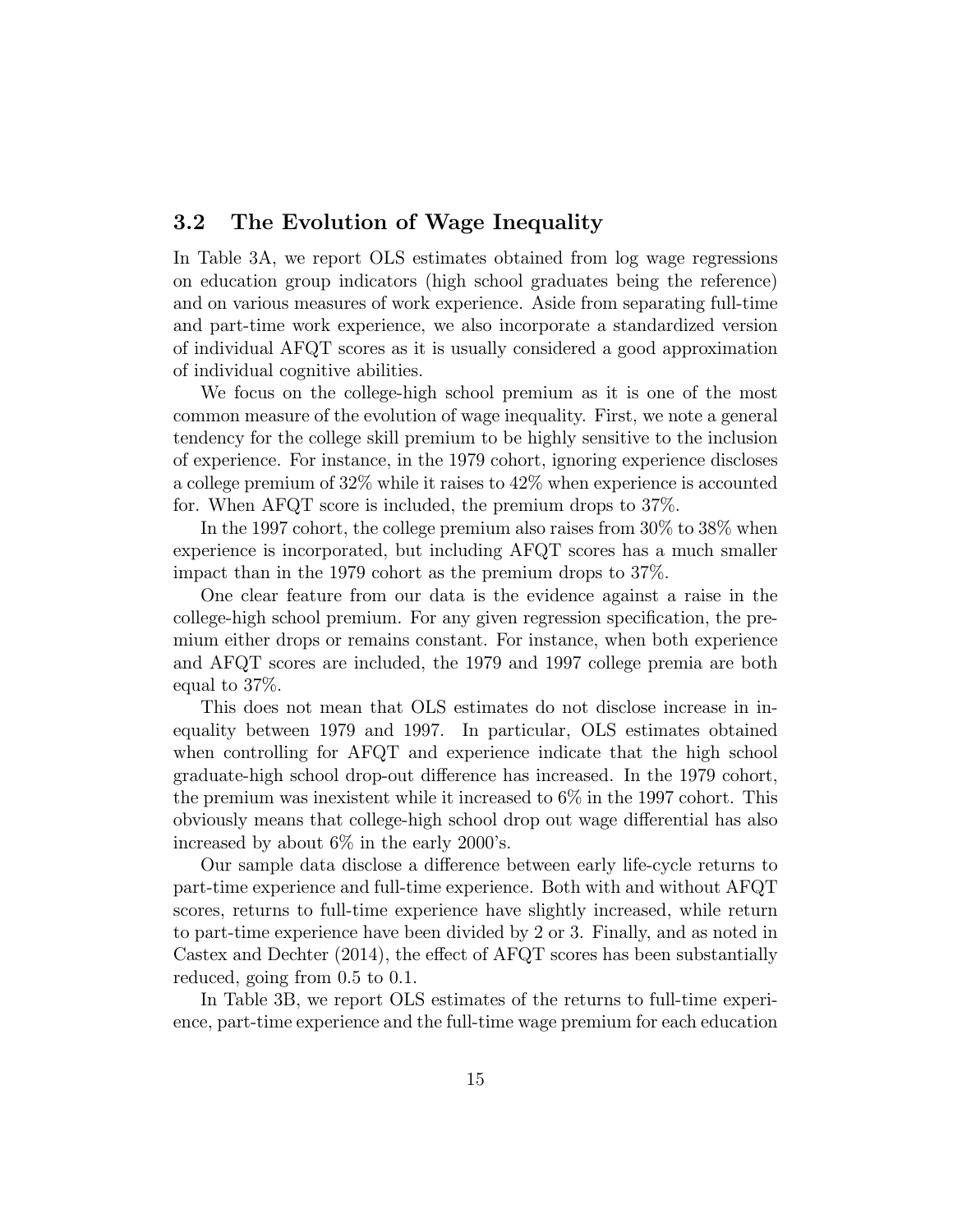### 3.2 The Evolution of Wage Inequality

In Table 3A, we report OLS estimates obtained from log wage regressions on education group indicators (high school graduates being the reference) and on various measures of work experience. Aside from separating full-time and part-time work experience, we also incorporate a standardized version of individual AFQT scores as it is usually considered a good approximation of individual cognitive abilities.

We focus on the college-high school premium as it is one of the most common measure of the evolution of wage inequality. First, we note a general tendency for the college skill premium to be highly sensitive to the inclusion of experience. For instance, in the 1979 cohort, ignoring experience discloses a college premium of 32% while it raises to 42% when experience is accounted for. When AFQT score is included, the premium drops to 37%.

In the 1997 cohort, the college premium also raises from 30% to 38% when experience is incorporated, but including AFQT scores has a much smaller impact than in the 1979 cohort as the premium drops to 37%.

One clear feature from our data is the evidence against a raise in the college-high school premium. For any given regression specification, the premium either drops or remains constant. For instance, when both experience and AFQT scores are included, the 1979 and 1997 college premia are both equal to 37%.

This does not mean that OLS estimates do not disclose increase in inequality between 1979 and 1997. In particular, OLS estimates obtained when controlling for AFQT and experience indicate that the high school graduate-high school drop-out difference has increased. In the 1979 cohort, the premium was inexistent while it increased to 6% in the 1997 cohort. This obviously means that college-high school drop out wage differential has also increased by about 6% in the early 2000's.

Our sample data disclose a difference between early life-cycle returns to part-time experience and full-time experience. Both with and without AFQT scores, returns to full-time experience have slightly increased, while return to part-time experience have been divided by 2 or 3. Finally, and as noted in Castex and Dechter (2014), the effect of AFQT scores has been substantially reduced, going from 0.5 to 0.1.

In Table 3B, we report OLS estimates of the returns to full-time experience, part-time experience and the full-time wage premium for each education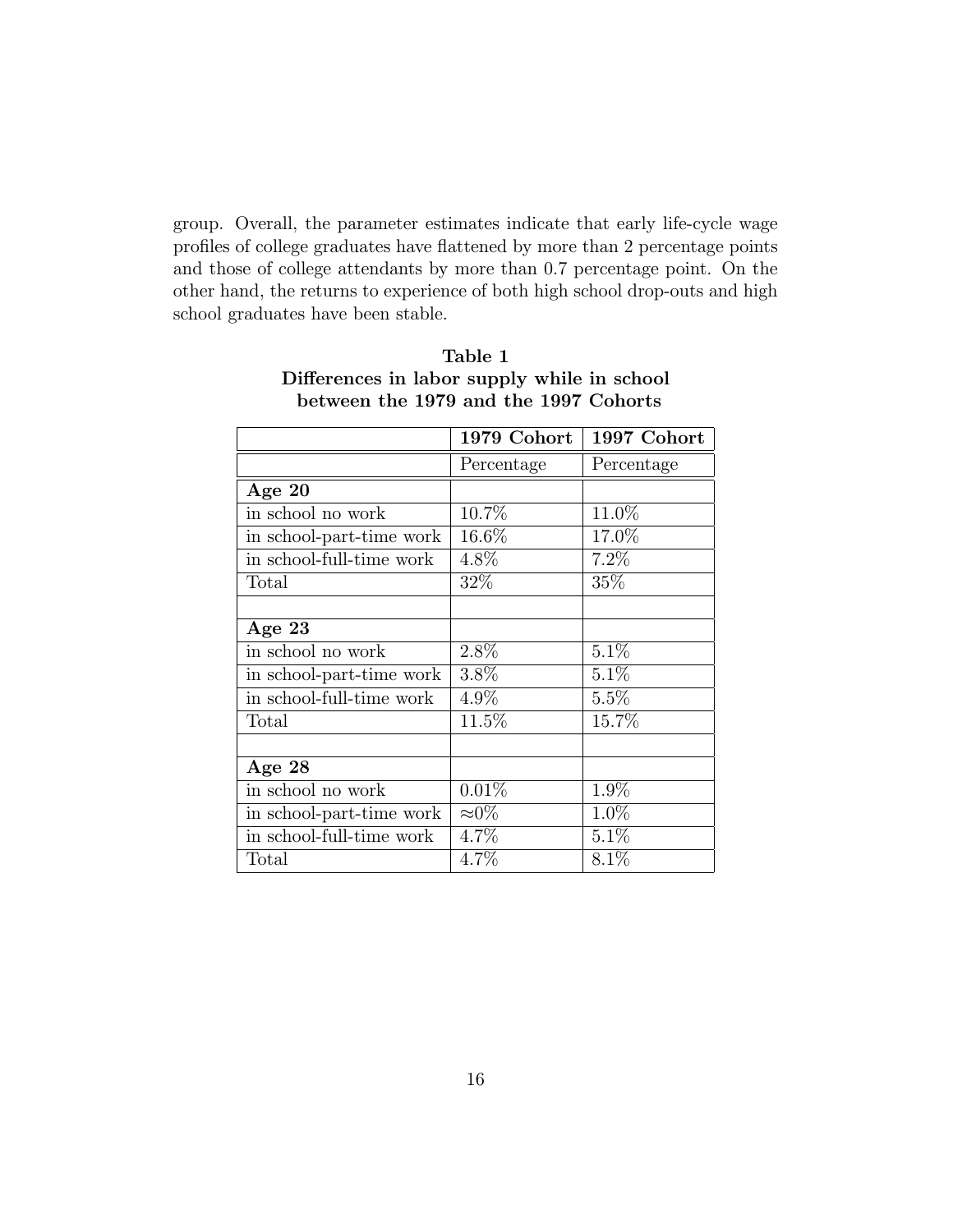group. Overall, the parameter estimates indicate that early life-cycle wage profiles of college graduates have flattened by more than 2 percentage points and those of college attendants by more than 0.7 percentage point. On the other hand, the returns to experience of both high school drop-outs and high school graduates have been stable.

**Table 1**
**Differences in labor supply while in school between the 1979 and the 1997 Cohorts**

| | 1979 Cohort | 1997 Cohort |
|---|---|---|
| | Percentage | Percentage |
| **Age 20** | | |
| in school no work | 10.7% | 11.0% |
| in school-part-time work | 16.6% | 17.0% |
| in school-full-time work | 4.8% | 7.2% |
| Total | 32% | 35% |
| | | |
| **Age 23** | | |
| in school no work | 2.8% | 5.1% |
| in school-part-time work | 3.8% | 5.1% |
| in school-full-time work | 4.9% | 5.5% |
| Total | 11.5% | 15.7% |
| | | |
| **Age 28** | | |
| in school no work | 0.01% | 1.9% |
| in school-part-time work | $\approx$0% | 1.0% |
| in school-full-time work | 4.7% | 5.1% |
| Total | 4.7% | 8.1% |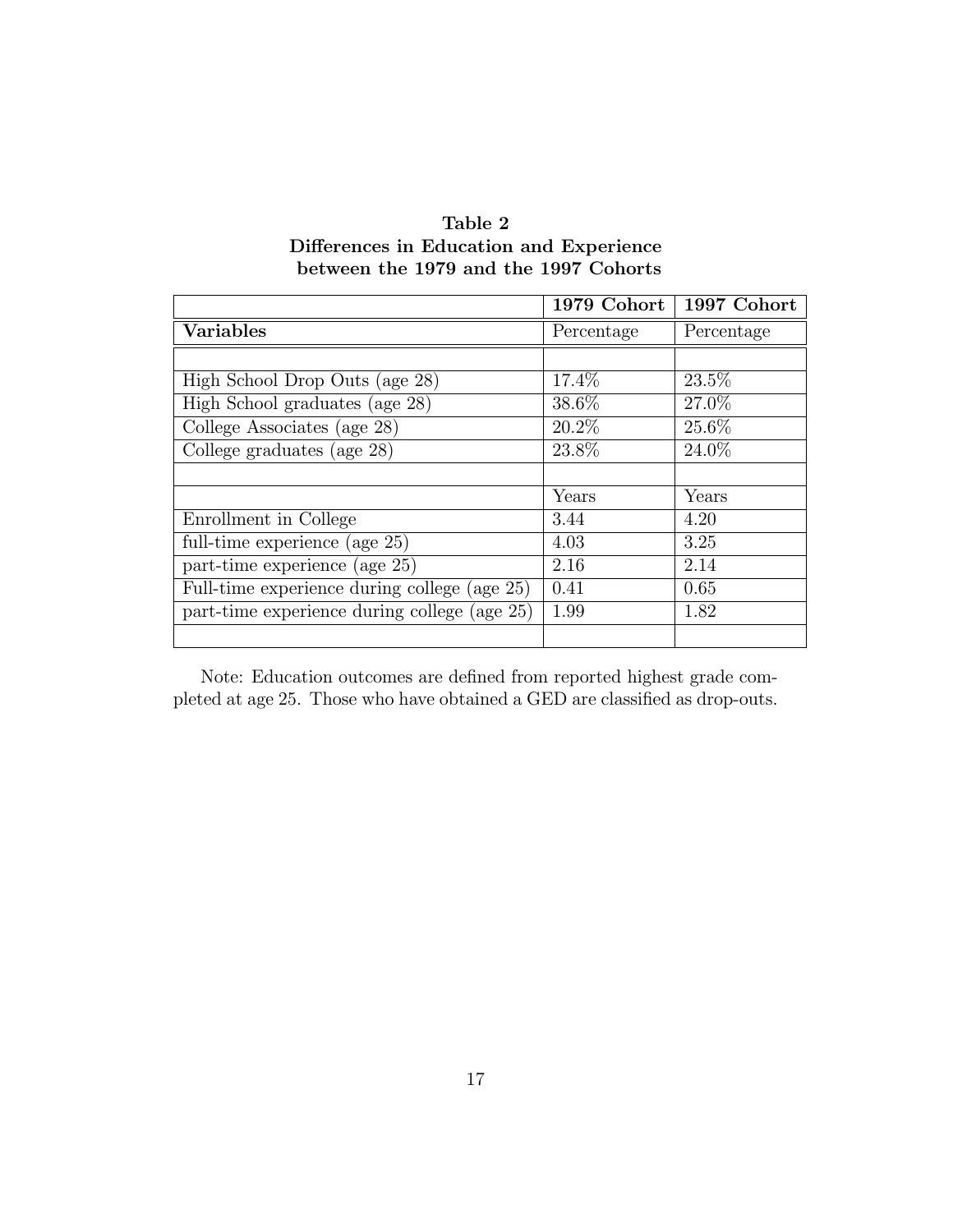**Table 2**
**Differences in Education and Experience between the 1979 and the 1997 Cohorts**

| | **1979 Cohort** | **1997 Cohort** |
|---|---|---|
| **Variables** | Percentage | Percentage |
| | | |
| High School Drop Outs (age 28) | 17.4% | 23.5% |
| High School graduates (age 28) | 38.6% | 27.0% |
| College Associates (age 28) | 20.2% | 25.6% |
| College graduates (age 28) | 23.8% | 24.0% |
| | | |
| | Years | Years |
| Enrollment in College | 3.44 | 4.20 |
| full-time experience (age 25) | 4.03 | 3.25 |
| part-time experience (age 25) | 2.16 | 2.14 |
| Full-time experience during college (age 25) | 0.41 | 0.65 |
| part-time experience during college (age 25) | 1.99 | 1.82 |
| | | |

Note: Education outcomes are defined from reported highest grade completed at age 25. Those who have obtained a GED are classified as drop-outs.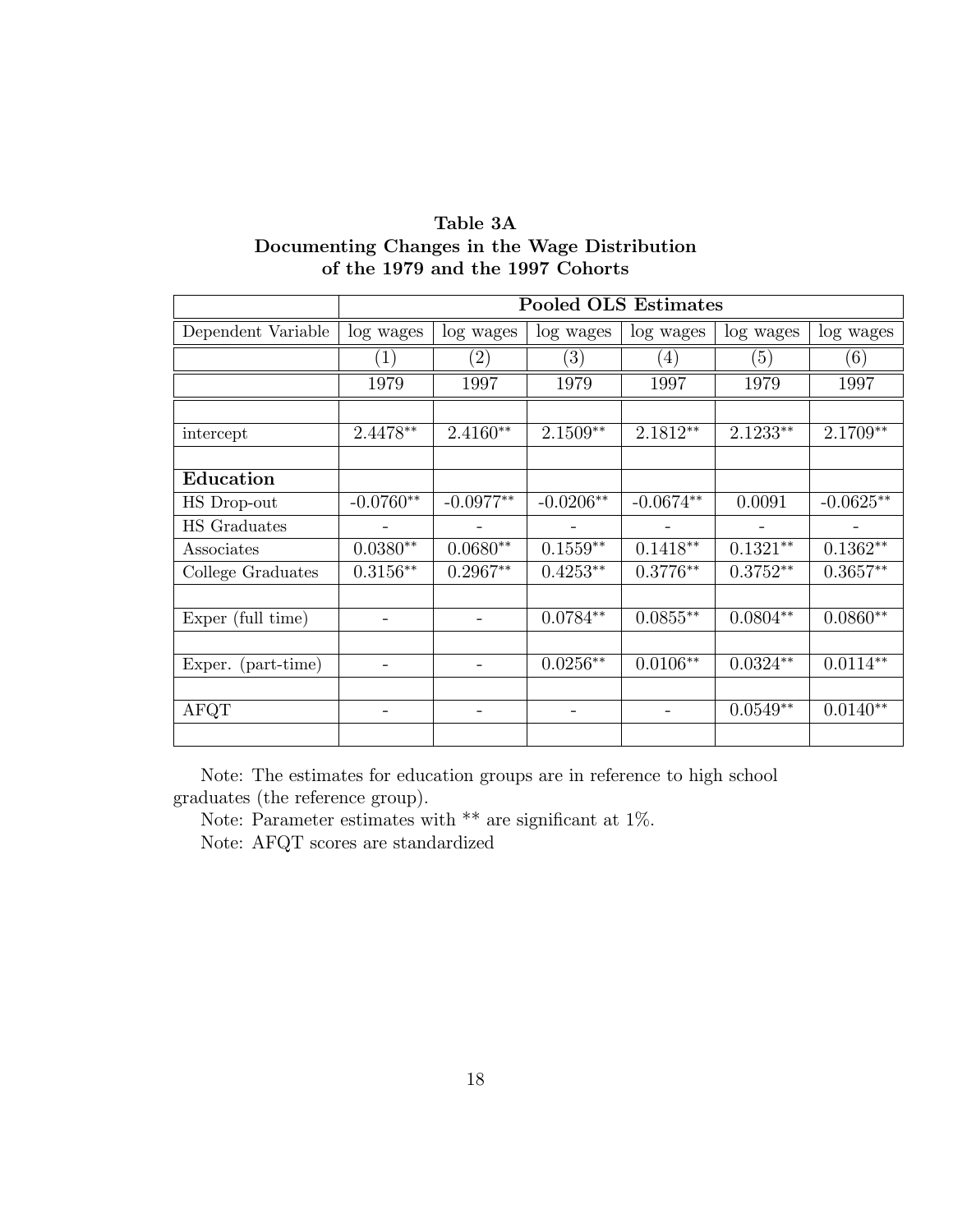**Table 3A**
**Documenting Changes in the Wage Distribution of the 1979 and the 1997 Cohorts**

| | Pooled OLS Estimates | | | | | |
|---|---|---|---|---|---|---|
| Dependent Variable | log wages | log wages | log wages | log wages | log wages | log wages |
| | (1) | (2) | (3) | (4) | (5) | (6) |
| | 1979 | 1997 | 1979 | 1997 | 1979 | 1997 |
| | | | | | | |
| intercept | 2.4478** | 2.4160** | 2.1509** | 2.1812** | 2.1233** | 2.1709** |
| | | | | | | |
| **Education** | | | | | | |
| HS Drop-out | -0.0760** | -0.0977** | -0.0206** | -0.0674** | 0.0091 | -0.0625** |
| HS Graduates | - | - | - | - | - | - |
| Associates | 0.0380** | 0.0680** | 0.1559** | 0.1418** | 0.1321** | 0.1362** |
| College Graduates | 0.3156** | 0.2967** | 0.4253** | 0.3776** | 0.3752** | 0.3657** |
| | | | | | | |
| Exper (full time) | - | - | 0.0784** | 0.0855** | 0.0804** | 0.0860** |
| | | | | | | |
| Exper. (part-time) | - | - | 0.0256** | 0.0106** | 0.0324** | 0.0114** |
| | | | | | | |
| AFQT | - | - | - | - | 0.0549** | 0.0140** |
| | | | | | | |

Note: The estimates for education groups are in reference to high school graduates (the reference group).

Note: Parameter estimates with ** are significant at 1%.

Note: AFQT scores are standardized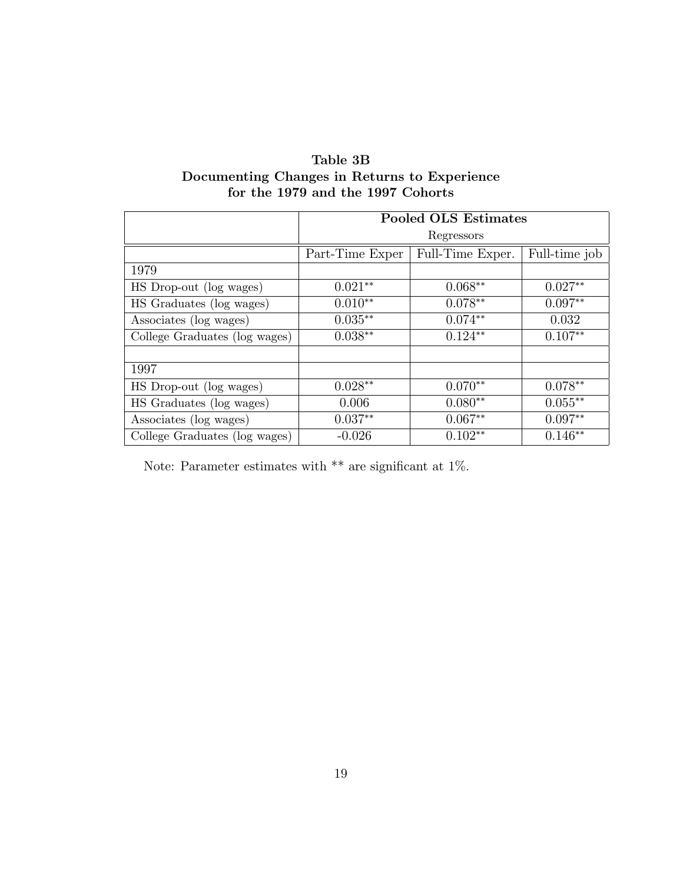**Table 3B**
**Documenting Changes in Returns to Experience for the 1979 and the 1997 Cohorts**

| | **Pooled OLS Estimates** | | |
|---|---|---|---|
| | Regressors | | |
| | Part-Time Exper | Full-Time Exper. | Full-time job |
| 1979 | | | |
| HS Drop-out (log wages) | 0.021** | 0.068** | 0.027** |
| HS Graduates (log wages) | 0.010** | 0.078** | 0.097** |
| Associates (log wages) | 0.035** | 0.074** | 0.032 |
| College Graduates (log wages) | 0.038** | 0.124** | 0.107** |
| | | | |
| 1997 | | | |
| HS Drop-out (log wages) | 0.028** | 0.070** | 0.078** |
| HS Graduates (log wages) | 0.006 | 0.080** | 0.055** |
| Associates (log wages) | 0.037** | 0.067** | 0.097** |
| College Graduates (log wages) | -0.026 | 0.102** | 0.146** |

Note: Parameter estimates with ** are significant at 1%.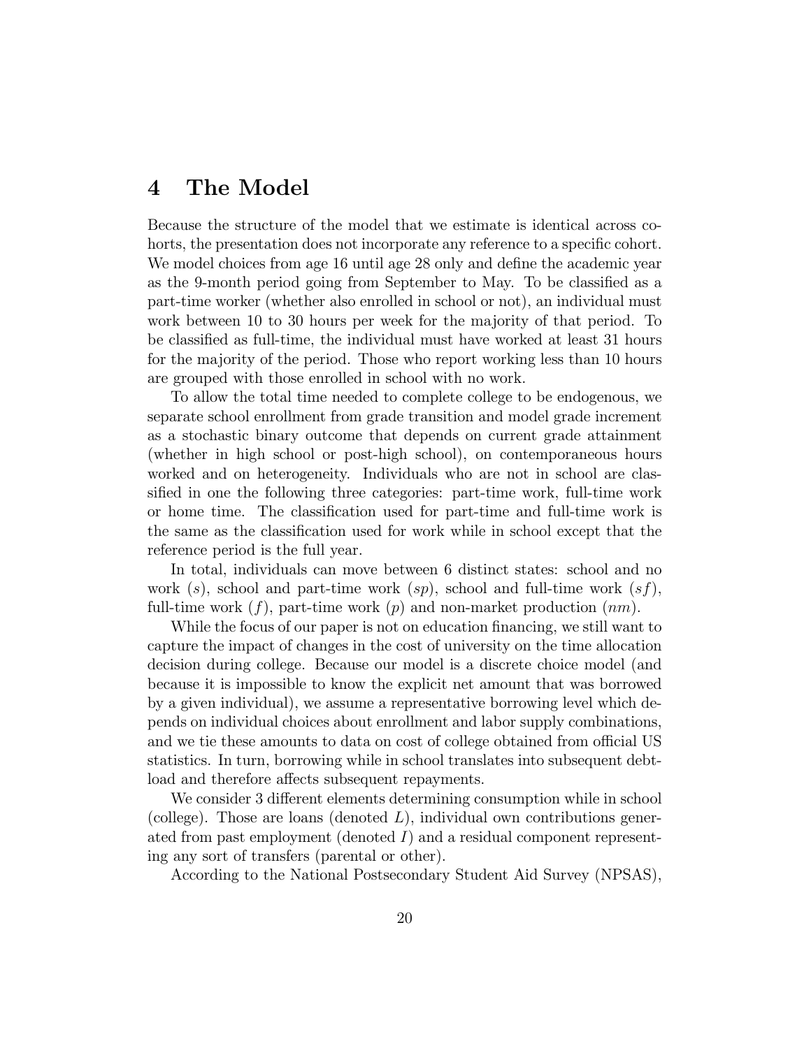# 4 The Model

Because the structure of the model that we estimate is identical across cohorts, the presentation does not incorporate any reference to a specific cohort. We model choices from age 16 until age 28 only and define the academic year as the 9-month period going from September to May. To be classified as a part-time worker (whether also enrolled in school or not), an individual must work between 10 to 30 hours per week for the majority of that period. To be classified as full-time, the individual must have worked at least 31 hours for the majority of the period. Those who report working less than 10 hours are grouped with those enrolled in school with no work.

To allow the total time needed to complete college to be endogenous, we separate school enrollment from grade transition and model grade increment as a stochastic binary outcome that depends on current grade attainment (whether in high school or post-high school), on contemporaneous hours worked and on heterogeneity. Individuals who are not in school are classified in one the following three categories: part-time work, full-time work or home time. The classification used for part-time and full-time work is the same as the classification used for work while in school except that the reference period is the full year.

In total, individuals can move between 6 distinct states: school and no work ($s$), school and part-time work ($sp$), school and full-time work ($sf$), full-time work ($f$), part-time work ($p$) and non-market production ($nm$).

While the focus of our paper is not on education financing, we still want to capture the impact of changes in the cost of university on the time allocation decision during college. Because our model is a discrete choice model (and because it is impossible to know the explicit net amount that was borrowed by a given individual), we assume a representative borrowing level which depends on individual choices about enrollment and labor supply combinations, and we tie these amounts to data on cost of college obtained from official US statistics. In turn, borrowing while in school translates into subsequent debt-load and therefore affects subsequent repayments.

We consider 3 different elements determining consumption while in school (college). Those are loans (denoted $L$), individual own contributions generated from past employment (denoted $I$) and a residual component representing any sort of transfers (parental or other).

According to the National Postsecondary Student Aid Survey (NPSAS),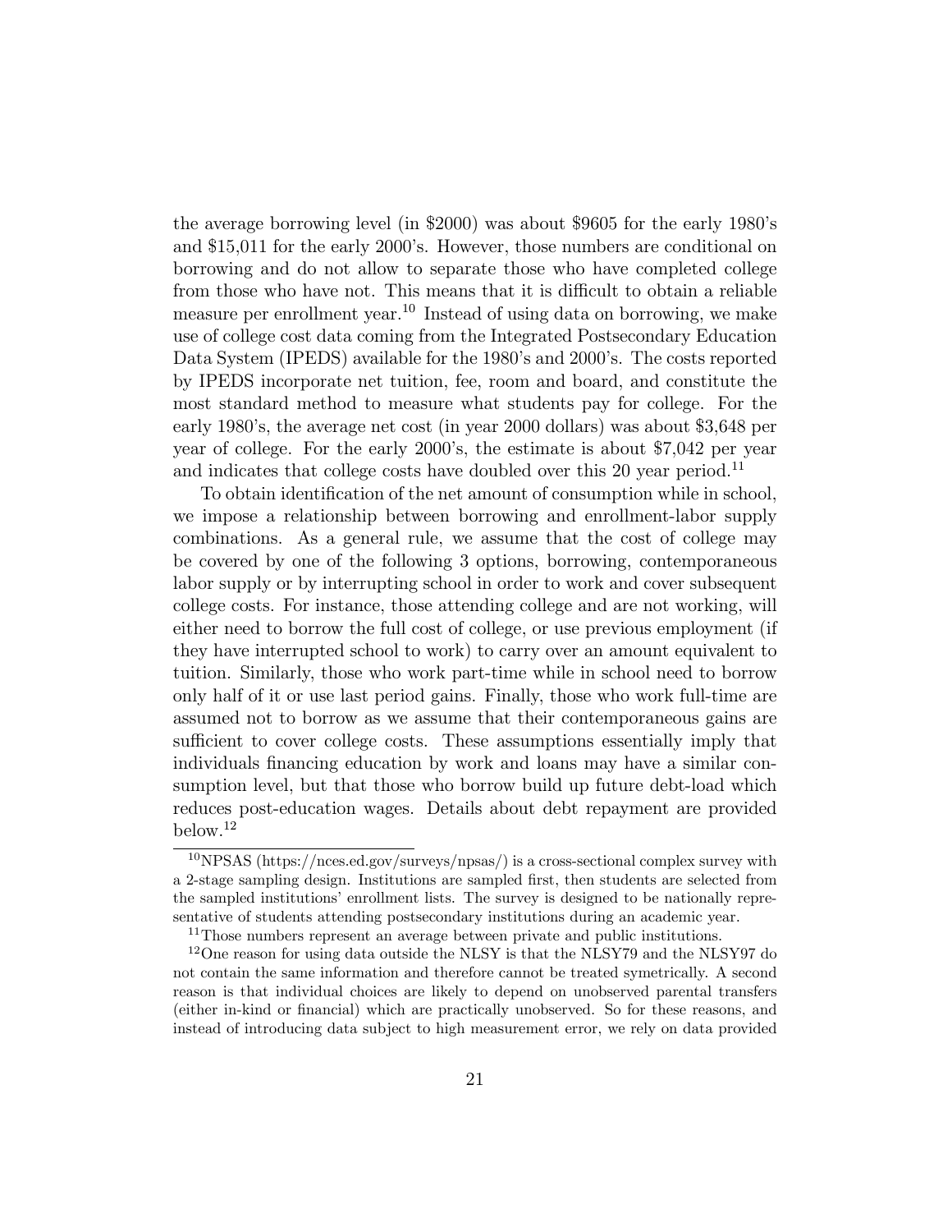the average borrowing level (in $2000) was about $9605 for the early 1980's and $15,011 for the early 2000's. However, those numbers are conditional on borrowing and do not allow to separate those who have completed college from those who have not. This means that it is difficult to obtain a reliable measure per enrollment year.[10] Instead of using data on borrowing, we make use of college cost data coming from the Integrated Postsecondary Education Data System (IPEDS) available for the 1980's and 2000's. The costs reported by IPEDS incorporate net tuition, fee, room and board, and constitute the most standard method to measure what students pay for college. For the early 1980's, the average net cost (in year 2000 dollars) was about $3,648 per year of college. For the early 2000's, the estimate is about $7,042 per year and indicates that college costs have doubled over this 20 year period.[11]

To obtain identification of the net amount of consumption while in school, we impose a relationship between borrowing and enrollment-labor supply combinations. As a general rule, we assume that the cost of college may be covered by one of the following 3 options, borrowing, contemporaneous labor supply or by interrupting school in order to work and cover subsequent college costs. For instance, those attending college and are not working, will either need to borrow the full cost of college, or use previous employment (if they have interrupted school to work) to carry over an amount equivalent to tuition. Similarly, those who work part-time while in school need to borrow only half of it or use last period gains. Finally, those who work full-time are assumed not to borrow as we assume that their contemporaneous gains are sufficient to cover college costs. These assumptions essentially imply that individuals financing education by work and loans may have a similar consumption level, but that those who borrow build up future debt-load which reduces post-education wages. Details about debt repayment are provided below.[12]

---

[10] NPSAS (https://nces.ed.gov/surveys/npsas/) is a cross-sectional complex survey with a 2-stage sampling design. Institutions are sampled first, then students are selected from the sampled institutions' enrollment lists. The survey is designed to be nationally representative of students attending postsecondary institutions during an academic year.

[11] Those numbers represent an average between private and public institutions.

[12] One reason for using data outside the NLSY is that the NLSY79 and the NLSY97 do not contain the same information and therefore cannot be treated symetrically. A second reason is that individual choices are likely to depend on unobserved parental transfers (either in-kind or financial) which are practically unobserved. So for these reasons, and instead of introducing data subject to high measurement error, we rely on data provided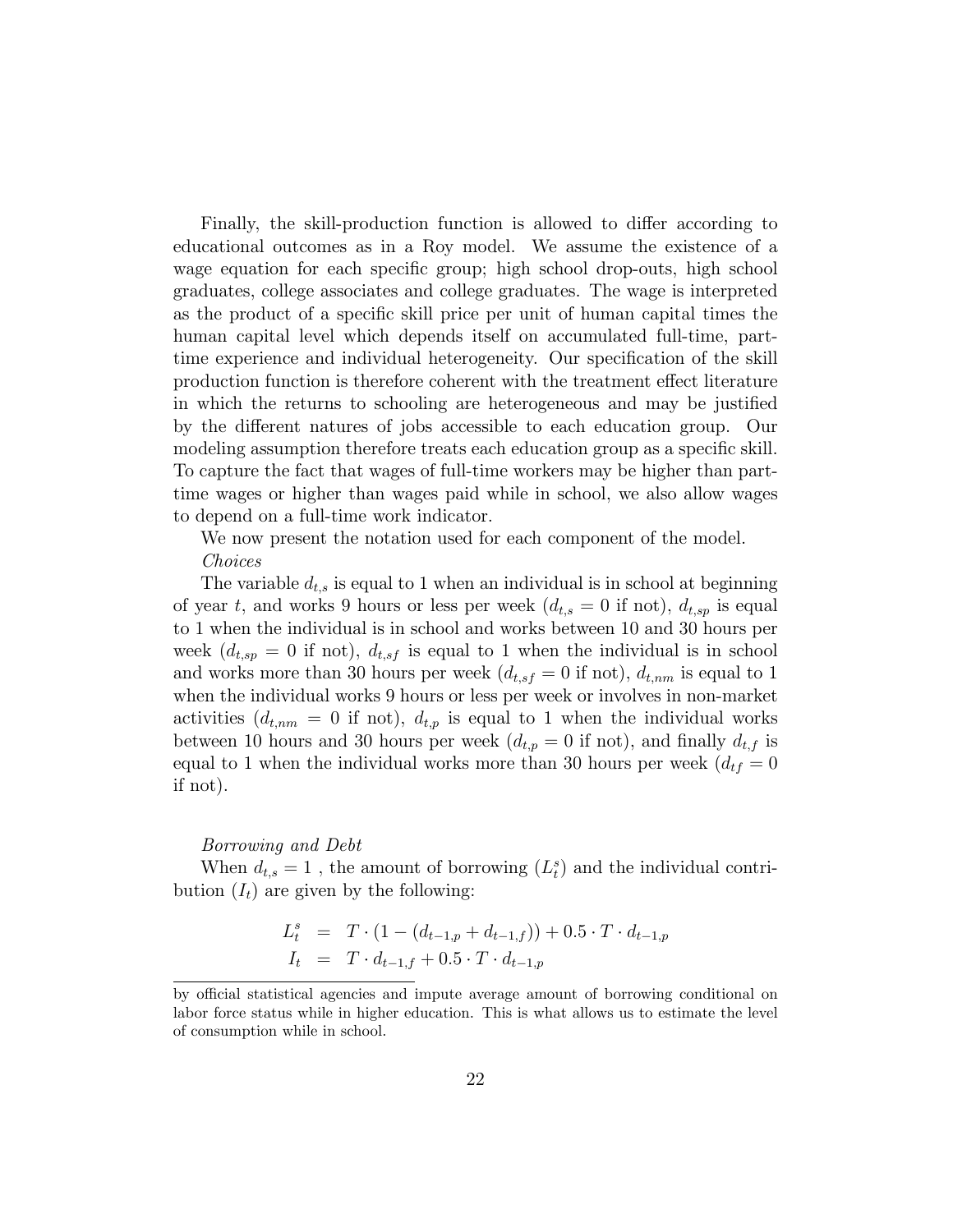Finally, the skill-production function is allowed to differ according to educational outcomes as in a Roy model. We assume the existence of a wage equation for each specific group; high school drop-outs, high school graduates, college associates and college graduates. The wage is interpreted as the product of a specific skill price per unit of human capital times the human capital level which depends itself on accumulated full-time, part-time experience and individual heterogeneity. Our specification of the skill production function is therefore coherent with the treatment effect literature in which the returns to schooling are heterogeneous and may be justified by the different natures of jobs accessible to each education group. Our modeling assumption therefore treats each education group as a specific skill. To capture the fact that wages of full-time workers may be higher than part-time wages or higher than wages paid while in school, we also allow wages to depend on a full-time work indicator.

We now present the notation used for each component of the model.

*Choices*

The variable $d_{t,s}$ is equal to 1 when an individual is in school at beginning of year $t$, and works 9 hours or less per week ($d_{t,s} = 0$ if not), $d_{t,sp}$ is equal to 1 when the individual is in school and works between 10 and 30 hours per week ($d_{t,sp} = 0$ if not), $d_{t,sf}$ is equal to 1 when the individual is in school and works more than 30 hours per week ($d_{t,sf} = 0$ if not), $d_{t,nm}$ is equal to 1 when the individual works 9 hours or less per week or involves in non-market activities ($d_{t,nm} = 0$ if not), $d_{t,p}$ is equal to 1 when the individual works between 10 hours and 30 hours per week ($d_{t,p} = 0$ if not), and finally $d_{t,f}$ is equal to 1 when the individual works more than 30 hours per week ($d_{tf} = 0$ if not).

*Borrowing and Debt*

When $d_{t,s} = 1$ , the amount of borrowing ($L_t^s$) and the individual contribution ($I_t$) are given by the following:

$$
\begin{aligned}
L_t^s &= T \cdot (1 - (d_{t-1,p} + d_{t-1,f})) + 0.5 \cdot T \cdot d_{t-1,p} \\
I_t &= T \cdot d_{t-1,f} + 0.5 \cdot T \cdot d_{t-1,p}
\end{aligned}
$$

by official statistical agencies and impute average amount of borrowing conditional on labor force status while in higher education. This is what allows us to estimate the level of consumption while in school.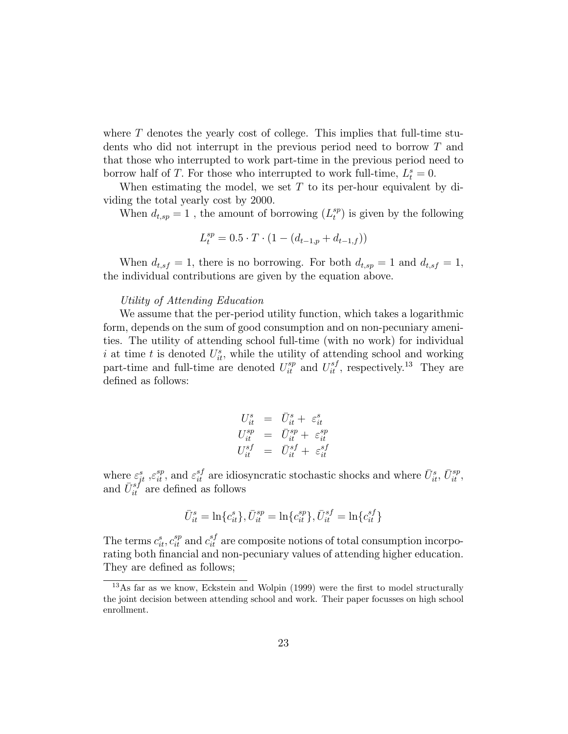where $T$ denotes the yearly cost of college. This implies that full-time students who did not interrupt in the previous period need to borrow $T$ and that those who interrupted to work part-time in the previous period need to borrow half of $T$. For those who interrupted to work full-time, $L_t^s = 0$.

When estimating the model, we set $T$ to its per-hour equivalent by dividing the total yearly cost by 2000.

When $d_{t,sp} = 1$ , the amount of borrowing ($L_t^{sp}$) is given by the following

$$L_t^{sp} = 0.5 \cdot T \cdot (1 - (d_{t-1,p} + d_{t-1,f}))$$

When $d_{t,sf} = 1$, there is no borrowing. For both $d_{t,sp} = 1$ and $d_{t,sf} = 1$, the individual contributions are given by the equation above.

*Utility of Attending Education*

We assume that the per-period utility function, which takes a logarithmic form, depends on the sum of good consumption and on non-pecuniary amenities. The utility of attending school full-time (with no work) for individual $i$ at time $t$ is denoted $U_{it}^s$, while the utility of attending school and working part-time and full-time are denoted $U_{it}^{sp}$ and $U_{it}^{sf}$, respectively.[13] They are defined as follows:

$$\begin{aligned} U_{it}^s &= \bar{U}_{it}^s + \varepsilon_{it}^s \\ U_{it}^{sp} &= \bar{U}_{it}^{sp} + \varepsilon_{it}^{sp} \\ U_{it}^{sf} &= \bar{U}_{it}^{sf} + \varepsilon_{it}^{sf} \end{aligned}$$

where $\varepsilon_{it}^s$ ,$\varepsilon_{it}^{sp}$, and $\varepsilon_{it}^{sf}$ are idiosyncratic stochastic shocks and where $\bar{U}_{it}^s$, $\bar{U}_{it}^{sp}$, and $\bar{U}_{it}^{sf}$ are defined as follows

$$\bar{U}_{it}^s = \ln\{c_{it}^s\}, \bar{U}_{it}^{sp} = \ln\{c_{it}^{sp}\}, \bar{U}_{it}^{sf} = \ln\{c_{it}^{sf}\}$$

The terms $c_{it}^s, c_{it}^{sp}$ and $c_{it}^{sf}$ are composite notions of total consumption incorporating both financial and non-pecuniary values of attending higher education. They are defined as follows;

[13] As far as we know, Eckstein and Wolpin (1999) were the first to model structurally the joint decision between attending school and work. Their paper focusses on high school enrollment.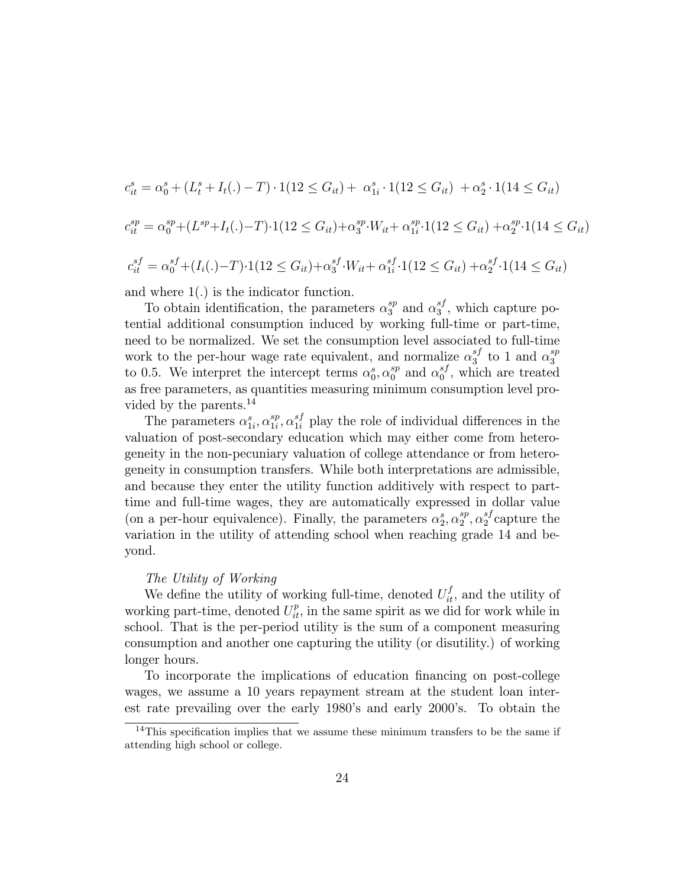$$c_{it}^{s} = \alpha_0^s + (L_t^s + I_t(.) - T) \cdot 1(12 \leq G_{it}) + \ \alpha_{1i}^s \cdot 1(12 \leq G_{it}) \ + \alpha_2^s \cdot 1(14 \leq G_{it})$$

$$c_{it}^{sp} = \alpha_0^{sp} + (L^{sp} + I_t(.) - T) \cdot 1(12 \leq G_{it}) + \alpha_3^{sp} \cdot W_{it} + \ \alpha_{1i}^{sp} \cdot 1(12 \leq G_{it}) \ + \alpha_2^{sp} \cdot 1(14 \leq G_{it})$$

$$c_{it}^{sf} = \alpha_0^{sf} + (I_i(.) - T) \cdot 1(12 \leq G_{it}) + \alpha_3^{sf} \cdot W_{it} + \ \alpha_{1i}^{sf} \cdot 1(12 \leq G_{it}) \ + \alpha_2^{sf} \cdot 1(14 \leq G_{it})$$

and where $1(.)$ is the indicator function.

To obtain identification, the parameters $\alpha_3^{sp}$ and $\alpha_3^{sf}$, which capture potential additional consumption induced by working full-time or part-time, need to be normalized. We set the consumption level associated to full-time work to the per-hour wage rate equivalent, and normalize $\alpha_3^{sf}$ to 1 and $\alpha_3^{sp}$ to 0.5. We interpret the intercept terms $\alpha_0^s, \alpha_0^{sp}$ and $\alpha_0^{sf}$, which are treated as free parameters, as quantities measuring minimum consumption level provided by the parents.[14]

The parameters $\alpha_{1i}^s, \alpha_{1i}^{sp}, \alpha_{1i}^{sf}$ play the role of individual differences in the valuation of post-secondary education which may either come from heterogeneity in the non-pecuniary valuation of college attendance or from heterogeneity in consumption transfers. While both interpretations are admissible, and because they enter the utility function additively with respect to part-time and full-time wages, they are automatically expressed in dollar value (on a per-hour equivalence). Finally, the parameters $\alpha_2^s, \alpha_2^{sp}, \alpha_2^{sf}$ capture the variation in the utility of attending school when reaching grade 14 and beyond.

*The Utility of Working*

We define the utility of working full-time, denoted $U_{it}^f$, and the utility of working part-time, denoted $U_{it}^p$, in the same spirit as we did for work while in school. That is the per-period utility is the sum of a component measuring consumption and another one capturing the utility (or disutility.) of working longer hours.

To incorporate the implications of education financing on post-college wages, we assume a 10 years repayment stream at the student loan interest rate prevailing over the early 1980's and early 2000's. To obtain the

[14] This specification implies that we assume these minimum transfers to be the same if attending high school or college.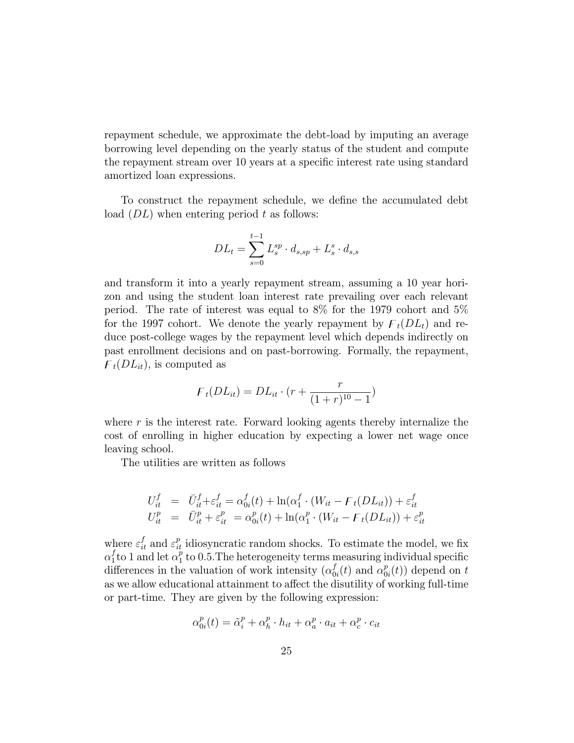repayment schedule, we approximate the debt-load by imputing an average borrowing level depending on the yearly status of the student and compute the repayment stream over 10 years at a specific interest rate using standard amortized loan expressions.

To construct the repayment schedule, we define the accumulated debt load ($DL$) when entering period $t$ as follows:

$$DL_t = \sum_{s=0}^{t-1} L_s^{sp} \cdot d_{s,sp} + L_s^s \cdot d_{s,s}$$

and transform it into a yearly repayment stream, assuming a 10 year horizon and using the student loan interest rate prevailing over each relevant period. The rate of interest was equal to 8% for the 1979 cohort and 5% for the 1997 cohort. We denote the yearly repayment by $\digamma_t(DL_t)$ and reduce post-college wages by the repayment level which depends indirectly on past enrollment decisions and on past-borrowing. Formally, the repayment, $\digamma_t(DL_{it})$, is computed as

$$\digamma_t(DL_{it}) = DL_{it} \cdot (r + \frac{r}{(1+r)^{10} - 1})$$

where $r$ is the interest rate. Forward looking agents thereby internalize the cost of enrolling in higher education by expecting a lower net wage once leaving school.

The utilities are written as follows

$$\begin{aligned}
U_{it}^f &= \bar{U}_{it}^f + \varepsilon_{it}^f = \alpha_{0i}^f(t) + \ln(\alpha_1^f \cdot (W_{it} - \digamma_t(DL_{it})) + \varepsilon_{it}^f \\
U_{it}^p &= \bar{U}_{it}^p + \varepsilon_{it}^p = \alpha_{0i}^p(t) + \ln(\alpha_1^p \cdot (W_{it} - \digamma_t(DL_{it})) + \varepsilon_{it}^p
\end{aligned}$$

where $\varepsilon_{it}^f$ and $\varepsilon_{it}^p$ idiosyncratic random shocks. To estimate the model, we fix $\alpha_1^f$to 1 and let $\alpha_1^p$ to 0.5.The heterogeneity terms measuring individual specific differences in the valuation of work intensity ($\alpha_{0i}^f(t)$ and $\alpha_{0i}^p(t)$) depend on $t$ as we allow educational attainment to affect the disutility of working full-time or part-time. They are given by the following expression:

$$\alpha_{0i}^p(t) = \tilde{\alpha}_i^p + \alpha_h^p \cdot h_{it} + \alpha_a^p \cdot a_{it} + \alpha_c^p \cdot c_{it}$$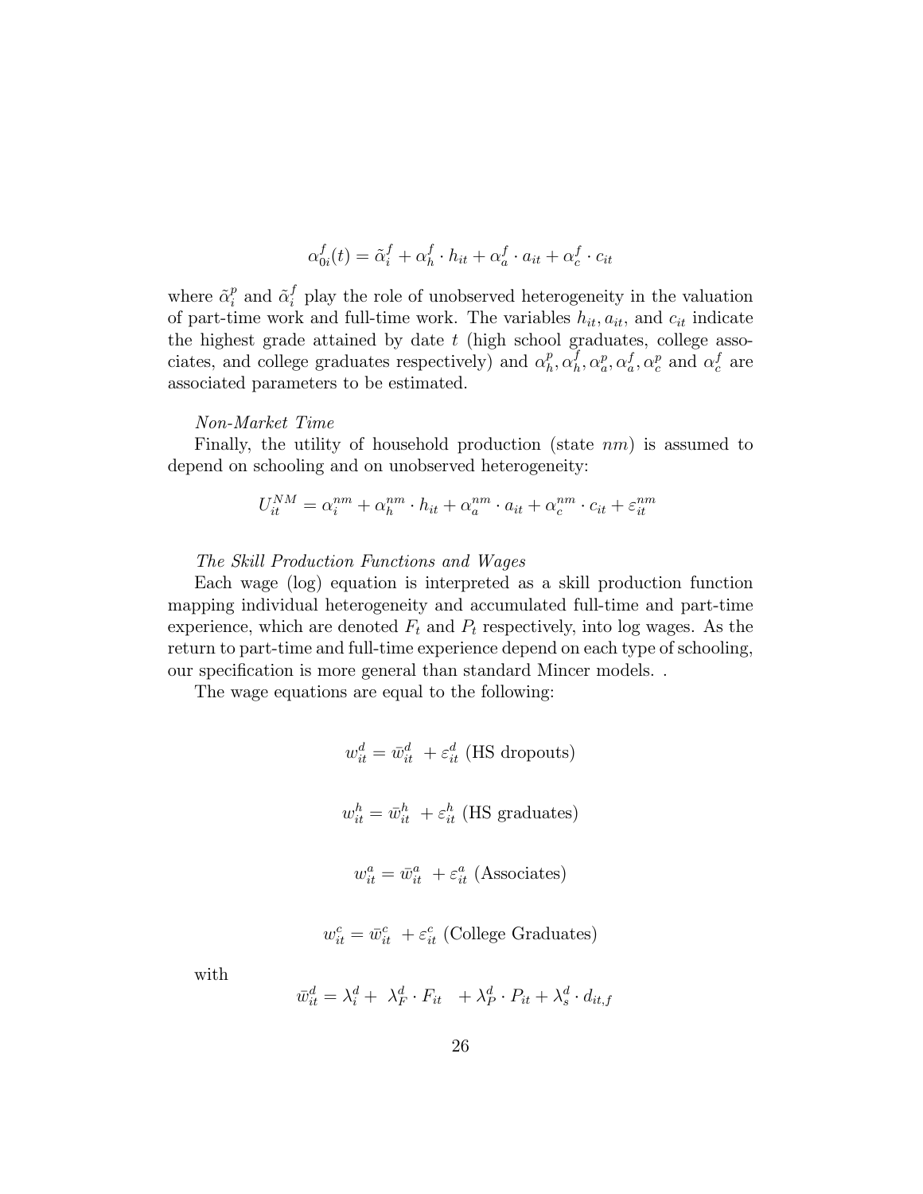$$\alpha_{0i}^{f}(t) = \tilde{\alpha}_{i}^{f} + \alpha_{h}^{f} \cdot h_{it} + \alpha_{a}^{f} \cdot a_{it} + \alpha_{c}^{f} \cdot c_{it}$$

where $\tilde{\alpha}_{i}^{p}$ and $\tilde{\alpha}_{i}^{f}$ play the role of unobserved heterogeneity in the valuation of part-time work and full-time work. The variables $h_{it}, a_{it}$, and $c_{it}$ indicate the highest grade attained by date $t$ (high school graduates, college associates, and college graduates respectively) and $\alpha_{h}^{p}, \alpha_{h}^{f}, \alpha_{a}^{p}, \alpha_{a}^{f}, \alpha_{c}^{p}$ and $\alpha_{c}^{f}$ are associated parameters to be estimated.

*Non-Market Time*

Finally, the utility of household production (state $nm$) is assumed to depend on schooling and on unobserved heterogeneity:

$$U_{it}^{NM} = \alpha_{i}^{nm} + \alpha_{h}^{nm} \cdot h_{it} + \alpha_{a}^{nm} \cdot a_{it} + \alpha_{c}^{nm} \cdot c_{it} + \varepsilon_{it}^{nm}$$

*The Skill Production Functions and Wages*

Each wage (log) equation is interpreted as a skill production function mapping individual heterogeneity and accumulated full-time and part-time experience, which are denoted $F_t$ and $P_t$ respectively, into log wages. As the return to part-time and full-time experience depend on each type of schooling, our specification is more general than standard Mincer models. .

The wage equations are equal to the following:

$$w_{it}^{d} = \bar{w}_{it}^{d} + \varepsilon_{it}^{d} \text{ (HS dropouts)}$$

$$w_{it}^{h} = \bar{w}_{it}^{h} + \varepsilon_{it}^{h} \text{ (HS graduates)}$$

$$w_{it}^{a} = \bar{w}_{it}^{a} + \varepsilon_{it}^{a} \text{ (Associates)}$$

$$w_{it}^{c} = \bar{w}_{it}^{c} + \varepsilon_{it}^{c} \text{ (College Graduates)}$$

with

$$\bar{w}_{it}^{d} = \lambda_{i}^{d} + \lambda_{F}^{d} \cdot F_{it} + \lambda_{P}^{d} \cdot P_{it} + \lambda_{s}^{d} \cdot d_{it,f}$$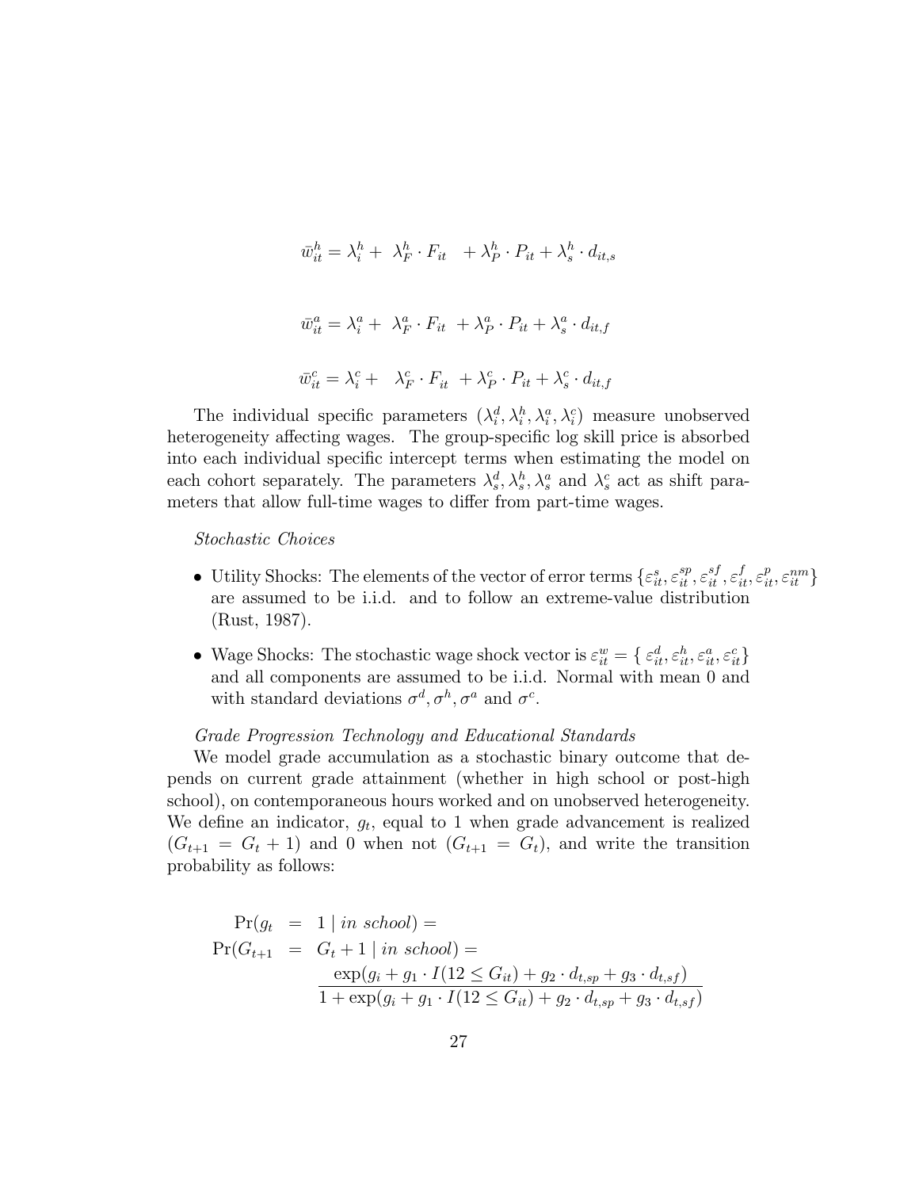$$\bar{w}_{it}^{h} = \lambda_i^h + \lambda_F^h \cdot F_{it} + \lambda_P^h \cdot P_{it} + \lambda_s^h \cdot d_{it,s}$$

$$\bar{w}_{it}^{a} = \lambda_i^a + \lambda_F^a \cdot F_{it} + \lambda_P^a \cdot P_{it} + \lambda_s^a \cdot d_{it,f}$$

$$\bar{w}_{it}^{c} = \lambda_i^c + \lambda_F^c \cdot F_{it} + \lambda_P^c \cdot P_{it} + \lambda_s^c \cdot d_{it,f}$$

The individual specific parameters $(\lambda_i^d, \lambda_i^h, \lambda_i^a, \lambda_i^c)$ measure unobserved heterogeneity affecting wages. The group-specific log skill price is absorbed into each individual specific intercept terms when estimating the model on each cohort separately. The parameters $\lambda_s^d, \lambda_s^h, \lambda_s^a$ and $\lambda_s^c$ act as shift parameters that allow full-time wages to differ from part-time wages.

*Stochastic Choices*

- Utility Shocks: The elements of the vector of error terms $\{\varepsilon_{it}^s, \varepsilon_{it}^{sp}, \varepsilon_{it}^{sf}, \varepsilon_{it}^f, \varepsilon_{it}^p, \varepsilon_{it}^{nm}\}$ are assumed to be i.i.d. and to follow an extreme-value distribution (Rust, 1987).
- Wage Shocks: The stochastic wage shock vector is $\varepsilon_{it}^w = \{\varepsilon_{it}^d, \varepsilon_{it}^h, \varepsilon_{it}^a, \varepsilon_{it}^c\}$ and all components are assumed to be i.i.d. Normal with mean 0 and with standard deviations $\sigma^d, \sigma^h, \sigma^a$ and $\sigma^c$.

*Grade Progression Technology and Educational Standards*

We model grade accumulation as a stochastic binary outcome that depends on current grade attainment (whether in high school or post-high school), on contemporaneous hours worked and on unobserved heterogeneity. We define an indicator, $g_t$, equal to 1 when grade advancement is realized ($G_{t+1} = G_t + 1$) and 0 when not ($G_{t+1} = G_t$), and write the transition probability as follows:

$$\begin{aligned}
\Pr(g_t &= 1 \mid in\ school) = \\
\Pr(G_{t+1} &= G_t + 1 \mid in\ school) = \\
&\frac{\exp(g_i + g_1 \cdot I(12 \leq G_{it}) + g_2 \cdot d_{t,sp} + g_3 \cdot d_{t,sf})}{1 + \exp(g_i + g_1 \cdot I(12 \leq G_{it}) + g_2 \cdot d_{t,sp} + g_3 \cdot d_{t,sf})}
\end{aligned}$$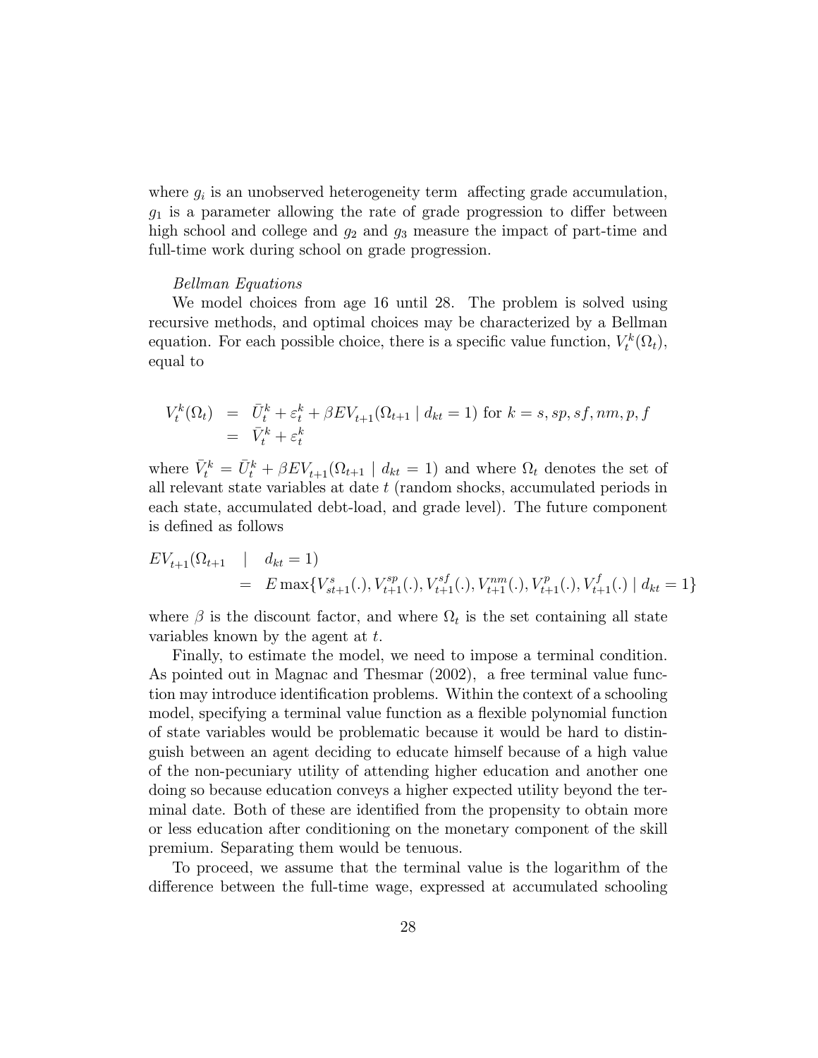where $g_i$ is an unobserved heterogeneity term affecting grade accumulation, $g_1$ is a parameter allowing the rate of grade progression to differ between high school and college and $g_2$ and $g_3$ measure the impact of part-time and full-time work during school on grade progression.

*Bellman Equations*

We model choices from age 16 until 28. The problem is solved using recursive methods, and optimal choices may be characterized by a Bellman equation. For each possible choice, there is a specific value function, $V_t^k(\Omega_t)$, equal to

$$
\begin{aligned}
V_t^k(\Omega_t) &= \bar{U}_t^k + \varepsilon_t^k + \beta E V_{t+1}(\Omega_{t+1} \mid d_{kt} = 1) \text{ for } k = s, sp, sf, nm, p, f \\
&= \bar{V}_t^k + \varepsilon_t^k
\end{aligned}
$$

where $\bar{V}_t^k = \bar{U}_t^k + \beta E V_{t+1}(\Omega_{t+1} \mid d_{kt} = 1)$ and where $\Omega_t$ denotes the set of all relevant state variables at date $t$ (random shocks, accumulated periods in each state, accumulated debt-load, and grade level). The future component is defined as follows

$$
\begin{aligned}
EV_{t+1}(\Omega_{t+1} \quad &| \quad d_{kt} = 1) \\
&= E \max\{V_{st+1}^s(.), V_{t+1}^{sp}(.), V_{t+1}^{sf}(.), V_{t+1}^{nm}(.), V_{t+1}^{p}(.), V_{t+1}^{f}(.) \mid d_{kt} = 1\}
\end{aligned}
$$

where $\beta$ is the discount factor, and where $\Omega_t$ is the set containing all state variables known by the agent at $t$.

Finally, to estimate the model, we need to impose a terminal condition. As pointed out in Magnac and Thesmar (2002), a free terminal value function may introduce identification problems. Within the context of a schooling model, specifying a terminal value function as a flexible polynomial function of state variables would be problematic because it would be hard to distinguish between an agent deciding to educate himself because of a high value of the non-pecuniary utility of attending higher education and another one doing so because education conveys a higher expected utility beyond the terminal date. Both of these are identified from the propensity to obtain more or less education after conditioning on the monetary component of the skill premium. Separating them would be tenuous.

To proceed, we assume that the terminal value is the logarithm of the difference between the full-time wage, expressed at accumulated schooling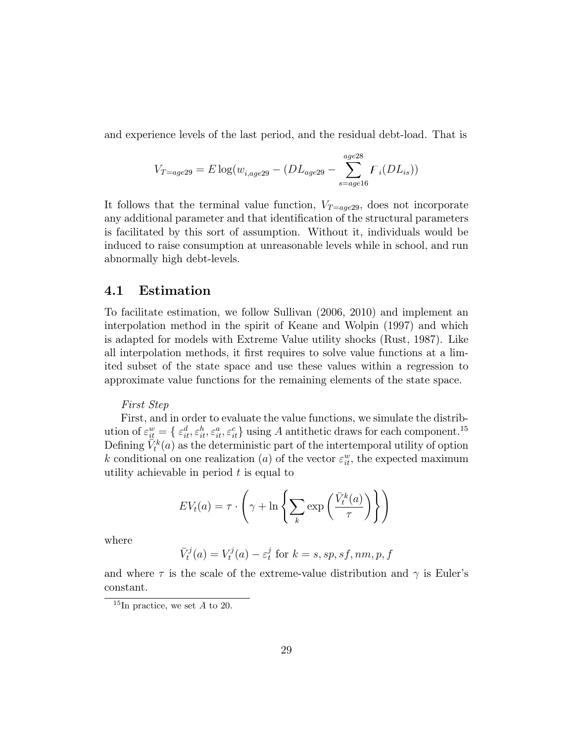and experience levels of the last period, and the residual debt-load. That is

$$V_{T=age29} = E\log(w_{i,age29} - (DL_{age29} - \sum_{s=age16}^{age28} F_i(DL_{is}))$$

It follows that the terminal value function, $V_{T=age29}$, does not incorporate any additional parameter and that identification of the structural parameters is facilitated by this sort of assumption. Without it, individuals would be induced to raise consumption at unreasonable levels while in school, and run abnormally high debt-levels.

## 4.1 Estimation

To facilitate estimation, we follow Sullivan (2006, 2010) and implement an interpolation method in the spirit of Keane and Wolpin (1997) and which is adapted for models with Extreme Value utility shocks (Rust, 1987). Like all interpolation methods, it first requires to solve value functions at a limited subset of the state space and use these values within a regression to approximate value functions for the remaining elements of the state space.

*First Step*

First, and in order to evaluate the value functions, we simulate the distribution of $\varepsilon_{it}^{w} = \{\varepsilon_{it}^{d}, \varepsilon_{it}^{h}, \varepsilon_{it}^{a}, \varepsilon_{it}^{c}\}$ using $A$ antithetic draws for each component.[15] Defining $\bar{V}_t^k(a)$ as the deterministic part of the intertemporal utility of option $k$ conditional on one realization $(a)$ of the vector $\varepsilon_{it}^{w}$, the expected maximum utility achievable in period $t$ is equal to

$$EV_t(a) = \tau \cdot \left( \gamma + \ln \left\{ \sum_k \exp\left( \frac{\bar{V}_t^k(a)}{\tau} \right) \right\} \right)$$

where

$$\bar{V}_t^j(a) = V_t^j(a) - \varepsilon_t^j \text{ for } k = s, sp, sf, nm, p, f$$

and where $\tau$ is the scale of the extreme-value distribution and $\gamma$ is Euler's constant.

[15] In practice, we set $A$ to 20.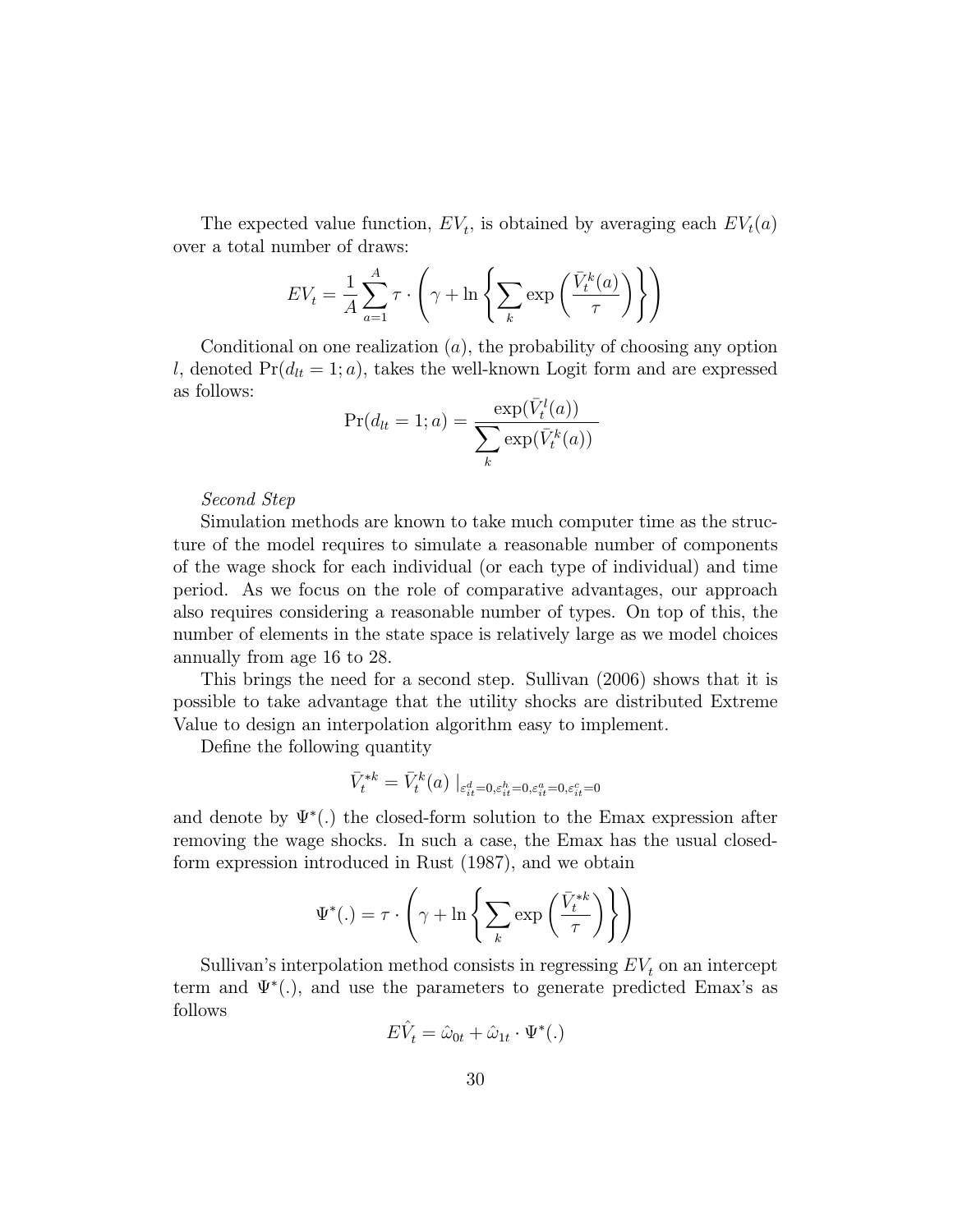The expected value function, $EV_t$, is obtained by averaging each $EV_t(a)$ over a total number of draws:

$$EV_t = \frac{1}{A}\sum_{a=1}^{A} \tau \cdot \left( \gamma + \ln \left\{ \sum_k \exp\left( \frac{\bar{V}_t^k(a)}{\tau} \right) \right\} \right)$$

Conditional on one realization $(a)$, the probability of choosing any option $l$, denoted $\Pr(d_{lt} = 1; a)$, takes the well-known Logit form and are expressed as follows:

$$\Pr(d_{lt} = 1; a) = \frac{\exp(\bar{V}_t^l(a))}{\sum_k \exp(\bar{V}_t^k(a))}$$

*Second Step*

Simulation methods are known to take much computer time as the structure of the model requires to simulate a reasonable number of components of the wage shock for each individual (or each type of individual) and time period. As we focus on the role of comparative advantages, our approach also requires considering a reasonable number of types. On top of this, the number of elements in the state space is relatively large as we model choices annually from age 16 to 28.

This brings the need for a second step. Sullivan (2006) shows that it is possible to take advantage that the utility shocks are distributed Extreme Value to design an interpolation algorithm easy to implement.

Define the following quantity

$$\bar{V}_t^{*k} = \bar{V}_t^k(a) \mid_{\varepsilon_{it}^d=0, \varepsilon_{it}^h=0, \varepsilon_{it}^a=0, \varepsilon_{it}^c=0}$$

and denote by $\Psi^*(.)$ the closed-form solution to the Emax expression after removing the wage shocks. In such a case, the Emax has the usual closed-form expression introduced in Rust (1987), and we obtain

$$\Psi^*(.) = \tau \cdot \left( \gamma + \ln \left\{ \sum_k \exp\left( \frac{\bar{V}_t^{*k}}{\tau} \right) \right\} \right)$$

Sullivan's interpolation method consists in regressing $EV_t$ on an intercept term and $\Psi^*(.)$, and use the parameters to generate predicted Emax's as follows

$$E\hat{V}_t = \hat{\omega}_{0t} + \hat{\omega}_{1t} \cdot \Psi^*(.)$$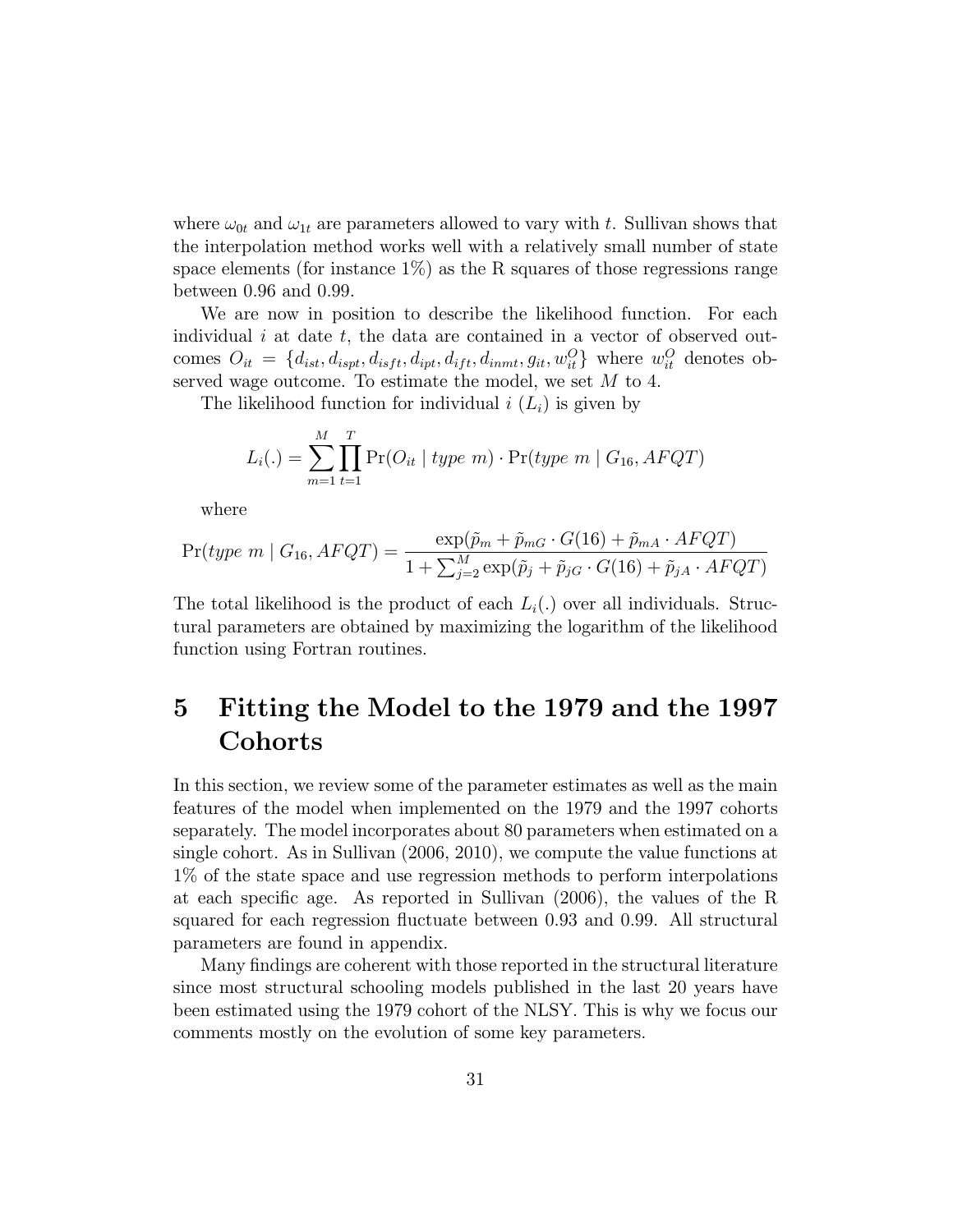where $\omega_{0t}$ and $\omega_{1t}$ are parameters allowed to vary with $t$. Sullivan shows that the interpolation method works well with a relatively small number of state space elements (for instance 1%) as the R squares of those regressions range between 0.96 and 0.99.

We are now in position to describe the likelihood function. For each individual $i$ at date $t$, the data are contained in a vector of observed outcomes $O_{it} = \{d_{ist}, d_{ispt}, d_{isft}, d_{ipt}, d_{ift}, d_{inmt}, g_{it}, w_{it}^O\}$ where $w_{it}^O$ denotes observed wage outcome. To estimate the model, we set $M$ to 4.

The likelihood function for individual $i$ ($L_i$) is given by

$$L_i(.) = \sum_{m=1}^{M} \prod_{t=1}^{T} \Pr(O_{it} \mid type\ m) \cdot \Pr(type\ m \mid G_{16}, AFQT)$$

where

$$\Pr(type\ m \mid G_{16}, AFQT) = \frac{\exp(\tilde{p}_m + \tilde{p}_{mG} \cdot G(16) + \tilde{p}_{mA} \cdot AFQT)}{1 + \sum_{j=2}^{M} \exp(\tilde{p}_j + \tilde{p}_{jG} \cdot G(16) + \tilde{p}_{jA} \cdot AFQT)}$$

The total likelihood is the product of each $L_i(.)$ over all individuals. Structural parameters are obtained by maximizing the logarithm of the likelihood function using Fortran routines.

# 5 Fitting the Model to the 1979 and the 1997 Cohorts

In this section, we review some of the parameter estimates as well as the main features of the model when implemented on the 1979 and the 1997 cohorts separately. The model incorporates about 80 parameters when estimated on a single cohort. As in Sullivan (2006, 2010), we compute the value functions at 1% of the state space and use regression methods to perform interpolations at each specific age. As reported in Sullivan (2006), the values of the R squared for each regression fluctuate between 0.93 and 0.99. All structural parameters are found in appendix.

Many findings are coherent with those reported in the structural literature since most structural schooling models published in the last 20 years have been estimated using the 1979 cohort of the NLSY. This is why we focus our comments mostly on the evolution of some key parameters.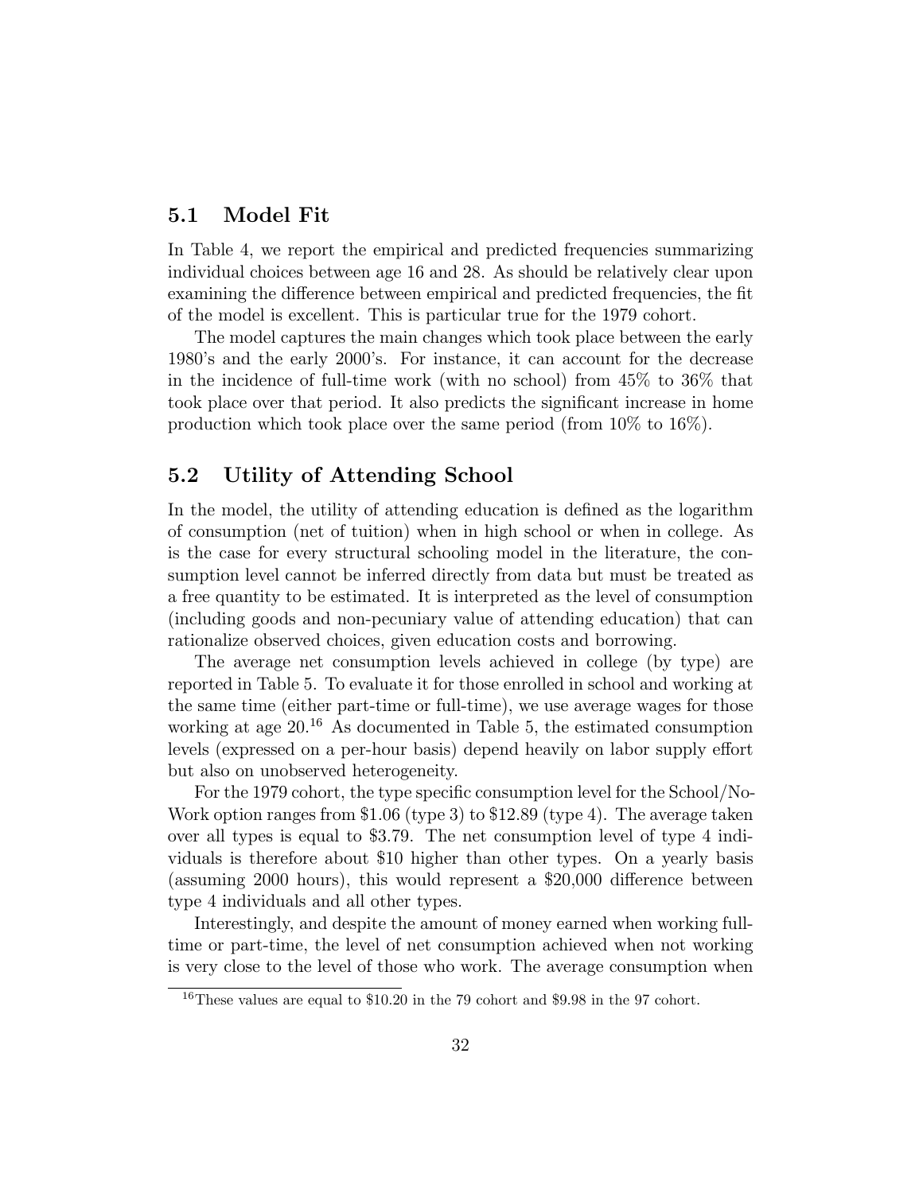## 5.1 Model Fit

In Table 4, we report the empirical and predicted frequencies summarizing individual choices between age 16 and 28. As should be relatively clear upon examining the difference between empirical and predicted frequencies, the fit of the model is excellent. This is particular true for the 1979 cohort.

The model captures the main changes which took place between the early 1980's and the early 2000's. For instance, it can account for the decrease in the incidence of full-time work (with no school) from 45% to 36% that took place over that period. It also predicts the significant increase in home production which took place over the same period (from 10% to 16%).

## 5.2 Utility of Attending School

In the model, the utility of attending education is defined as the logarithm of consumption (net of tuition) when in high school or when in college. As is the case for every structural schooling model in the literature, the consumption level cannot be inferred directly from data but must be treated as a free quantity to be estimated. It is interpreted as the level of consumption (including goods and non-pecuniary value of attending education) that can rationalize observed choices, given education costs and borrowing.

The average net consumption levels achieved in college (by type) are reported in Table 5. To evaluate it for those enrolled in school and working at the same time (either part-time or full-time), we use average wages for those working at age 20.[16] As documented in Table 5, the estimated consumption levels (expressed on a per-hour basis) depend heavily on labor supply effort but also on unobserved heterogeneity.

For the 1979 cohort, the type specific consumption level for the School/No-Work option ranges from $1.06 (type 3) to $12.89 (type 4). The average taken over all types is equal to $3.79. The net consumption level of type 4 individuals is therefore about $10 higher than other types. On a yearly basis (assuming 2000 hours), this would represent a $20,000 difference between type 4 individuals and all other types.

Interestingly, and despite the amount of money earned when working full-time or part-time, the level of net consumption achieved when not working is very close to the level of those who work. The average consumption when

[16] These values are equal to $10.20 in the 79 cohort and $9.98 in the 97 cohort.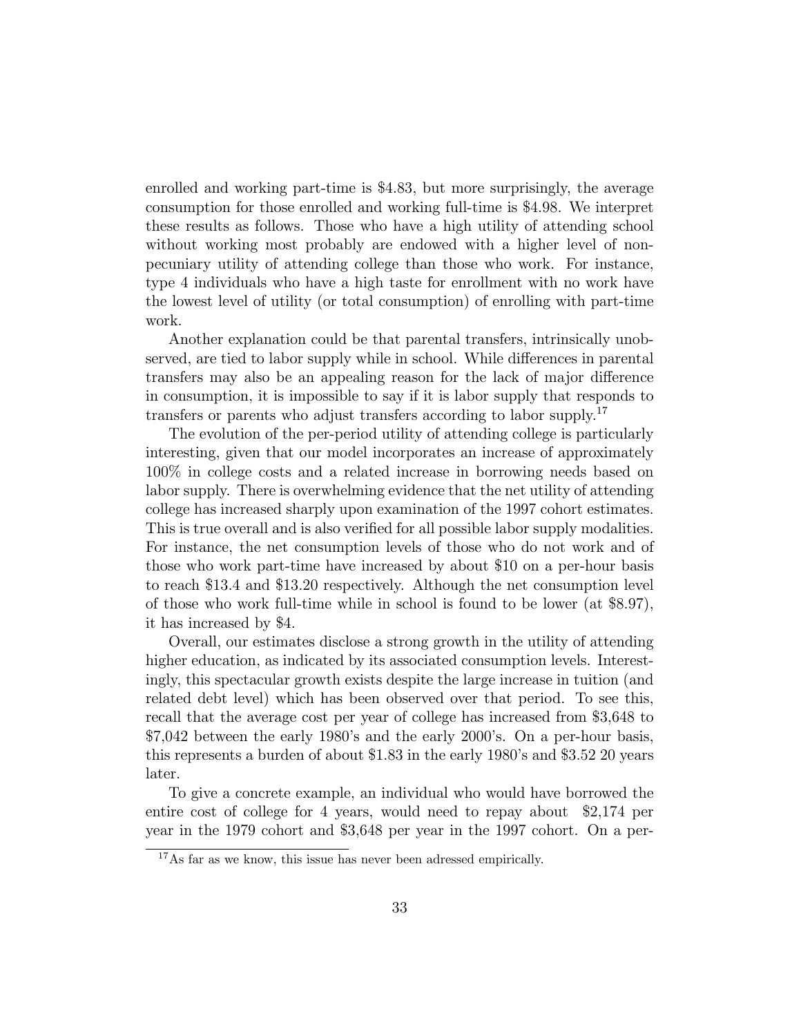enrolled and working part-time is \$4.83, but more surprisingly, the average consumption for those enrolled and working full-time is \$4.98. We interpret these results as follows. Those who have a high utility of attending school without working most probably are endowed with a higher level of non-pecuniary utility of attending college than those who work. For instance, type 4 individuals who have a high taste for enrollment with no work have the lowest level of utility (or total consumption) of enrolling with part-time work.

Another explanation could be that parental transfers, intrinsically unobserved, are tied to labor supply while in school. While differences in parental transfers may also be an appealing reason for the lack of major difference in consumption, it is impossible to say if it is labor supply that responds to transfers or parents who adjust transfers according to labor supply.[17]

The evolution of the per-period utility of attending college is particularly interesting, given that our model incorporates an increase of approximately 100% in college costs and a related increase in borrowing needs based on labor supply. There is overwhelming evidence that the net utility of attending college has increased sharply upon examination of the 1997 cohort estimates. This is true overall and is also verified for all possible labor supply modalities. For instance, the net consumption levels of those who do not work and of those who work part-time have increased by about \$10 on a per-hour basis to reach \$13.4 and \$13.20 respectively. Although the net consumption level of those who work full-time while in school is found to be lower (at \$8.97), it has increased by \$4.

Overall, our estimates disclose a strong growth in the utility of attending higher education, as indicated by its associated consumption levels. Interestingly, this spectacular growth exists despite the large increase in tuition (and related debt level) which has been observed over that period. To see this, recall that the average cost per year of college has increased from \$3,648 to \$7,042 between the early 1980's and the early 2000's. On a per-hour basis, this represents a burden of about \$1.83 in the early 1980's and \$3.52 20 years later.

To give a concrete example, an individual who would have borrowed the entire cost of college for 4 years, would need to repay about \$2,174 per year in the 1979 cohort and \$3,648 per year in the 1997 cohort. On a per-

[17]As far as we know, this issue has never been adressed empirically.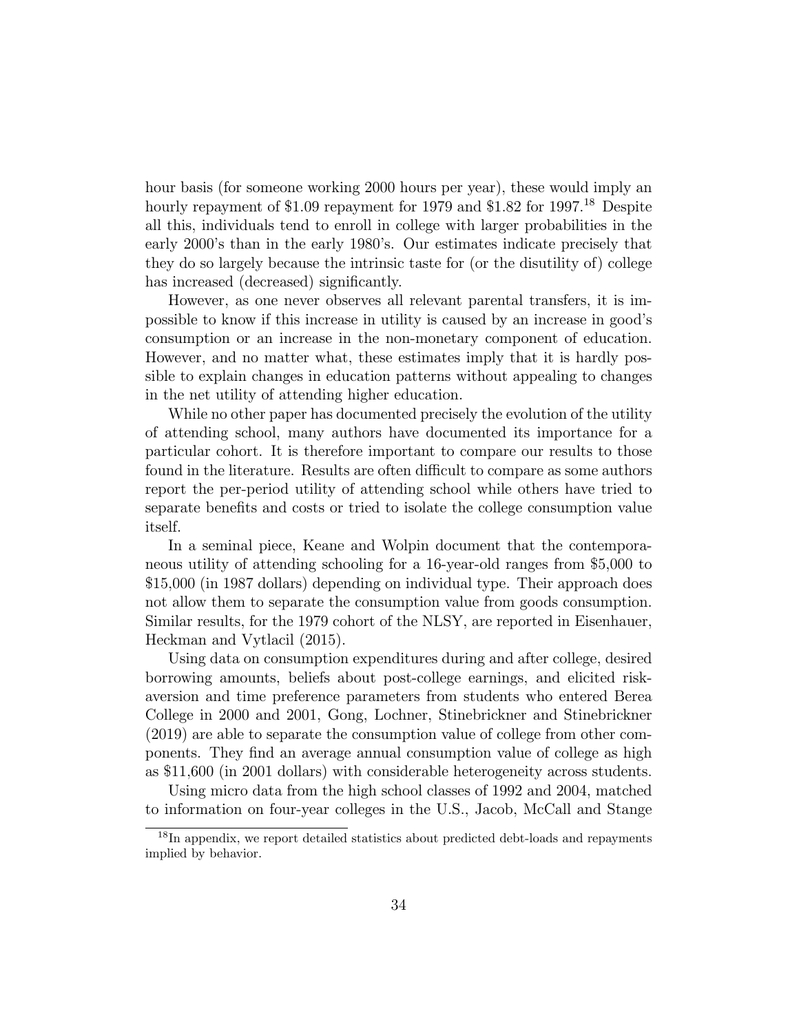hour basis (for someone working 2000 hours per year), these would imply an hourly repayment of \$1.09 repayment for 1979 and \$1.82 for 1997.[18] Despite all this, individuals tend to enroll in college with larger probabilities in the early 2000's than in the early 1980's. Our estimates indicate precisely that they do so largely because the intrinsic taste for (or the disutility of) college has increased (decreased) significantly.

However, as one never observes all relevant parental transfers, it is impossible to know if this increase in utility is caused by an increase in good's consumption or an increase in the non-monetary component of education. However, and no matter what, these estimates imply that it is hardly possible to explain changes in education patterns without appealing to changes in the net utility of attending higher education.

While no other paper has documented precisely the evolution of the utility of attending school, many authors have documented its importance for a particular cohort. It is therefore important to compare our results to those found in the literature. Results are often difficult to compare as some authors report the per-period utility of attending school while others have tried to separate benefits and costs or tried to isolate the college consumption value itself.

In a seminal piece, Keane and Wolpin document that the contemporaneous utility of attending schooling for a 16-year-old ranges from \$5,000 to \$15,000 (in 1987 dollars) depending on individual type. Their approach does not allow them to separate the consumption value from goods consumption. Similar results, for the 1979 cohort of the NLSY, are reported in Eisenhauer, Heckman and Vytlacil (2015).

Using data on consumption expenditures during and after college, desired borrowing amounts, beliefs about post-college earnings, and elicited risk-aversion and time preference parameters from students who entered Berea College in 2000 and 2001, Gong, Lochner, Stinebrickner and Stinebrickner (2019) are able to separate the consumption value of college from other components. They find an average annual consumption value of college as high as \$11,600 (in 2001 dollars) with considerable heterogeneity across students.

Using micro data from the high school classes of 1992 and 2004, matched to information on four-year colleges in the U.S., Jacob, McCall and Stange

[18] In appendix, we report detailed statistics about predicted debt-loads and repayments implied by behavior.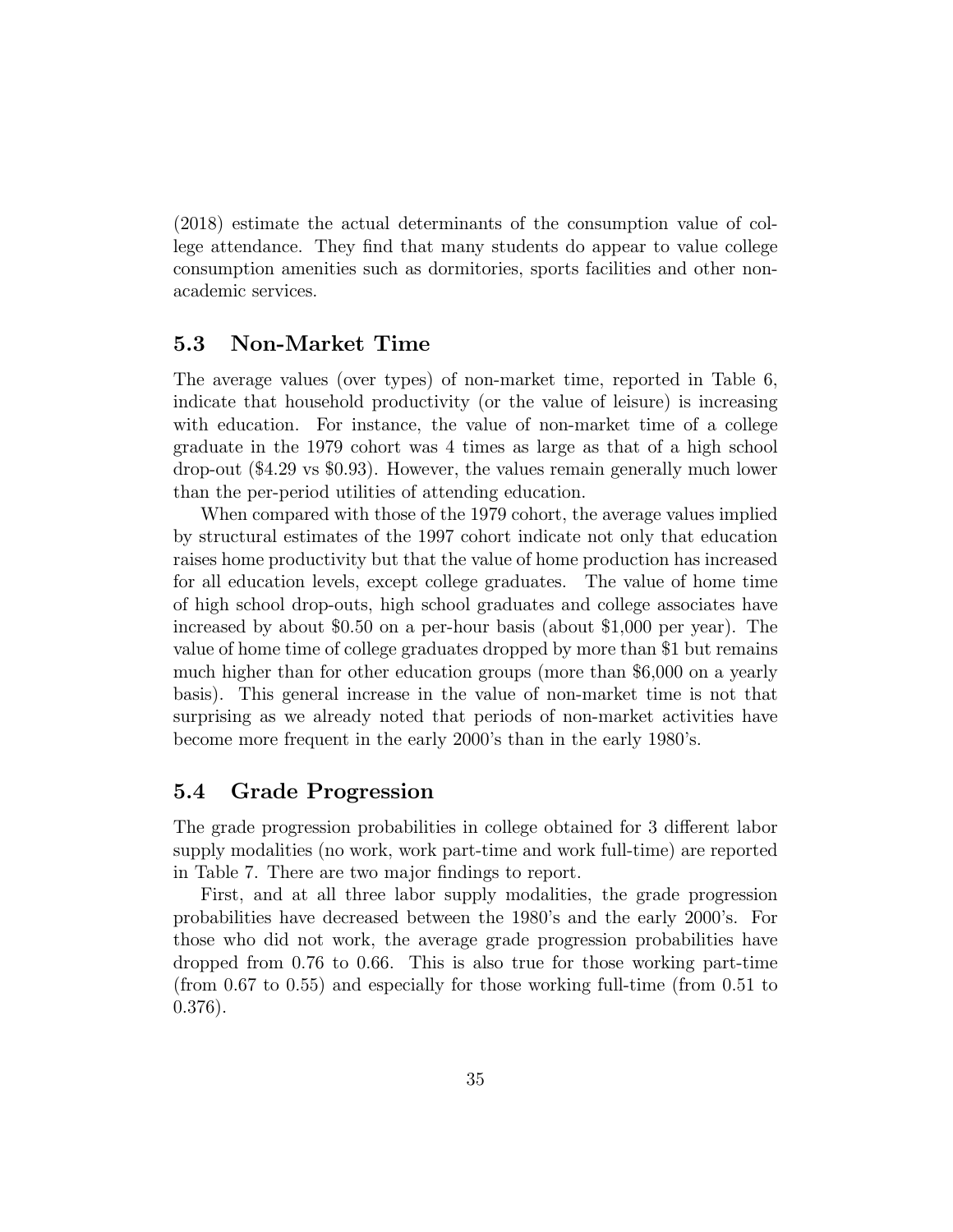(2018) estimate the actual determinants of the consumption value of college attendance. They find that many students do appear to value college consumption amenities such as dormitories, sports facilities and other non-academic services.

## 5.3 Non-Market Time

The average values (over types) of non-market time, reported in Table 6, indicate that household productivity (or the value of leisure) is increasing with education. For instance, the value of non-market time of a college graduate in the 1979 cohort was 4 times as large as that of a high school drop-out ($4.29 vs $0.93). However, the values remain generally much lower than the per-period utilities of attending education.

When compared with those of the 1979 cohort, the average values implied by structural estimates of the 1997 cohort indicate not only that education raises home productivity but that the value of home production has increased for all education levels, except college graduates. The value of home time of high school drop-outs, high school graduates and college associates have increased by about $0.50 on a per-hour basis (about $1,000 per year). The value of home time of college graduates dropped by more than $1 but remains much higher than for other education groups (more than $6,000 on a yearly basis). This general increase in the value of non-market time is not that surprising as we already noted that periods of non-market activities have become more frequent in the early 2000's than in the early 1980's.

## 5.4 Grade Progression

The grade progression probabilities in college obtained for 3 different labor supply modalities (no work, work part-time and work full-time) are reported in Table 7. There are two major findings to report.

First, and at all three labor supply modalities, the grade progression probabilities have decreased between the 1980's and the early 2000's. For those who did not work, the average grade progression probabilities have dropped from 0.76 to 0.66. This is also true for those working part-time (from 0.67 to 0.55) and especially for those working full-time (from 0.51 to 0.376).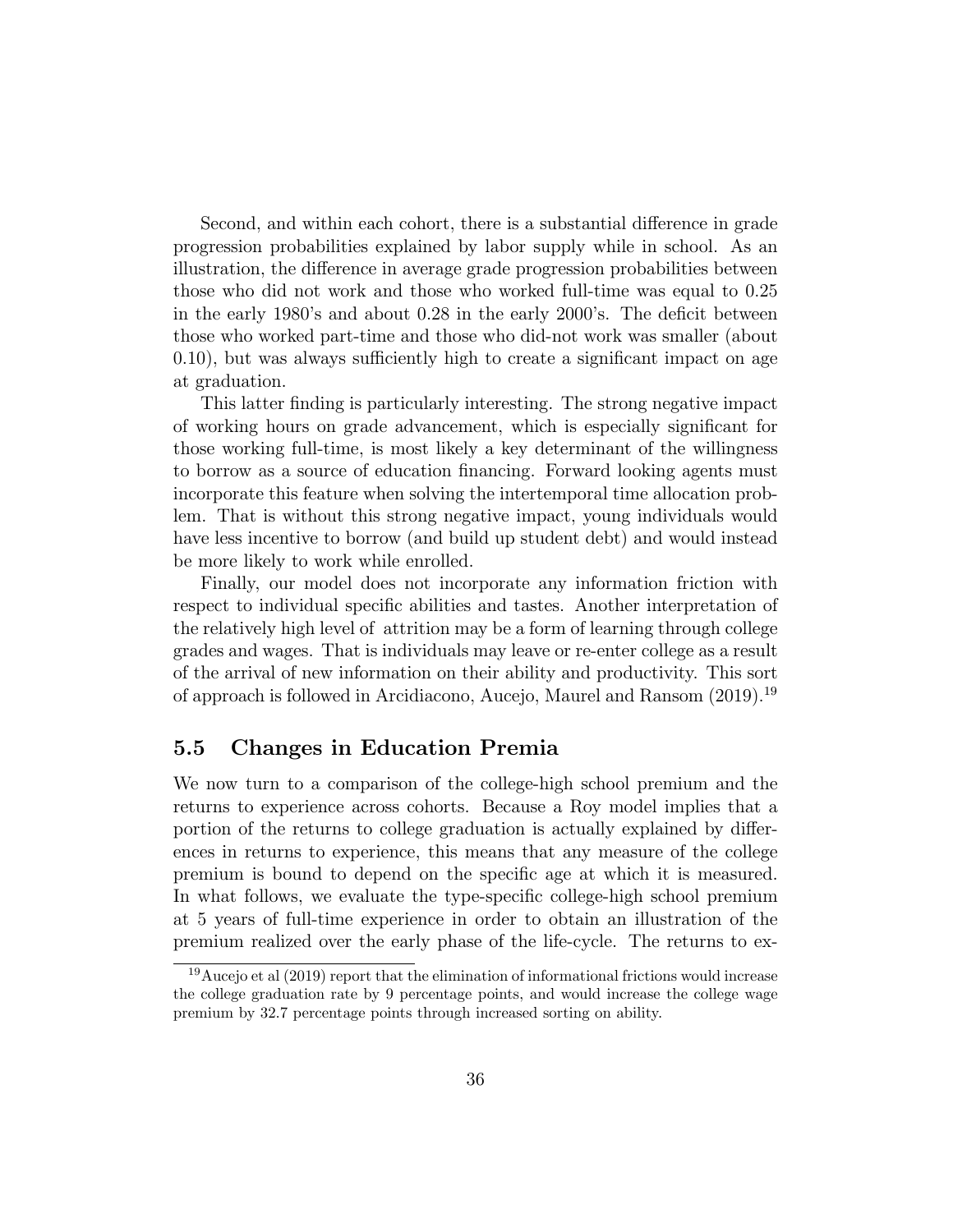Second, and within each cohort, there is a substantial difference in grade progression probabilities explained by labor supply while in school. As an illustration, the difference in average grade progression probabilities between those who did not work and those who worked full-time was equal to 0.25 in the early 1980's and about 0.28 in the early 2000's. The deficit between those who worked part-time and those who did-not work was smaller (about 0.10), but was always sufficiently high to create a significant impact on age at graduation.

This latter finding is particularly interesting. The strong negative impact of working hours on grade advancement, which is especially significant for those working full-time, is most likely a key determinant of the willingness to borrow as a source of education financing. Forward looking agents must incorporate this feature when solving the intertemporal time allocation problem. That is without this strong negative impact, young individuals would have less incentive to borrow (and build up student debt) and would instead be more likely to work while enrolled.

Finally, our model does not incorporate any information friction with respect to individual specific abilities and tastes. Another interpretation of the relatively high level of attrition may be a form of learning through college grades and wages. That is individuals may leave or re-enter college as a result of the arrival of new information on their ability and productivity. This sort of approach is followed in Arcidiacono, Aucejo, Maurel and Ransom (2019).[19]

## 5.5 Changes in Education Premia

We now turn to a comparison of the college-high school premium and the returns to experience across cohorts. Because a Roy model implies that a portion of the returns to college graduation is actually explained by differences in returns to experience, this means that any measure of the college premium is bound to depend on the specific age at which it is measured. In what follows, we evaluate the type-specific college-high school premium at 5 years of full-time experience in order to obtain an illustration of the premium realized over the early phase of the life-cycle. The returns to ex-

[19] Aucejo et al (2019) report that the elimination of informational frictions would increase the college graduation rate by 9 percentage points, and would increase the college wage premium by 32.7 percentage points through increased sorting on ability.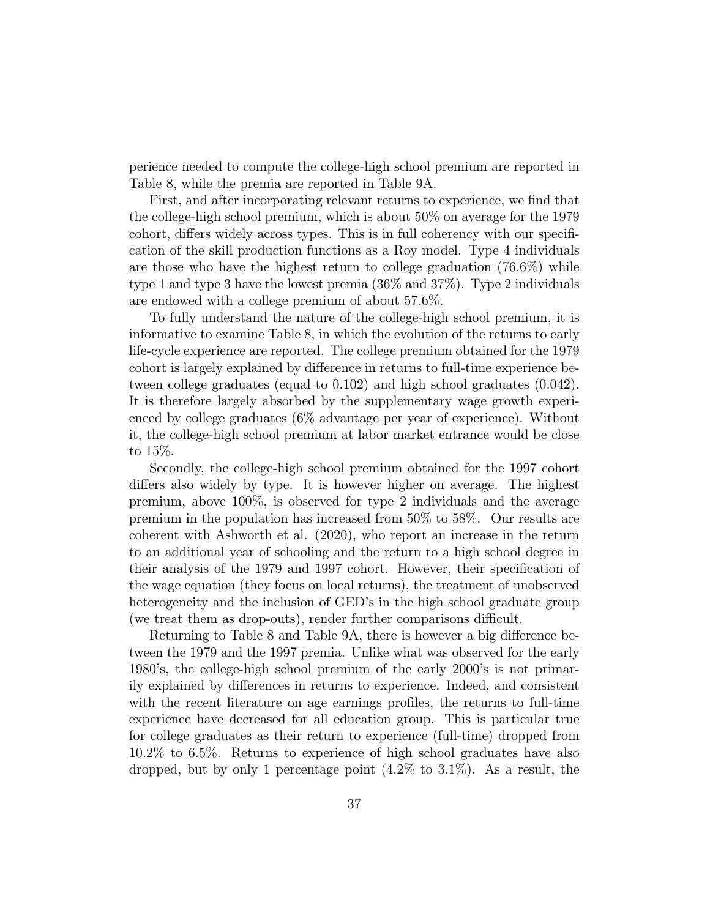perience needed to compute the college-high school premium are reported in Table 8, while the premia are reported in Table 9A.

First, and after incorporating relevant returns to experience, we find that the college-high school premium, which is about 50% on average for the 1979 cohort, differs widely across types. This is in full coherency with our specification of the skill production functions as a Roy model. Type 4 individuals are those who have the highest return to college graduation (76.6%) while type 1 and type 3 have the lowest premia (36% and 37%). Type 2 individuals are endowed with a college premium of about 57.6%.

To fully understand the nature of the college-high school premium, it is informative to examine Table 8, in which the evolution of the returns to early life-cycle experience are reported. The college premium obtained for the 1979 cohort is largely explained by difference in returns to full-time experience between college graduates (equal to 0.102) and high school graduates (0.042). It is therefore largely absorbed by the supplementary wage growth experienced by college graduates (6% advantage per year of experience). Without it, the college-high school premium at labor market entrance would be close to 15%.

Secondly, the college-high school premium obtained for the 1997 cohort differs also widely by type. It is however higher on average. The highest premium, above 100%, is observed for type 2 individuals and the average premium in the population has increased from 50% to 58%. Our results are coherent with Ashworth et al. (2020), who report an increase in the return to an additional year of schooling and the return to a high school degree in their analysis of the 1979 and 1997 cohort. However, their specification of the wage equation (they focus on local returns), the treatment of unobserved heterogeneity and the inclusion of GED's in the high school graduate group (we treat them as drop-outs), render further comparisons difficult.

Returning to Table 8 and Table 9A, there is however a big difference between the 1979 and the 1997 premia. Unlike what was observed for the early 1980's, the college-high school premium of the early 2000's is not primarily explained by differences in returns to experience. Indeed, and consistent with the recent literature on age earnings profiles, the returns to full-time experience have decreased for all education group. This is particular true for college graduates as their return to experience (full-time) dropped from 10.2% to 6.5%. Returns to experience of high school graduates have also dropped, but by only 1 percentage point (4.2% to 3.1%). As a result, the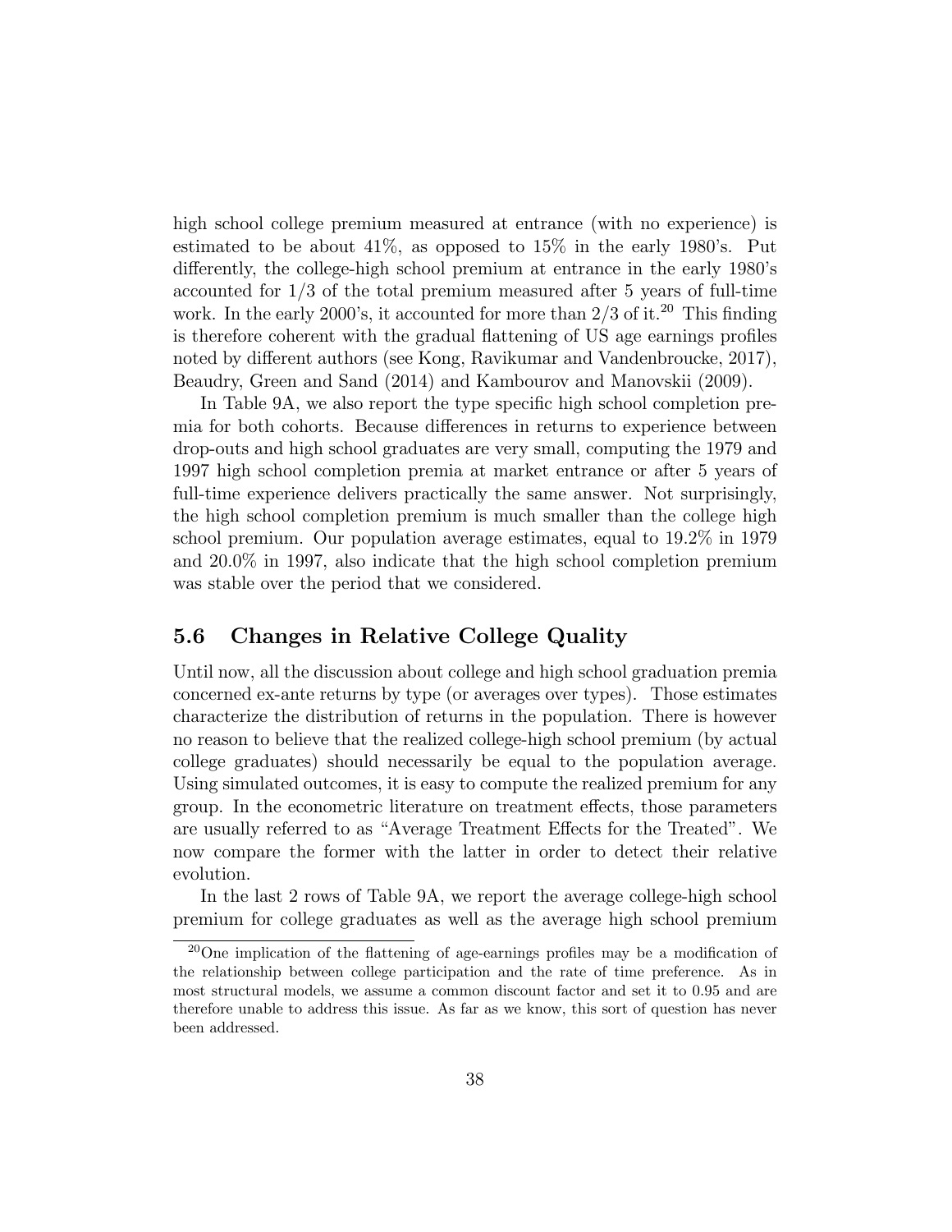high school college premium measured at entrance (with no experience) is estimated to be about 41%, as opposed to 15% in the early 1980's. Put differently, the college-high school premium at entrance in the early 1980's accounted for 1/3 of the total premium measured after 5 years of full-time work. In the early 2000's, it accounted for more than 2/3 of it.[20] This finding is therefore coherent with the gradual flattening of US age earnings profiles noted by different authors (see Kong, Ravikumar and Vandenbroucke, 2017), Beaudry, Green and Sand (2014) and Kambourov and Manovskii (2009).

In Table 9A, we also report the type specific high school completion premia for both cohorts. Because differences in returns to experience between drop-outs and high school graduates are very small, computing the 1979 and 1997 high school completion premia at market entrance or after 5 years of full-time experience delivers practically the same answer. Not surprisingly, the high school completion premium is much smaller than the college high school premium. Our population average estimates, equal to 19.2% in 1979 and 20.0% in 1997, also indicate that the high school completion premium was stable over the period that we considered.

## 5.6 Changes in Relative College Quality

Until now, all the discussion about college and high school graduation premia concerned ex-ante returns by type (or averages over types). Those estimates characterize the distribution of returns in the population. There is however no reason to believe that the realized college-high school premium (by actual college graduates) should necessarily be equal to the population average. Using simulated outcomes, it is easy to compute the realized premium for any group. In the econometric literature on treatment effects, those parameters are usually referred to as "Average Treatment Effects for the Treated". We now compare the former with the latter in order to detect their relative evolution.

In the last 2 rows of Table 9A, we report the average college-high school premium for college graduates as well as the average high school premium

[20] One implication of the flattening of age-earnings profiles may be a modification of the relationship between college participation and the rate of time preference. As in most structural models, we assume a common discount factor and set it to 0.95 and are therefore unable to address this issue. As far as we know, this sort of question has never been addressed.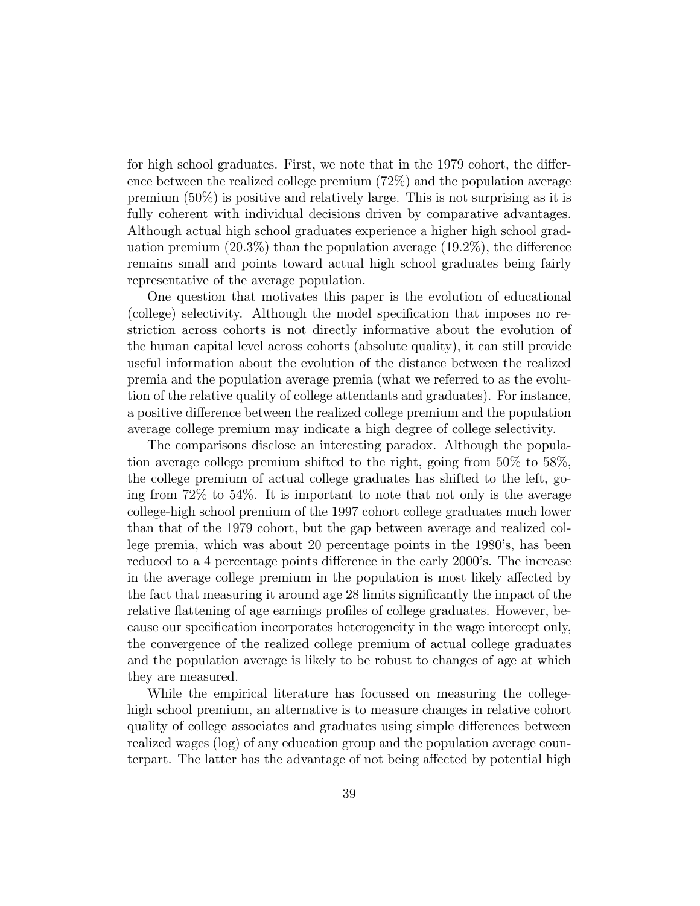for high school graduates. First, we note that in the 1979 cohort, the difference between the realized college premium (72%) and the population average premium (50%) is positive and relatively large. This is not surprising as it is fully coherent with individual decisions driven by comparative advantages. Although actual high school graduates experience a higher high school graduation premium (20.3%) than the population average (19.2%), the difference remains small and points toward actual high school graduates being fairly representative of the average population.

One question that motivates this paper is the evolution of educational (college) selectivity. Although the model specification that imposes no restriction across cohorts is not directly informative about the evolution of the human capital level across cohorts (absolute quality), it can still provide useful information about the evolution of the distance between the realized premia and the population average premia (what we referred to as the evolution of the relative quality of college attendants and graduates). For instance, a positive difference between the realized college premium and the population average college premium may indicate a high degree of college selectivity.

The comparisons disclose an interesting paradox. Although the population average college premium shifted to the right, going from 50% to 58%, the college premium of actual college graduates has shifted to the left, going from 72% to 54%. It is important to note that not only is the average college-high school premium of the 1997 cohort college graduates much lower than that of the 1979 cohort, but the gap between average and realized college premia, which was about 20 percentage points in the 1980's, has been reduced to a 4 percentage points difference in the early 2000's. The increase in the average college premium in the population is most likely affected by the fact that measuring it around age 28 limits significantly the impact of the relative flattening of age earnings profiles of college graduates. However, because our specification incorporates heterogeneity in the wage intercept only, the convergence of the realized college premium of actual college graduates and the population average is likely to be robust to changes of age at which they are measured.

While the empirical literature has focussed on measuring the college-high school premium, an alternative is to measure changes in relative cohort quality of college associates and graduates using simple differences between realized wages (log) of any education group and the population average counterpart. The latter has the advantage of not being affected by potential high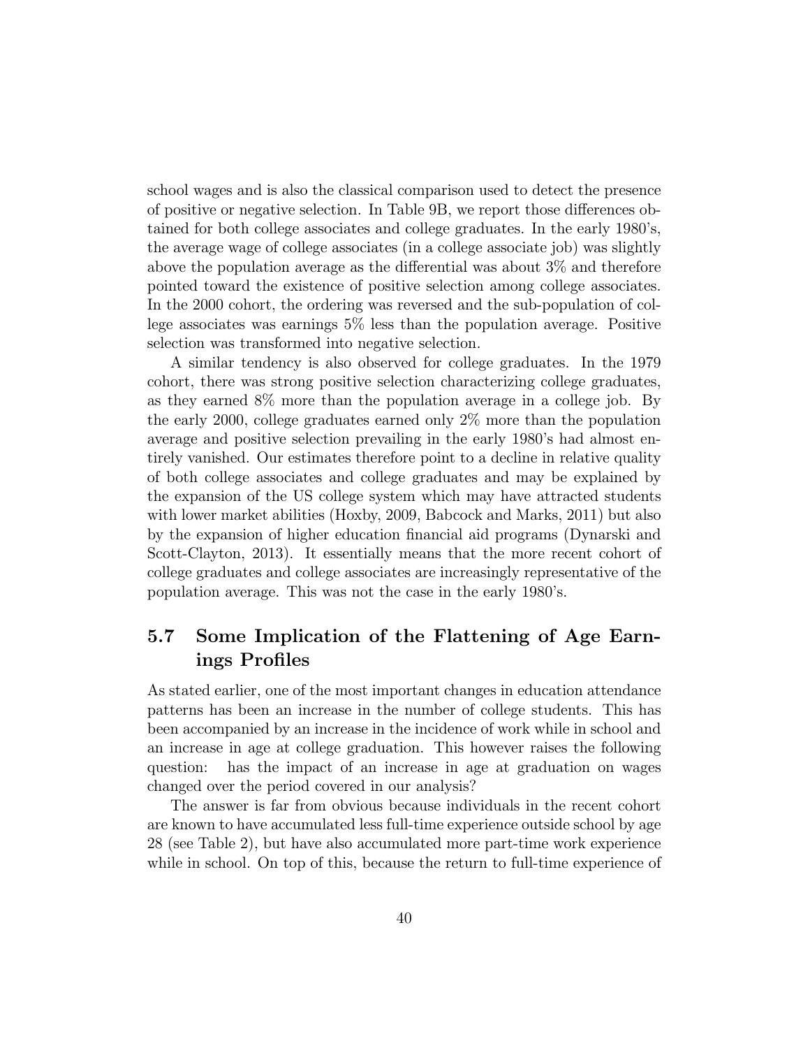school wages and is also the classical comparison used to detect the presence of positive or negative selection. In Table 9B, we report those differences obtained for both college associates and college graduates. In the early 1980's, the average wage of college associates (in a college associate job) was slightly above the population average as the differential was about 3% and therefore pointed toward the existence of positive selection among college associates. In the 2000 cohort, the ordering was reversed and the sub-population of college associates was earnings 5% less than the population average. Positive selection was transformed into negative selection.

A similar tendency is also observed for college graduates. In the 1979 cohort, there was strong positive selection characterizing college graduates, as they earned 8% more than the population average in a college job. By the early 2000, college graduates earned only 2% more than the population average and positive selection prevailing in the early 1980's had almost entirely vanished. Our estimates therefore point to a decline in relative quality of both college associates and college graduates and may be explained by the expansion of the US college system which may have attracted students with lower market abilities (Hoxby, 2009, Babcock and Marks, 2011) but also by the expansion of higher education financial aid programs (Dynarski and Scott-Clayton, 2013). It essentially means that the more recent cohort of college graduates and college associates are increasingly representative of the population average. This was not the case in the early 1980's.

## 5.7 Some Implication of the Flattening of Age Earnings Profiles

As stated earlier, one of the most important changes in education attendance patterns has been an increase in the number of college students. This has been accompanied by an increase in the incidence of work while in school and an increase in age at college graduation. This however raises the following question: has the impact of an increase in age at graduation on wages changed over the period covered in our analysis?

The answer is far from obvious because individuals in the recent cohort are known to have accumulated less full-time experience outside school by age 28 (see Table 2), but have also accumulated more part-time work experience while in school. On top of this, because the return to full-time experience of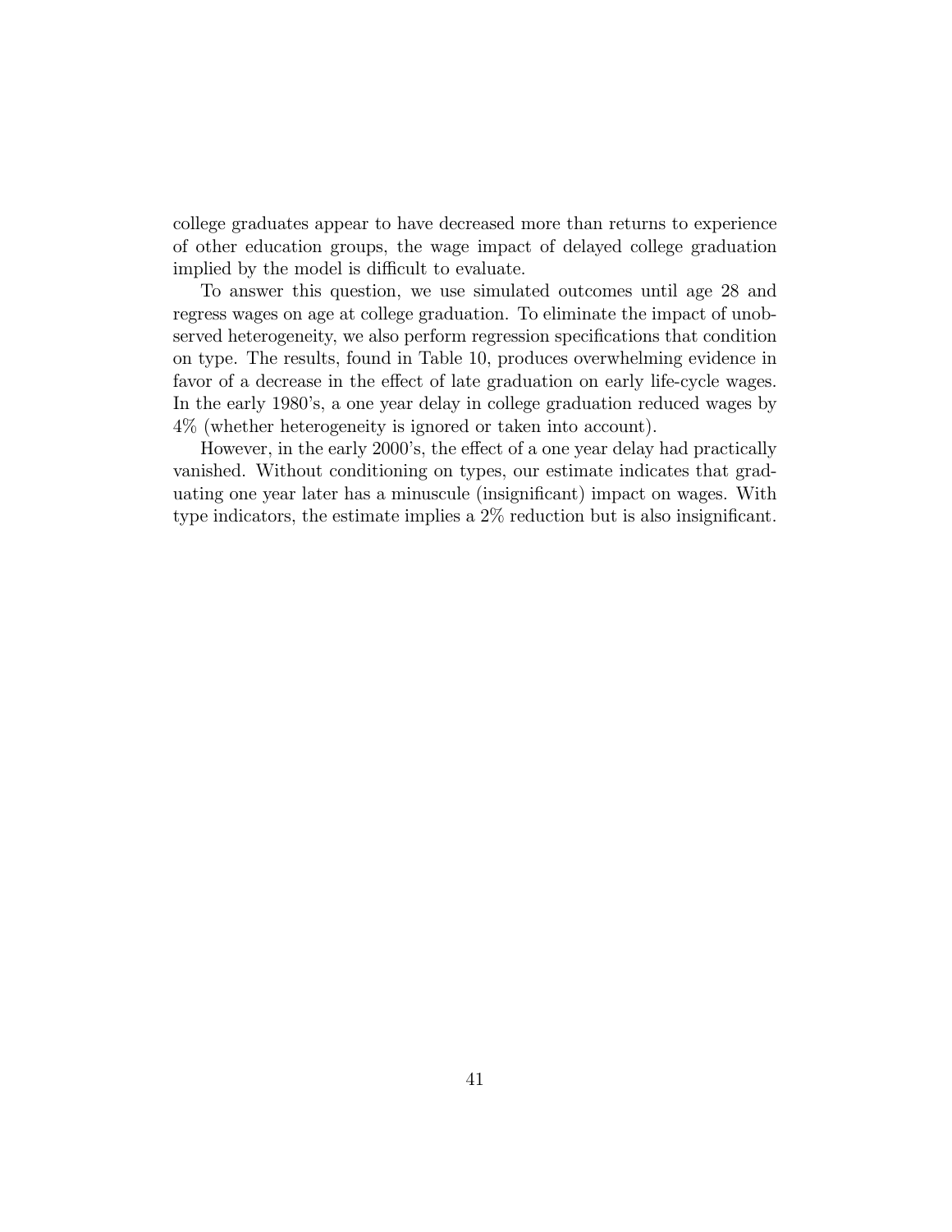college graduates appear to have decreased more than returns to experience of other education groups, the wage impact of delayed college graduation implied by the model is difficult to evaluate.

To answer this question, we use simulated outcomes until age 28 and regress wages on age at college graduation. To eliminate the impact of unobserved heterogeneity, we also perform regression specifications that condition on type. The results, found in Table 10, produces overwhelming evidence in favor of a decrease in the effect of late graduation on early life-cycle wages. In the early 1980's, a one year delay in college graduation reduced wages by 4% (whether heterogeneity is ignored or taken into account).

However, in the early 2000's, the effect of a one year delay had practically vanished. Without conditioning on types, our estimate indicates that graduating one year later has a minuscule (insignificant) impact on wages. With type indicators, the estimate implies a 2% reduction but is also insignificant.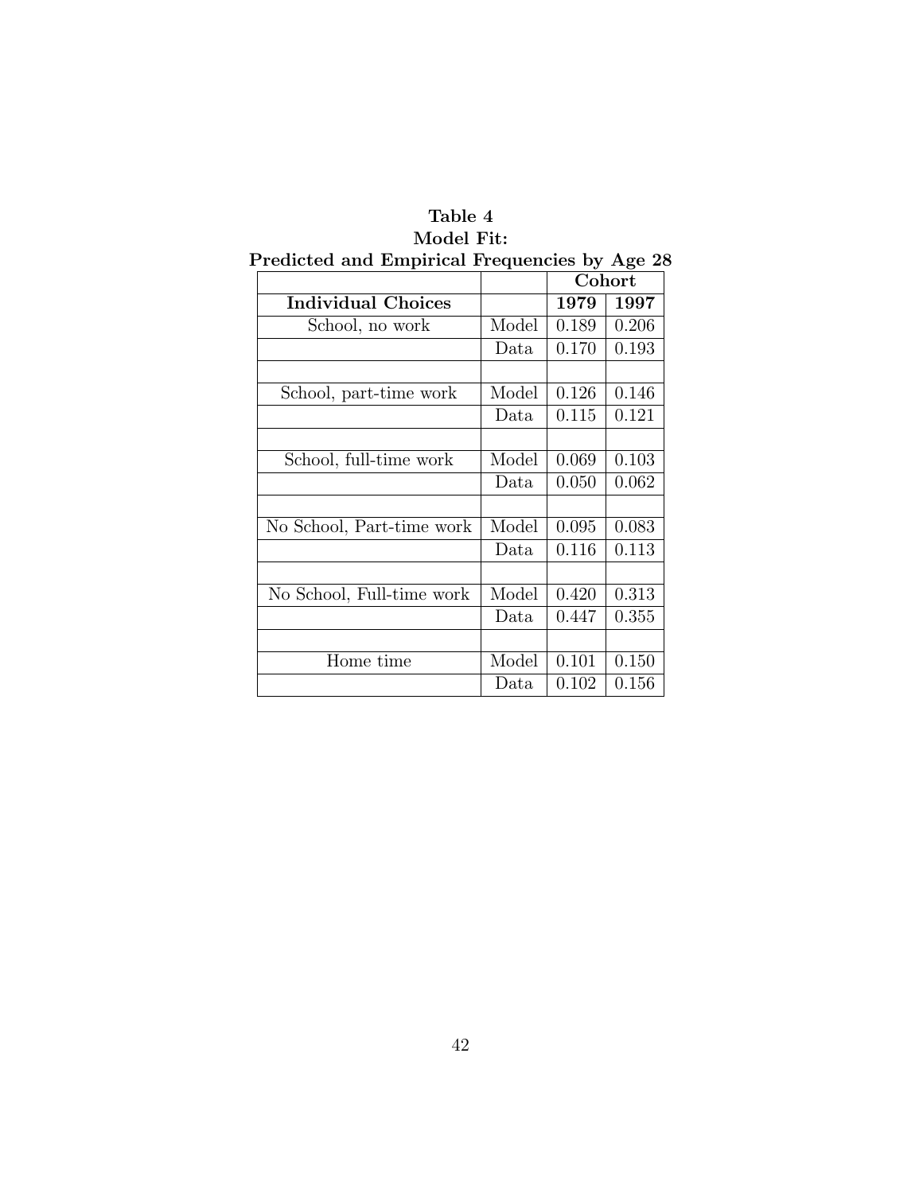**Table 4**
**Model Fit:**
**Predicted and Empirical Frequencies by Age 28**

| | | **Cohort** | |
|---|---|---|---|
| **Individual Choices** | | **1979** | **1997** |
| School, no work | Model | 0.189 | 0.206 |
| | Data | 0.170 | 0.193 |
| | | | |
| School, part-time work | Model | 0.126 | 0.146 |
| | Data | 0.115 | 0.121 |
| | | | |
| School, full-time work | Model | 0.069 | 0.103 |
| | Data | 0.050 | 0.062 |
| | | | |
| No School, Part-time work | Model | 0.095 | 0.083 |
| | Data | 0.116 | 0.113 |
| | | | |
| No School, Full-time work | Model | 0.420 | 0.313 |
| | Data | 0.447 | 0.355 |
| | | | |
| Home time | Model | 0.101 | 0.150 |
| | Data | 0.102 | 0.156 |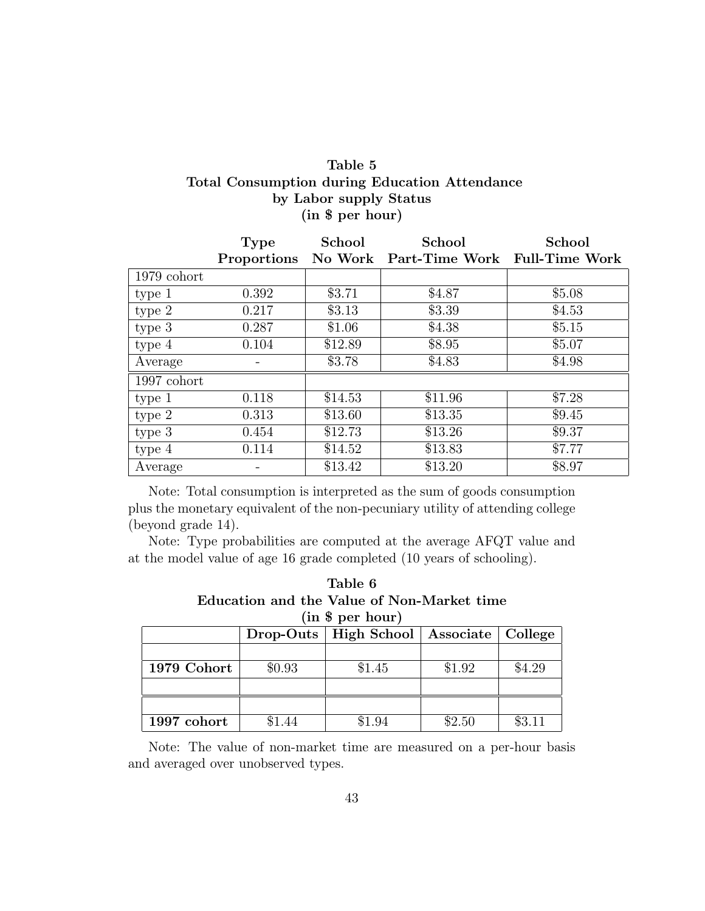**Table 5**
**Total Consumption during Education Attendance**
**by Labor supply Status**
**(in $ per hour)**

| | Type Proportions | School No Work | School Part-Time Work | School Full-Time Work |
|---|---|---|---|---|
| 1979 cohort | | | | |
| type 1 | 0.392 | $3.71 | $4.87 | $5.08 |
| type 2 | 0.217 | $3.13 | $3.39 | $4.53 |
| type 3 | 0.287 | $1.06 | $4.38 | $5.15 |
| type 4 | 0.104 | $12.89 | $8.95 | $5.07 |
| Average | - | $3.78 | $4.83 | $4.98 |
| 1997 cohort | | | | |
| type 1 | 0.118 | $14.53 | $11.96 | $7.28 |
| type 2 | 0.313 | $13.60 | $13.35 | $9.45 |
| type 3 | 0.454 | $12.73 | $13.26 | $9.37 |
| type 4 | 0.114 | $14.52 | $13.83 | $7.77 |
| Average | - | $13.42 | $13.20 | $8.97 |

Note: Total consumption is interpreted as the sum of goods consumption plus the monetary equivalent of the non-pecuniary utility of attending college (beyond grade 14).

Note: Type probabilities are computed at the average AFQT value and at the model value of age 16 grade completed (10 years of schooling).

**Table 6**
**Education and the Value of Non-Market time**
**(in $ per hour)**

| | Drop-Outs | High School | Associate | College |
|---|---|---|---|---|
| | | | | |
| **1979 Cohort** | $0.93 | $1.45 | $1.92 | $4.29 |
| | | | | |
| | | | | |
| **1997 cohort** | $1.44 | $1.94 | $2.50 | $3.11 |

Note: The value of non-market time are measured on a per-hour basis and averaged over unobserved types.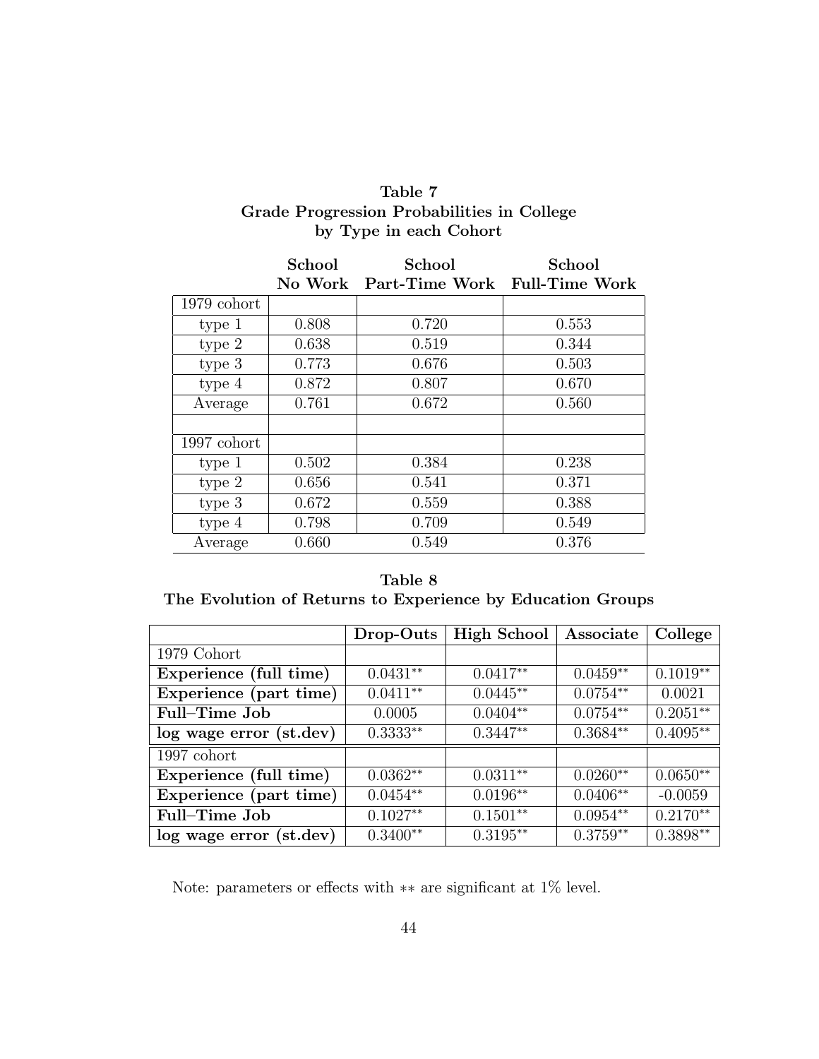**Table 7**
**Grade Progression Probabilities in College by Type in each Cohort**

| | School No Work | School Part-Time Work | School Full-Time Work |
|---|---|---|---|
| 1979 cohort | | | |
| type 1 | 0.808 | 0.720 | 0.553 |
| type 2 | 0.638 | 0.519 | 0.344 |
| type 3 | 0.773 | 0.676 | 0.503 |
| type 4 | 0.872 | 0.807 | 0.670 |
| Average | 0.761 | 0.672 | 0.560 |
| | | | |
| 1997 cohort | | | |
| type 1 | 0.502 | 0.384 | 0.238 |
| type 2 | 0.656 | 0.541 | 0.371 |
| type 3 | 0.672 | 0.559 | 0.388 |
| type 4 | 0.798 | 0.709 | 0.549 |
| Average | 0.660 | 0.549 | 0.376 |

**Table 8**
**The Evolution of Returns to Experience by Education Groups**

| | **Drop-Outs** | **High School** | **Associate** | **College** |
|---|---|---|---|---|
| 1979 Cohort | | | | |
| **Experience (full time)** | 0.0431** | 0.0417** | 0.0459** | 0.1019** |
| **Experience (part time)** | 0.0411** | 0.0445** | 0.0754** | 0.0021 |
| **Full–Time Job** | 0.0005 | 0.0404** | 0.0754** | 0.2051** |
| **log wage error (st.dev)** | 0.3333** | 0.3447** | 0.3684** | 0.4095** |
| 1997 cohort | | | | |
| **Experience (full time)** | 0.0362** | 0.0311** | 0.0260** | 0.0650** |
| **Experience (part time)** | 0.0454** | 0.0196** | 0.0406** | -0.0059 |
| **Full–Time Job** | 0.1027** | 0.1501** | 0.0954** | 0.2170** |
| **log wage error (st.dev)** | 0.3400** | 0.3195** | 0.3759** | 0.3898** |

Note: parameters or effects with ** are significant at 1% level.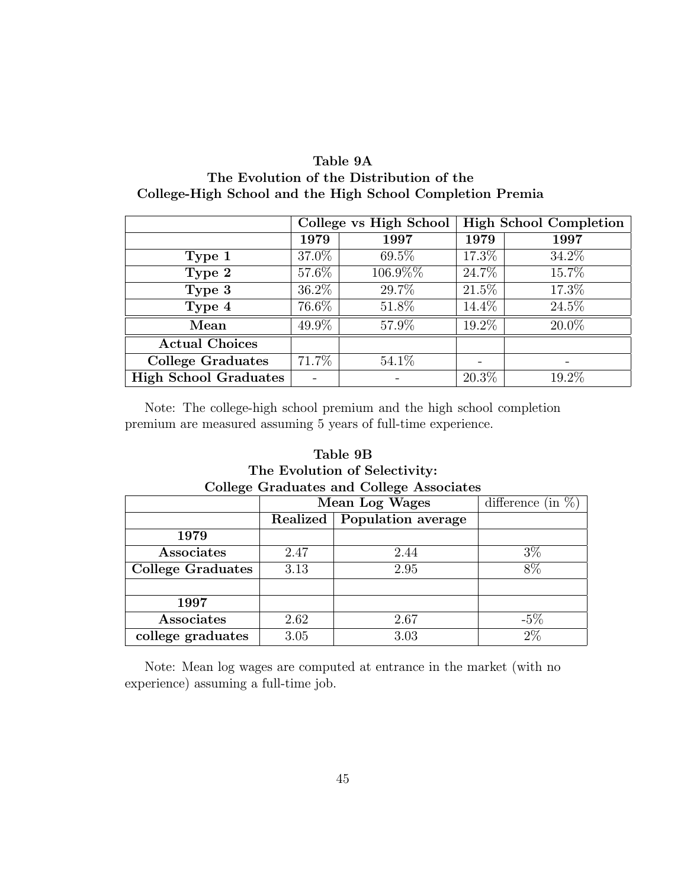**Table 9A**
**The Evolution of the Distribution of the College-High School and the High School Completion Premia**

| | College vs High School | | High School Completion | |
|---|---|---|---|---|
| | **1979** | **1997** | **1979** | **1997** |
| **Type 1** | 37.0% | 69.5% | 17.3% | 34.2% |
| **Type 2** | 57.6% | 106.9%% | 24.7% | 15.7% |
| **Type 3** | 36.2% | 29.7% | 21.5% | 17.3% |
| **Type 4** | 76.6% | 51.8% | 14.4% | 24.5% |
| **Mean** | 49.9% | 57.9% | 19.2% | 20.0% |
| **Actual Choices** | | | | |
| **College Graduates** | 71.7% | 54.1% | - | - |
| **High School Graduates** | - | - | 20.3% | 19.2% |

Note: The college-high school premium and the high school completion premium are measured assuming 5 years of full-time experience.

**Table 9B**
**The Evolution of Selectivity:**
**College Graduates and College Associates**

| | Mean Log Wages | | difference (in %) |
|---|---|---|---|
| | **Realized** | **Population average** | |
| **1979** | | | |
| **Associates** | 2.47 | 2.44 | 3% |
| **College Graduates** | 3.13 | 2.95 | 8% |
| | | | |
| **1997** | | | |
| **Associates** | 2.62 | 2.67 | -5% |
| **college graduates** | 3.05 | 3.03 | 2% |

Note: Mean log wages are computed at entrance in the market (with no experience) assuming a full-time job.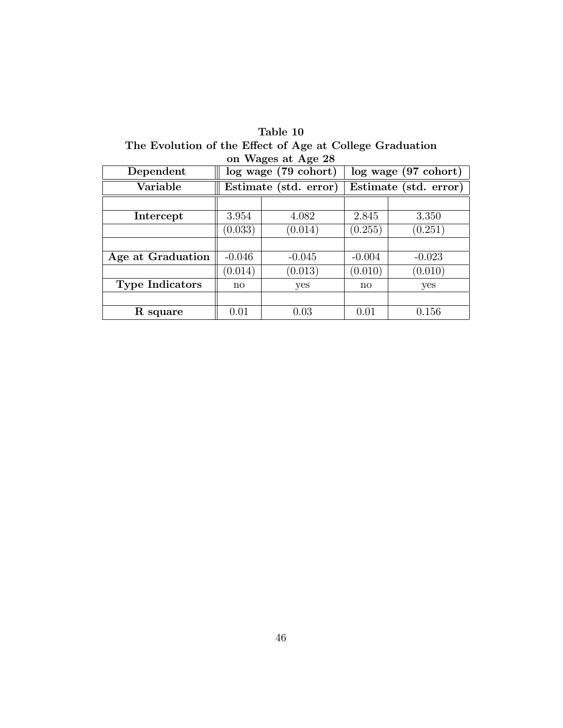**Table 10**
**The Evolution of the Effect of Age at College Graduation on Wages at Age 28**

| Dependent | log wage (79 cohort) | | log wage (97 cohort) | |
|---|---|---|---|---|
| **Variable** | **Estimate (std. error)** | | **Estimate (std. error)** | |
| | | | | |
| **Intercept** | 3.954 | 4.082 | 2.845 | 3.350 |
| | (0.033) | (0.014) | (0.255) | (0.251) |
| | | | | |
| **Age at Graduation** | -0.046 | -0.045 | -0.004 | -0.023 |
| | (0.014) | (0.013) | (0.010) | (0.010) |
| **Type Indicators** | no | yes | no | yes |
| | | | | |
| **R square** | 0.01 | 0.03 | 0.01 | 0.156 |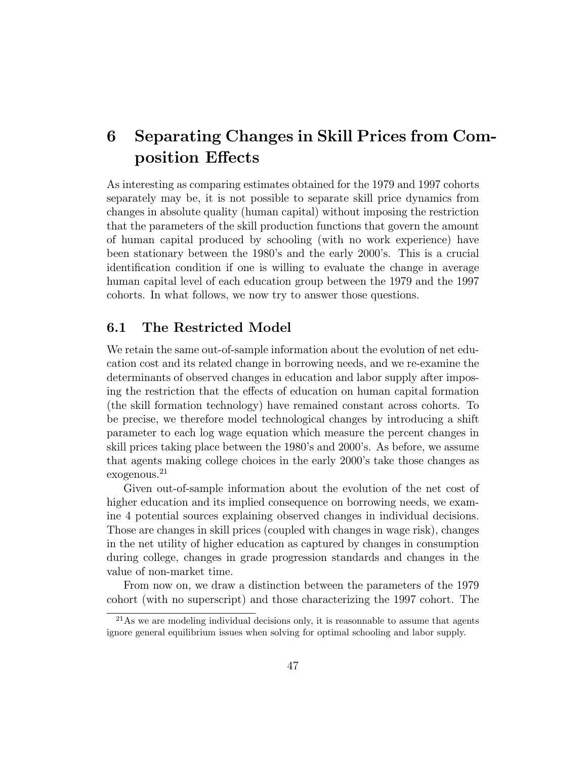# 6 Separating Changes in Skill Prices from Composition Effects

As interesting as comparing estimates obtained for the 1979 and 1997 cohorts separately may be, it is not possible to separate skill price dynamics from changes in absolute quality (human capital) without imposing the restriction that the parameters of the skill production functions that govern the amount of human capital produced by schooling (with no work experience) have been stationary between the 1980's and the early 2000's. This is a crucial identification condition if one is willing to evaluate the change in average human capital level of each education group between the 1979 and the 1997 cohorts. In what follows, we now try to answer those questions.

## 6.1 The Restricted Model

We retain the same out-of-sample information about the evolution of net education cost and its related change in borrowing needs, and we re-examine the determinants of observed changes in education and labor supply after imposing the restriction that the effects of education on human capital formation (the skill formation technology) have remained constant across cohorts. To be precise, we therefore model technological changes by introducing a shift parameter to each log wage equation which measure the percent changes in skill prices taking place between the 1980's and 2000's. As before, we assume that agents making college choices in the early 2000's take those changes as exogenous.[21]

Given out-of-sample information about the evolution of the net cost of higher education and its implied consequence on borrowing needs, we examine 4 potential sources explaining observed changes in individual decisions. Those are changes in skill prices (coupled with changes in wage risk), changes in the net utility of higher education as captured by changes in consumption during college, changes in grade progression standards and changes in the value of non-market time.

From now on, we draw a distinction between the parameters of the 1979 cohort (with no superscript) and those characterizing the 1997 cohort. The

[21] As we are modeling individual decisions only, it is reasonnable to assume that agents ignore general equilibrium issues when solving for optimal schooling and labor supply.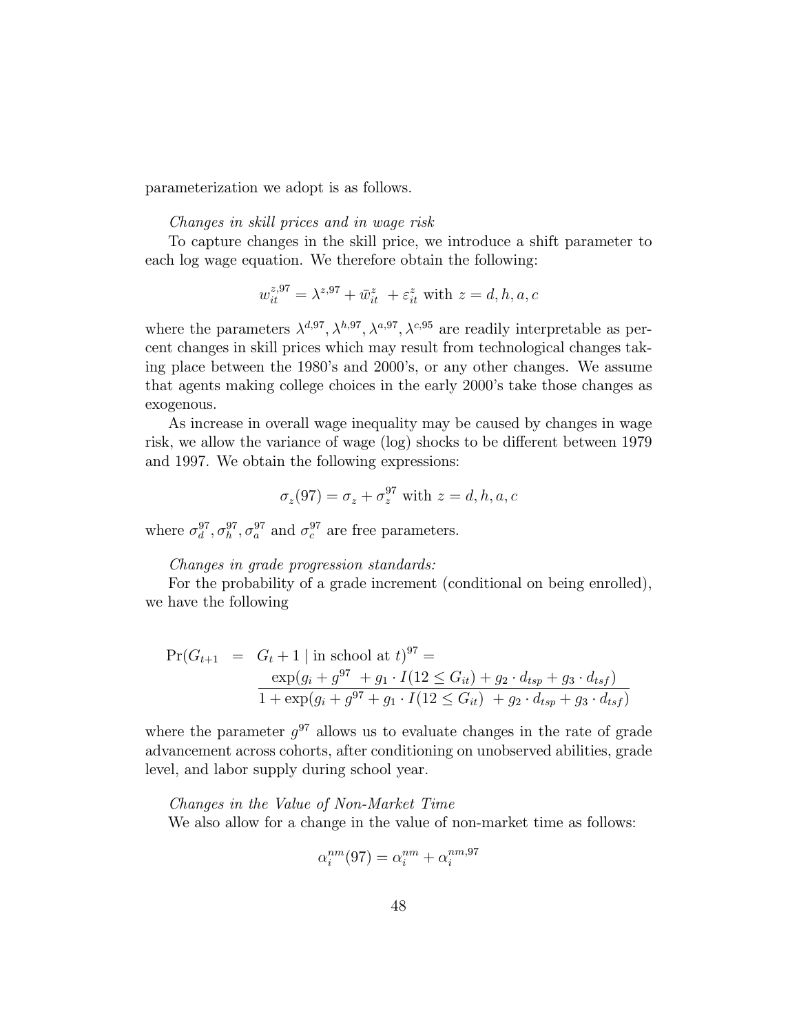parameterization we adopt is as follows.

*Changes in skill prices and in wage risk*

To capture changes in the skill price, we introduce a shift parameter to each log wage equation. We therefore obtain the following:

$$w_{it}^{z,97} = \lambda^{z,97} + \bar{w}_{it}^{z} \ + \varepsilon_{it}^{z} \text{ with } z = d, h, a, c$$

where the parameters $\lambda^{d,97}, \lambda^{h,97}, \lambda^{a,97}, \lambda^{c,95}$ are readily interpretable as percent changes in skill prices which may result from technological changes taking place between the 1980's and 2000's, or any other changes. We assume that agents making college choices in the early 2000's take those changes as exogenous.

As increase in overall wage inequality may be caused by changes in wage risk, we allow the variance of wage (log) shocks to be different between 1979 and 1997. We obtain the following expressions:

$$\sigma_z(97) = \sigma_z + \sigma_z^{97} \text{ with } z = d, h, a, c$$

where $\sigma_d^{97}, \sigma_h^{97}, \sigma_a^{97}$ and $\sigma_c^{97}$ are free parameters.

*Changes in grade progression standards:*

For the probability of a grade increment (conditional on being enrolled), we have the following

$$\begin{aligned}
\Pr(G_{t+1} \ &= \ G_t + 1 \mid \text{in school at } t)^{97} = \\
&\frac{\exp(g_i + g^{97} \ + g_1 \cdot I(12 \leq G_{it}) + g_2 \cdot d_{tsp} + g_3 \cdot d_{tsf})}{1 + \exp(g_i + g^{97} + g_1 \cdot I(12 \leq G_{it}) \ + g_2 \cdot d_{tsp} + g_3 \cdot d_{tsf})}
\end{aligned}$$

where the parameter $g^{97}$ allows us to evaluate changes in the rate of grade advancement across cohorts, after conditioning on unobserved abilities, grade level, and labor supply during school year.

*Changes in the Value of Non-Market Time*

We also allow for a change in the value of non-market time as follows:

$$\alpha_i^{nm}(97) = \alpha_i^{nm} + \alpha_i^{nm,97}$$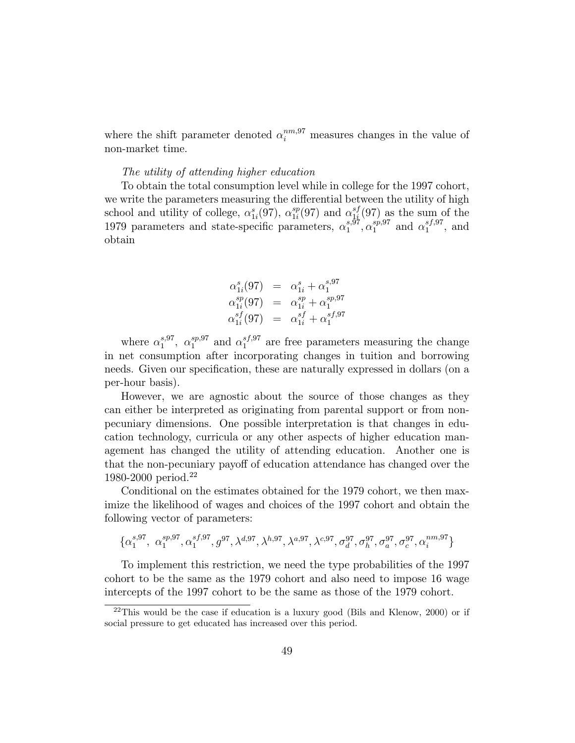where the shift parameter denoted $\alpha_i^{nm,97}$ measures changes in the value of non-market time.

*The utility of attending higher education*

To obtain the total consumption level while in college for the 1997 cohort, we write the parameters measuring the differential between the utility of high school and utility of college, $\alpha_{1i}^{s}(97)$, $\alpha_{1i}^{sp}(97)$ and $\alpha_{1i}^{sf}(97)$ as the sum of the 1979 parameters and state-specific parameters, $\alpha_1^{s,97}, \alpha_1^{sp,97}$ and $\alpha_1^{sf,97}$, and obtain

$$
\begin{aligned}
\alpha_{1i}^{s}(97) &= \alpha_{1i}^{s} + \alpha_1^{s,97} \\
\alpha_{1i}^{sp}(97) &= \alpha_{1i}^{sp} + \alpha_1^{sp,97} \\
\alpha_{1i}^{sf}(97) &= \alpha_{1i}^{sf} + \alpha_1^{sf,97}
\end{aligned}
$$

where $\alpha_1^{s,97}$, $\alpha_1^{sp,97}$ and $\alpha_1^{sf,97}$ are free parameters measuring the change in net consumption after incorporating changes in tuition and borrowing needs. Given our specification, these are naturally expressed in dollars (on a per-hour basis).

However, we are agnostic about the source of those changes as they can either be interpreted as originating from parental support or from non-pecuniary dimensions. One possible interpretation is that changes in education technology, curricula or any other aspects of higher education management has changed the utility of attending education. Another one is that the non-pecuniary payoff of education attendance has changed over the 1980-2000 period.[22]

Conditional on the estimates obtained for the 1979 cohort, we then maximize the likelihood of wages and choices of the 1997 cohort and obtain the following vector of parameters:

$$
\{\alpha_1^{s,97},\ \alpha_1^{sp,97}, \alpha_1^{sf,97}, g^{97}, \lambda^{d,97}, \lambda^{h,97}, \lambda^{a,97}, \lambda^{c,97}, \sigma_d^{97}, \sigma_h^{97}, \sigma_a^{97}, \sigma_c^{97}, \alpha_i^{nm,97}\}
$$

To implement this restriction, we need the type probabilities of the 1997 cohort to be the same as the 1979 cohort and also need to impose 16 wage intercepts of the 1997 cohort to be the same as those of the 1979 cohort.

[22] This would be the case if education is a luxury good (Bils and Klenow, 2000) or if social pressure to get educated has increased over this period.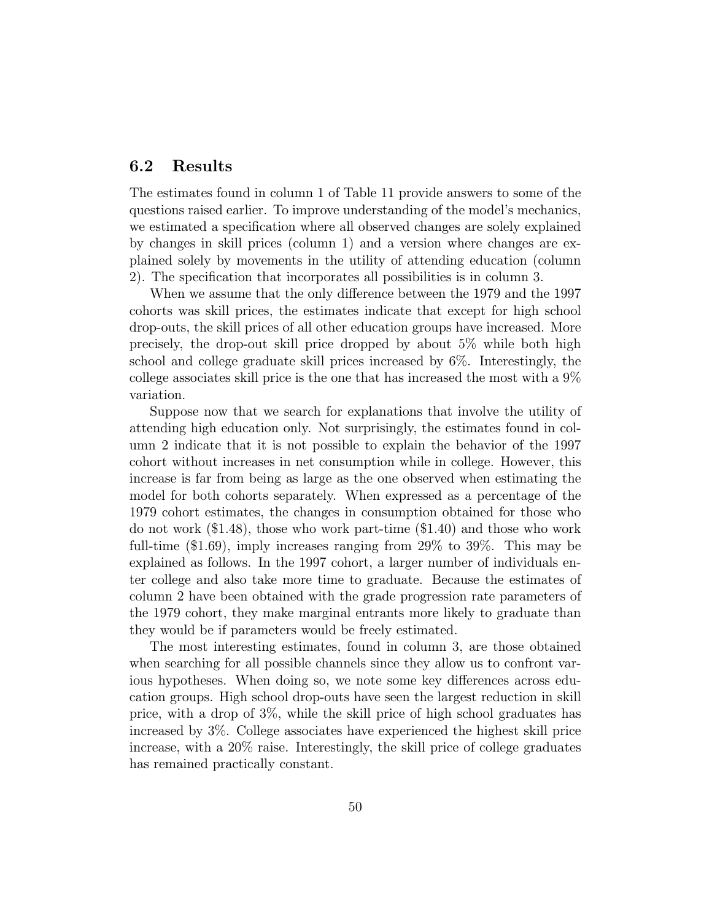## 6.2 Results

The estimates found in column 1 of Table 11 provide answers to some of the questions raised earlier. To improve understanding of the model's mechanics, we estimated a specification where all observed changes are solely explained by changes in skill prices (column 1) and a version where changes are explained solely by movements in the utility of attending education (column 2). The specification that incorporates all possibilities is in column 3.

When we assume that the only difference between the 1979 and the 1997 cohorts was skill prices, the estimates indicate that except for high school drop-outs, the skill prices of all other education groups have increased. More precisely, the drop-out skill price dropped by about 5% while both high school and college graduate skill prices increased by 6%. Interestingly, the college associates skill price is the one that has increased the most with a 9% variation.

Suppose now that we search for explanations that involve the utility of attending high education only. Not surprisingly, the estimates found in column 2 indicate that it is not possible to explain the behavior of the 1997 cohort without increases in net consumption while in college. However, this increase is far from being as large as the one observed when estimating the model for both cohorts separately. When expressed as a percentage of the 1979 cohort estimates, the changes in consumption obtained for those who do not work (\$1.48), those who work part-time (\$1.40) and those who work full-time (\$1.69), imply increases ranging from 29% to 39%. This may be explained as follows. In the 1997 cohort, a larger number of individuals enter college and also take more time to graduate. Because the estimates of column 2 have been obtained with the grade progression rate parameters of the 1979 cohort, they make marginal entrants more likely to graduate than they would be if parameters would be freely estimated.

The most interesting estimates, found in column 3, are those obtained when searching for all possible channels since they allow us to confront various hypotheses. When doing so, we note some key differences across education groups. High school drop-outs have seen the largest reduction in skill price, with a drop of 3%, while the skill price of high school graduates has increased by 3%. College associates have experienced the highest skill price increase, with a 20% raise. Interestingly, the skill price of college graduates has remained practically constant.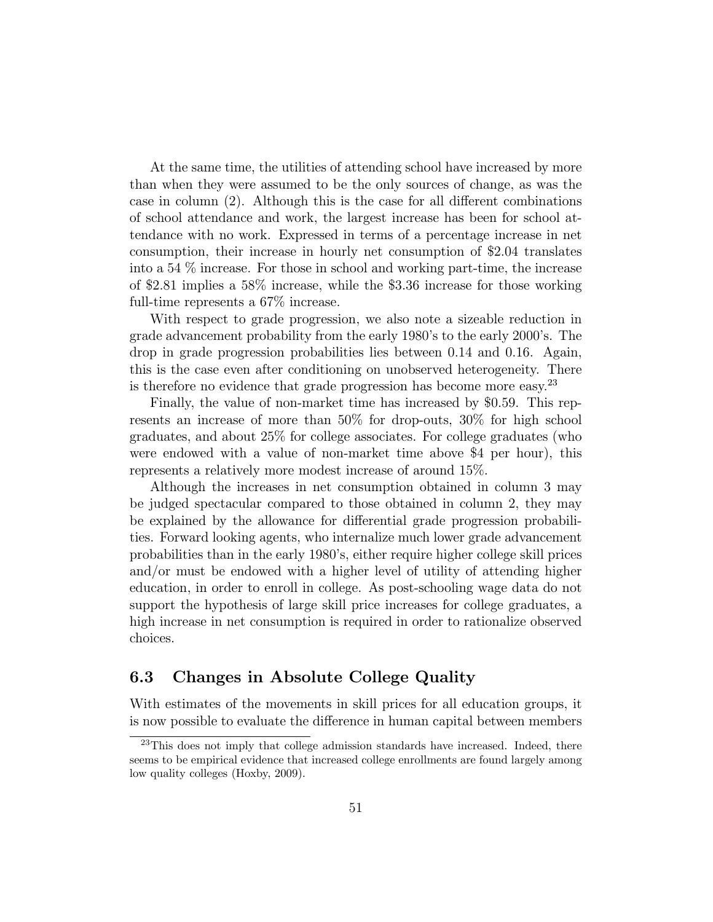At the same time, the utilities of attending school have increased by more than when they were assumed to be the only sources of change, as was the case in column (2). Although this is the case for all different combinations of school attendance and work, the largest increase has been for school attendance with no work. Expressed in terms of a percentage increase in net consumption, their increase in hourly net consumption of $2.04 translates into a 54 % increase. For those in school and working part-time, the increase of $2.81 implies a 58% increase, while the $3.36 increase for those working full-time represents a 67% increase.

With respect to grade progression, we also note a sizeable reduction in grade advancement probability from the early 1980's to the early 2000's. The drop in grade progression probabilities lies between 0.14 and 0.16. Again, this is the case even after conditioning on unobserved heterogeneity. There is therefore no evidence that grade progression has become more easy.[23]

Finally, the value of non-market time has increased by $0.59. This represents an increase of more than 50% for drop-outs, 30% for high school graduates, and about 25% for college associates. For college graduates (who were endowed with a value of non-market time above $4 per hour), this represents a relatively more modest increase of around 15%.

Although the increases in net consumption obtained in column 3 may be judged spectacular compared to those obtained in column 2, they may be explained by the allowance for differential grade progression probabilities. Forward looking agents, who internalize much lower grade advancement probabilities than in the early 1980's, either require higher college skill prices and/or must be endowed with a higher level of utility of attending higher education, in order to enroll in college. As post-schooling wage data do not support the hypothesis of large skill price increases for college graduates, a high increase in net consumption is required in order to rationalize observed choices.

## 6.3 Changes in Absolute College Quality

With estimates of the movements in skill prices for all education groups, it is now possible to evaluate the difference in human capital between members

[23] This does not imply that college admission standards have increased. Indeed, there seems to be empirical evidence that increased college enrollments are found largely among low quality colleges (Hoxby, 2009).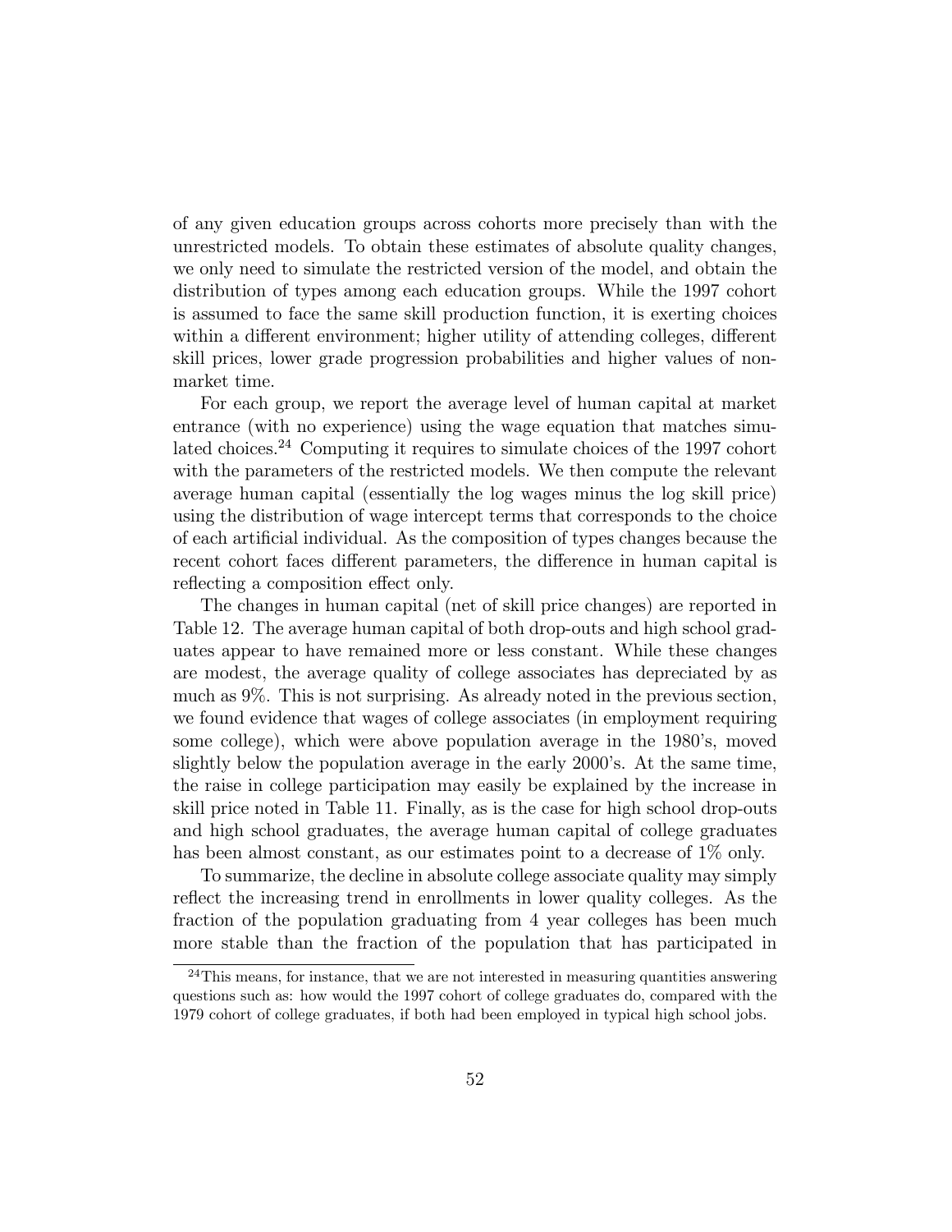of any given education groups across cohorts more precisely than with the unrestricted models. To obtain these estimates of absolute quality changes, we only need to simulate the restricted version of the model, and obtain the distribution of types among each education groups. While the 1997 cohort is assumed to face the same skill production function, it is exerting choices within a different environment; higher utility of attending colleges, different skill prices, lower grade progression probabilities and higher values of non-market time.

For each group, we report the average level of human capital at market entrance (with no experience) using the wage equation that matches simulated choices.[24] Computing it requires to simulate choices of the 1997 cohort with the parameters of the restricted models. We then compute the relevant average human capital (essentially the log wages minus the log skill price) using the distribution of wage intercept terms that corresponds to the choice of each artificial individual. As the composition of types changes because the recent cohort faces different parameters, the difference in human capital is reflecting a composition effect only.

The changes in human capital (net of skill price changes) are reported in Table 12. The average human capital of both drop-outs and high school graduates appear to have remained more or less constant. While these changes are modest, the average quality of college associates has depreciated by as much as 9%. This is not surprising. As already noted in the previous section, we found evidence that wages of college associates (in employment requiring some college), which were above population average in the 1980's, moved slightly below the population average in the early 2000's. At the same time, the raise in college participation may easily be explained by the increase in skill price noted in Table 11. Finally, as is the case for high school drop-outs and high school graduates, the average human capital of college graduates has been almost constant, as our estimates point to a decrease of 1% only.

To summarize, the decline in absolute college associate quality may simply reflect the increasing trend in enrollments in lower quality colleges. As the fraction of the population graduating from 4 year colleges has been much more stable than the fraction of the population that has participated in

[24] This means, for instance, that we are not interested in measuring quantities answering questions such as: how would the 1997 cohort of college graduates do, compared with the 1979 cohort of college graduates, if both had been employed in typical high school jobs.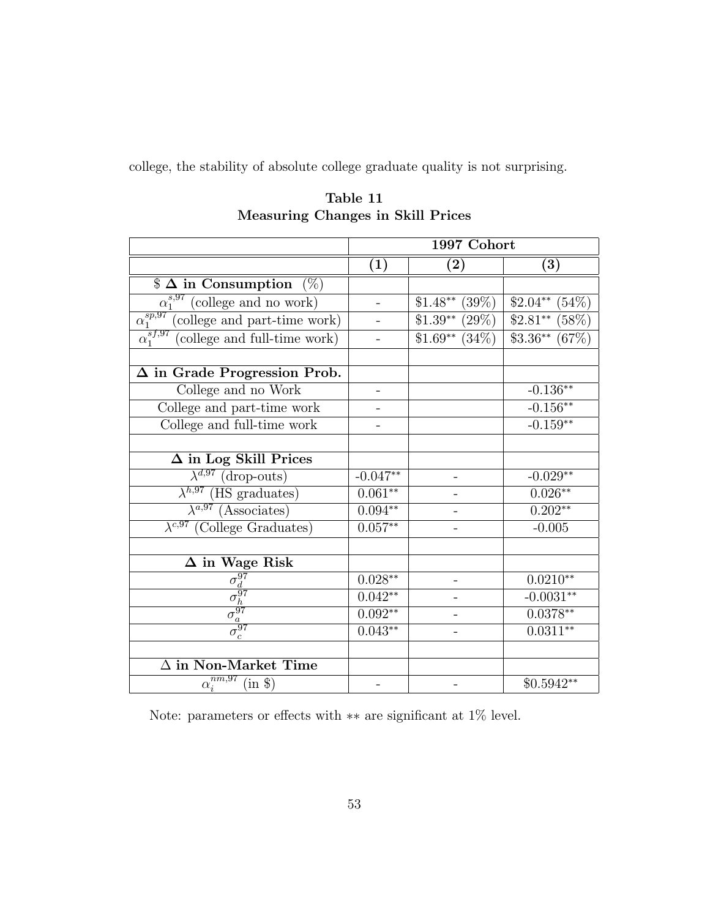college, the stability of absolute college graduate quality is not surprising.

**Table 11**
**Measuring Changes in Skill Prices**

| | 1997 Cohort | | |
|---|---|---|---|
| | **(1)** | **(2)** | **(3)** |
| **\$ Δ in Consumption (%)** | | | |
| $\alpha_1^{s,97}$ (college and no work) | - | \$1.48** (39%) | \$2.04** (54%) |
| $\alpha_1^{sp,97}$ (college and part-time work) | - | \$1.39** (29%) | \$2.81** (58%) |
| $\alpha_1^{sf,97}$ (college and full-time work) | - | \$1.69** (34%) | \$3.36** (67%) |
| | | | |
| **Δ in Grade Progression Prob.** | | | |
| College and no Work | - | | -0.136** |
| College and part-time work | - | | -0.156** |
| College and full-time work | - | | -0.159** |
| | | | |
| **Δ in Log Skill Prices** | | | |
| $\lambda^{d,97}$ (drop-outs) | -0.047** | - | -0.029** |
| $\lambda^{h,97}$ (HS graduates) | 0.061** | - | 0.026** |
| $\lambda^{a,97}$ (Associates) | 0.094** | - | 0.202** |
| $\lambda^{c,97}$ (College Graduates) | 0.057** | - | -0.005 |
| | | | |
| **Δ in Wage Risk** | | | |
| $\sigma_d^{97}$ | 0.028** | - | 0.0210** |
| $\sigma_h^{97}$ | 0.042** | - | -0.0031** |
| $\sigma_a^{97}$ | 0.092** | - | 0.0378** |
| $\sigma_c^{97}$ | 0.043** | - | 0.0311** |
| | | | |
| **Δ in Non-Market Time** | | | |
| $\alpha_i^{nm,97}$ (in \$) | - | - | \$0.5942** |

Note: parameters or effects with ∗∗ are significant at 1% level.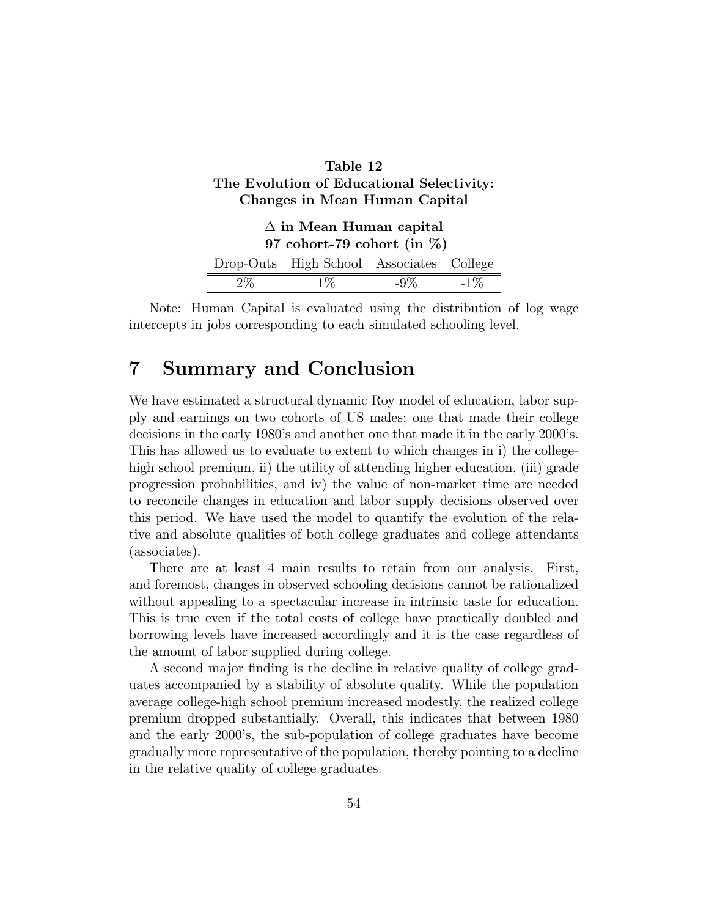**Table 12**
**The Evolution of Educational Selectivity:**
**Changes in Mean Human Capital**

| **Δ in Mean Human capital** | | | |
|---|---|---|---|
| **97 cohort-79 cohort (in %)** | | | |
| Drop-Outs | High School | Associates | College |
| 2% | 1% | -9% | -1% |

Note: Human Capital is evaluated using the distribution of log wage intercepts in jobs corresponding to each simulated schooling level.

# 7 Summary and Conclusion

We have estimated a structural dynamic Roy model of education, labor supply and earnings on two cohorts of US males; one that made their college decisions in the early 1980's and another one that made it in the early 2000's. This has allowed us to evaluate to extent to which changes in i) the college-high school premium, ii) the utility of attending higher education, (iii) grade progression probabilities, and iv) the value of non-market time are needed to reconcile changes in education and labor supply decisions observed over this period. We have used the model to quantify the evolution of the relative and absolute qualities of both college graduates and college attendants (associates).

There are at least 4 main results to retain from our analysis. First, and foremost, changes in observed schooling decisions cannot be rationalized without appealing to a spectacular increase in intrinsic taste for education. This is true even if the total costs of college have practically doubled and borrowing levels have increased accordingly and it is the case regardless of the amount of labor supplied during college.

A second major finding is the decline in relative quality of college graduates accompanied by a stability of absolute quality. While the population average college-high school premium increased modestly, the realized college premium dropped substantially. Overall, this indicates that between 1980 and the early 2000's, the sub-population of college graduates have become gradually more representative of the population, thereby pointing to a decline in the relative quality of college graduates.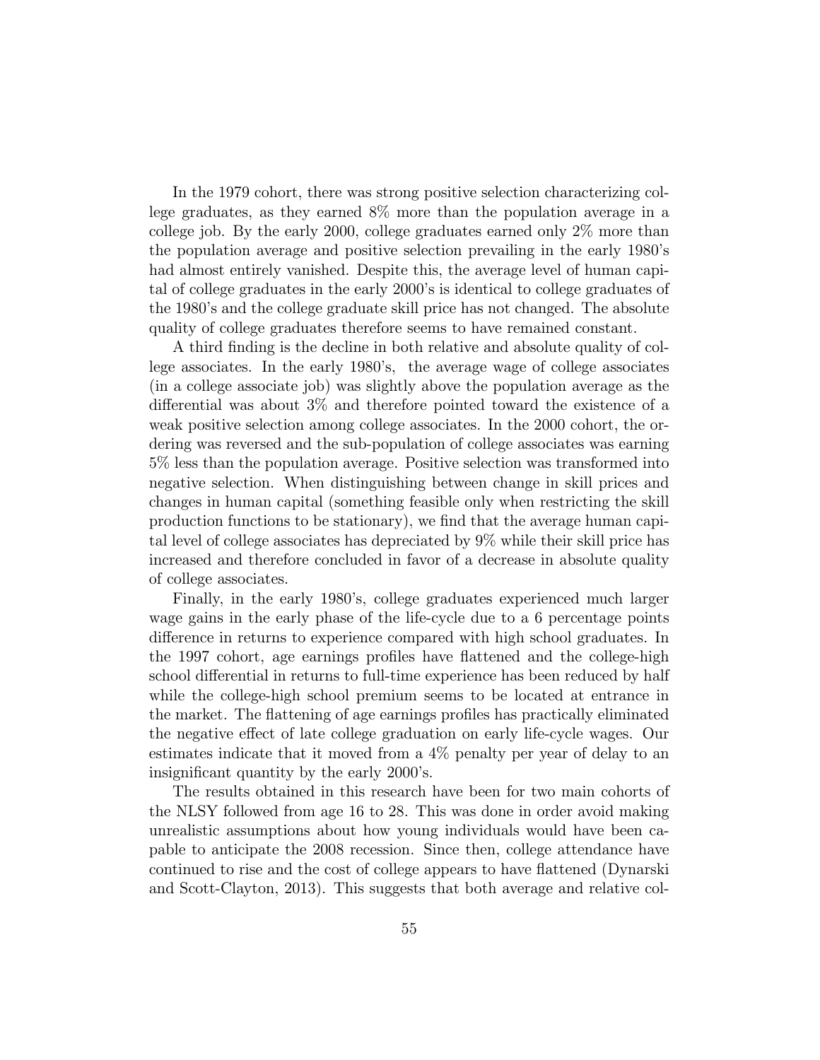In the 1979 cohort, there was strong positive selection characterizing college graduates, as they earned 8% more than the population average in a college job. By the early 2000, college graduates earned only 2% more than the population average and positive selection prevailing in the early 1980's had almost entirely vanished. Despite this, the average level of human capital of college graduates in the early 2000's is identical to college graduates of the 1980's and the college graduate skill price has not changed. The absolute quality of college graduates therefore seems to have remained constant.

A third finding is the decline in both relative and absolute quality of college associates. In the early 1980's, the average wage of college associates (in a college associate job) was slightly above the population average as the differential was about 3% and therefore pointed toward the existence of a weak positive selection among college associates. In the 2000 cohort, the ordering was reversed and the sub-population of college associates was earning 5% less than the population average. Positive selection was transformed into negative selection. When distinguishing between change in skill prices and changes in human capital (something feasible only when restricting the skill production functions to be stationary), we find that the average human capital level of college associates has depreciated by 9% while their skill price has increased and therefore concluded in favor of a decrease in absolute quality of college associates.

Finally, in the early 1980's, college graduates experienced much larger wage gains in the early phase of the life-cycle due to a 6 percentage points difference in returns to experience compared with high school graduates. In the 1997 cohort, age earnings profiles have flattened and the college-high school differential in returns to full-time experience has been reduced by half while the college-high school premium seems to be located at entrance in the market. The flattening of age earnings profiles has practically eliminated the negative effect of late college graduation on early life-cycle wages. Our estimates indicate that it moved from a 4% penalty per year of delay to an insignificant quantity by the early 2000's.

The results obtained in this research have been for two main cohorts of the NLSY followed from age 16 to 28. This was done in order avoid making unrealistic assumptions about how young individuals would have been capable to anticipate the 2008 recession. Since then, college attendance have continued to rise and the cost of college appears to have flattened (Dynarski and Scott-Clayton, 2013). This suggests that both average and relative col-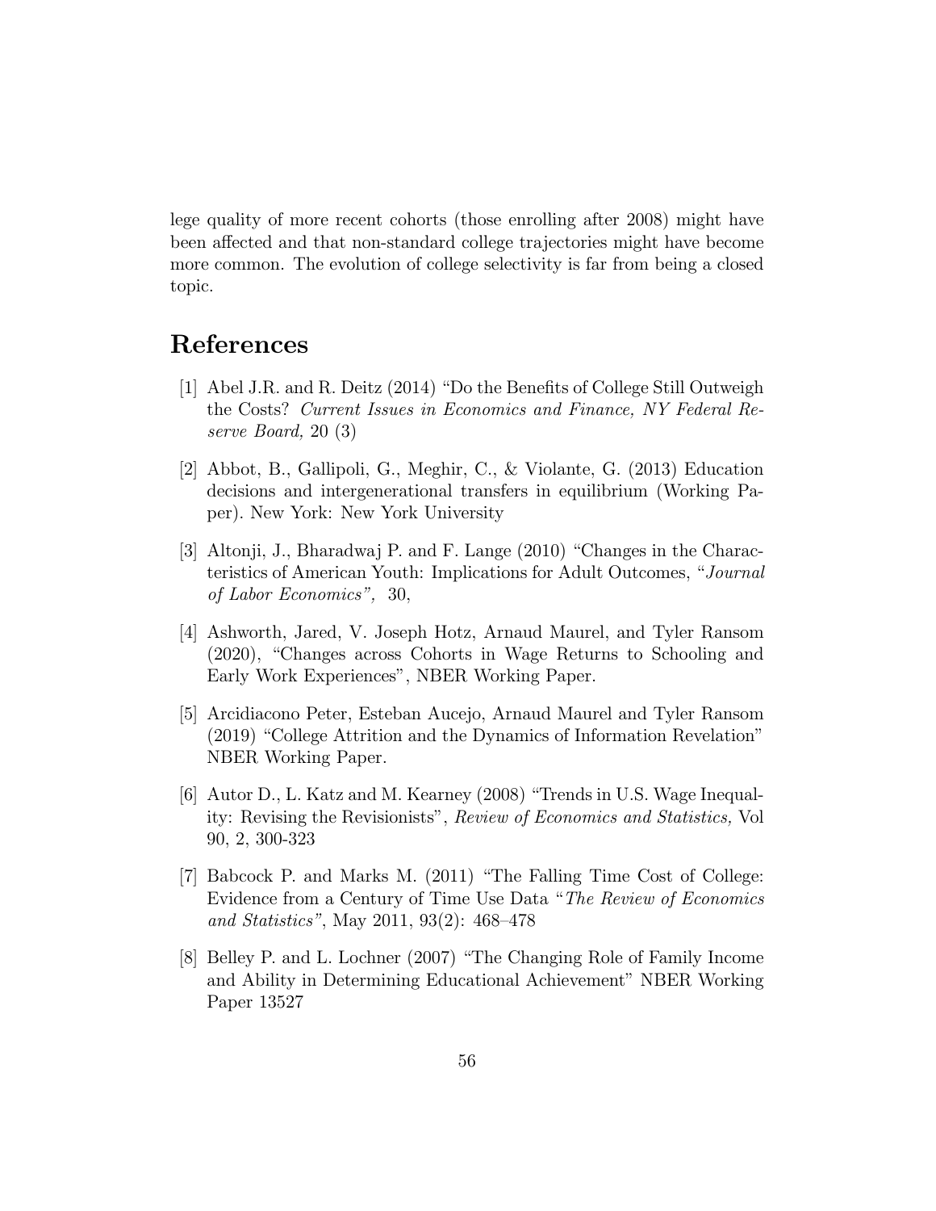lege quality of more recent cohorts (those enrolling after 2008) might have been affected and that non-standard college trajectories might have become more common. The evolution of college selectivity is far from being a closed topic.

# References

[1] Abel J.R. and R. Deitz (2014) "Do the Benefits of College Still Outweigh the Costs? *Current Issues in Economics and Finance, NY Federal Reserve Board,* 20 (3)

[2] Abbot, B., Gallipoli, G., Meghir, C., & Violante, G. (2013) Education decisions and intergenerational transfers in equilibrium (Working Paper). New York: New York University

[3] Altonji, J., Bharadwaj P. and F. Lange (2010) "Changes in the Characteristics of American Youth: Implications for Adult Outcomes, "*Journal of Labor Economics",* 30,

[4] Ashworth, Jared, V. Joseph Hotz, Arnaud Maurel, and Tyler Ransom (2020), "Changes across Cohorts in Wage Returns to Schooling and Early Work Experiences", NBER Working Paper.

[5] Arcidiacono Peter, Esteban Aucejo, Arnaud Maurel and Tyler Ransom (2019) "College Attrition and the Dynamics of Information Revelation" NBER Working Paper.

[6] Autor D., L. Katz and M. Kearney (2008) "Trends in U.S. Wage Inequality: Revising the Revisionists", *Review of Economics and Statistics,* Vol 90, 2, 300-323

[7] Babcock P. and Marks M. (2011) "The Falling Time Cost of College: Evidence from a Century of Time Use Data "*The Review of Economics and Statistics"*, May 2011, 93(2): 468–478

[8] Belley P. and L. Lochner (2007) "The Changing Role of Family Income and Ability in Determining Educational Achievement" NBER Working Paper 13527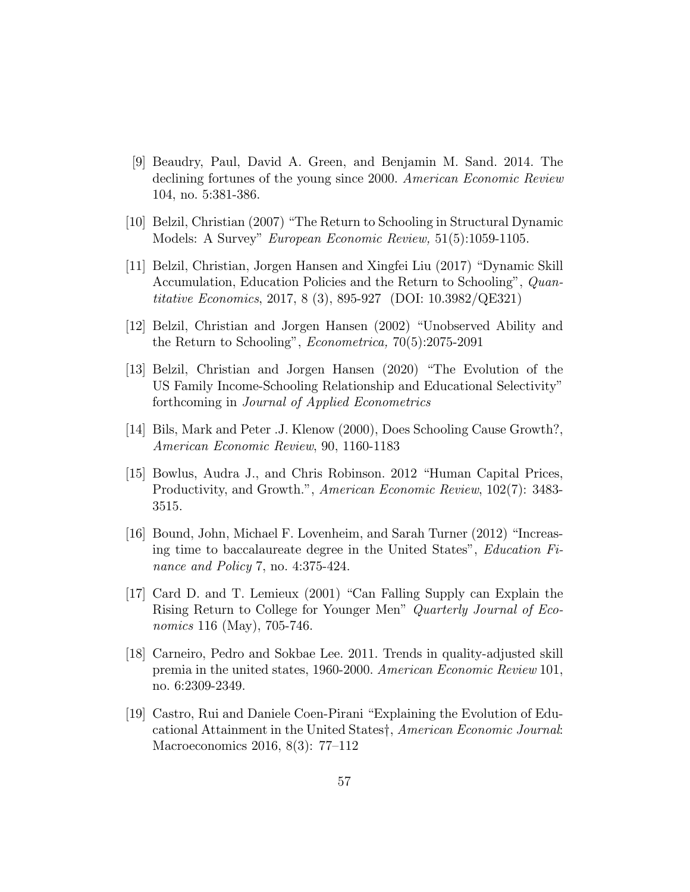[9] Beaudry, Paul, David A. Green, and Benjamin M. Sand. 2014. The declining fortunes of the young since 2000. *American Economic Review* 104, no. 5:381-386.

[10] Belzil, Christian (2007) "The Return to Schooling in Structural Dynamic Models: A Survey" *European Economic Review,* 51(5):1059-1105.

[11] Belzil, Christian, Jorgen Hansen and Xingfei Liu (2017) "Dynamic Skill Accumulation, Education Policies and the Return to Schooling", *Quantitative Economics*, 2017, 8 (3), 895-927 (DOI: 10.3982/QE321)

[12] Belzil, Christian and Jorgen Hansen (2002) "Unobserved Ability and the Return to Schooling", *Econometrica,* 70(5):2075-2091

[13] Belzil, Christian and Jorgen Hansen (2020) "The Evolution of the US Family Income-Schooling Relationship and Educational Selectivity" forthcoming in *Journal of Applied Econometrics*

[14] Bils, Mark and Peter .J. Klenow (2000), Does Schooling Cause Growth?, *American Economic Review*, 90, 1160-1183

[15] Bowlus, Audra J., and Chris Robinson. 2012 "Human Capital Prices, Productivity, and Growth.", *American Economic Review*, 102(7): 3483-3515.

[16] Bound, John, Michael F. Lovenheim, and Sarah Turner (2012) "Increasing time to baccalaureate degree in the United States", *Education Finance and Policy* 7, no. 4:375-424.

[17] Card D. and T. Lemieux (2001) "Can Falling Supply can Explain the Rising Return to College for Younger Men" *Quarterly Journal of Economics* 116 (May), 705-746.

[18] Carneiro, Pedro and Sokbae Lee. 2011. Trends in quality-adjusted skill premia in the united states, 1960-2000. *American Economic Review* 101, no. 6:2309-2349.

[19] Castro, Rui and Daniele Coen-Pirani "Explaining the Evolution of Educational Attainment in the United States†, *American Economic Journal*: Macroeconomics 2016, 8(3): 77–112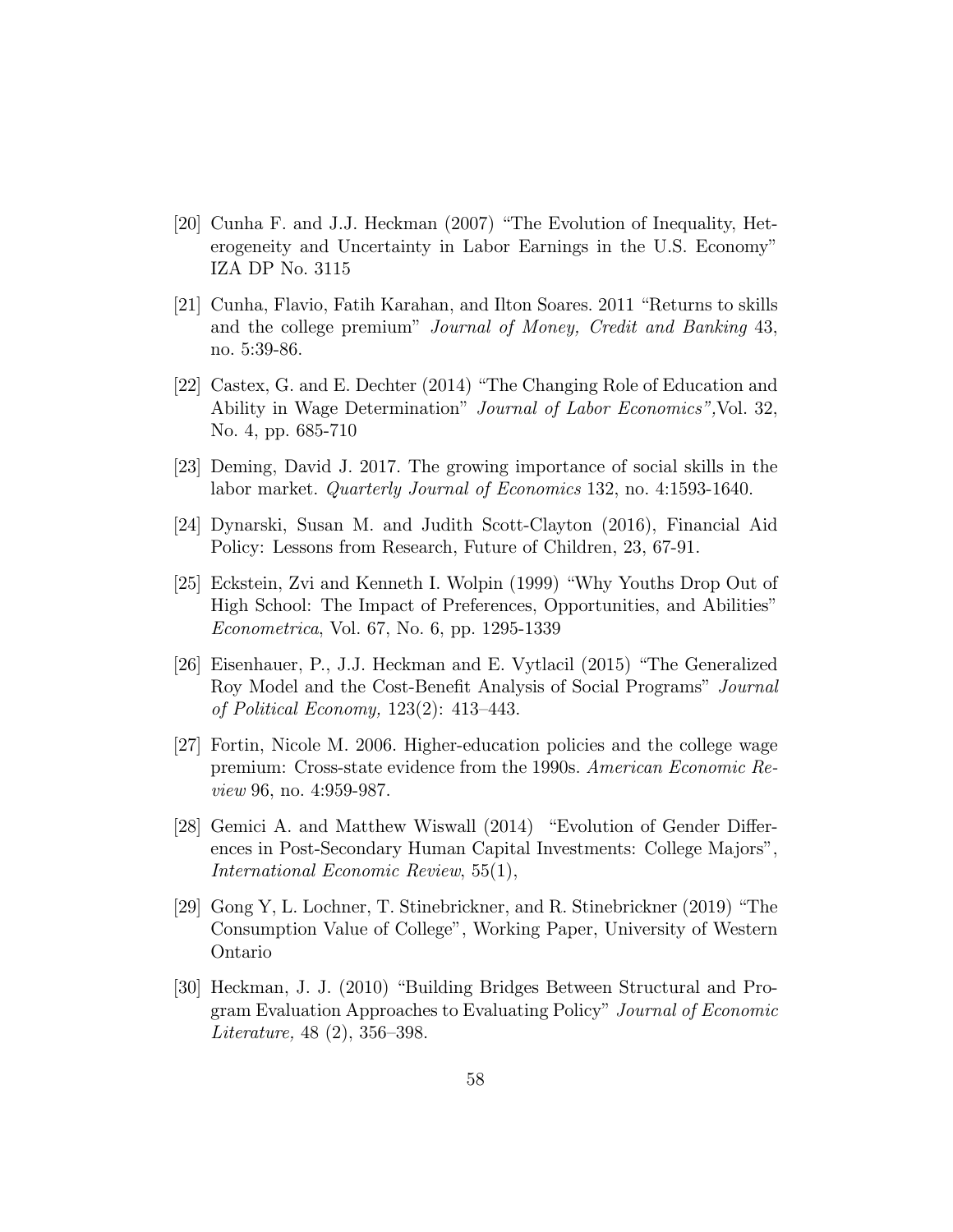[20] Cunha F. and J.J. Heckman (2007) "The Evolution of Inequality, Heterogeneity and Uncertainty in Labor Earnings in the U.S. Economy" IZA DP No. 3115

[21] Cunha, Flavio, Fatih Karahan, and Ilton Soares. 2011 "Returns to skills and the college premium" *Journal of Money, Credit and Banking* 43, no. 5:39-86.

[22] Castex, G. and E. Dechter (2014) "The Changing Role of Education and Ability in Wage Determination" *Journal of Labor Economics",*Vol. 32, No. 4, pp. 685-710

[23] Deming, David J. 2017. The growing importance of social skills in the labor market. *Quarterly Journal of Economics* 132, no. 4:1593-1640.

[24] Dynarski, Susan M. and Judith Scott-Clayton (2016), Financial Aid Policy: Lessons from Research, Future of Children, 23, 67-91.

[25] Eckstein, Zvi and Kenneth I. Wolpin (1999) "Why Youths Drop Out of High School: The Impact of Preferences, Opportunities, and Abilities" *Econometrica*, Vol. 67, No. 6, pp. 1295-1339

[26] Eisenhauer, P., J.J. Heckman and E. Vytlacil (2015) "The Generalized Roy Model and the Cost-Benefit Analysis of Social Programs" *Journal of Political Economy,* 123(2): 413–443.

[27] Fortin, Nicole M. 2006. Higher-education policies and the college wage premium: Cross-state evidence from the 1990s. *American Economic Review* 96, no. 4:959-987.

[28] Gemici A. and Matthew Wiswall (2014) "Evolution of Gender Differences in Post-Secondary Human Capital Investments: College Majors", *International Economic Review*, 55(1),

[29] Gong Y, L. Lochner, T. Stinebrickner, and R. Stinebrickner (2019) "The Consumption Value of College", Working Paper, University of Western Ontario

[30] Heckman, J. J. (2010) "Building Bridges Between Structural and Program Evaluation Approaches to Evaluating Policy" *Journal of Economic Literature,* 48 (2), 356–398.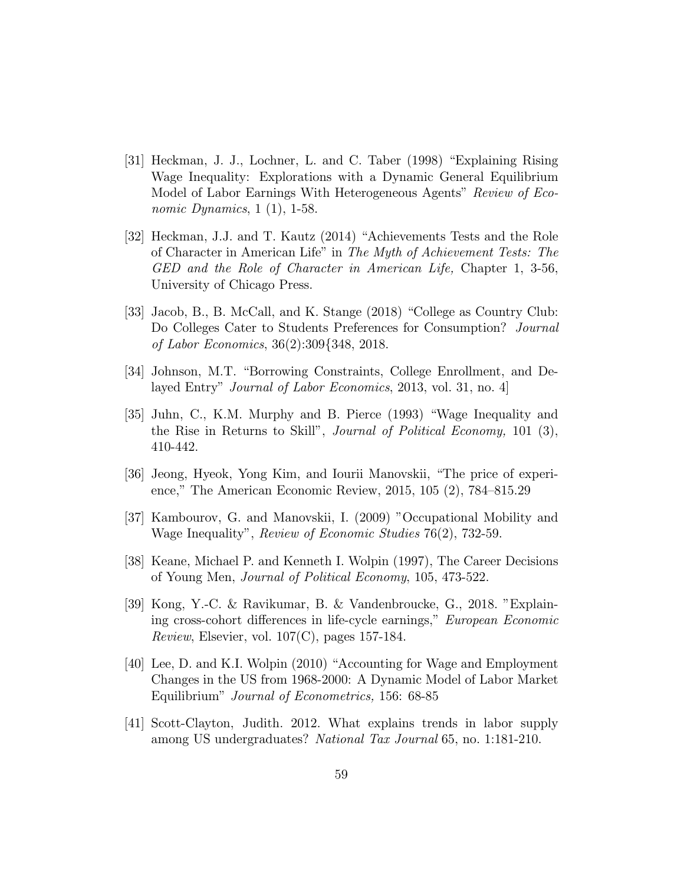[31] Heckman, J. J., Lochner, L. and C. Taber (1998) "Explaining Rising Wage Inequality: Explorations with a Dynamic General Equilibrium Model of Labor Earnings With Heterogeneous Agents" *Review of Economic Dynamics*, 1 (1), 1-58.

[32] Heckman, J.J. and T. Kautz (2014) "Achievements Tests and the Role of Character in American Life" in *The Myth of Achievement Tests: The GED and the Role of Character in American Life,* Chapter 1, 3-56, University of Chicago Press.

[33] Jacob, B., B. McCall, and K. Stange (2018) "College as Country Club: Do Colleges Cater to Students Preferences for Consumption? *Journal of Labor Economics*, 36(2):309{348, 2018.

[34] Johnson, M.T. "Borrowing Constraints, College Enrollment, and Delayed Entry" *Journal of Labor Economics*, 2013, vol. 31, no. 4]

[35] Juhn, C., K.M. Murphy and B. Pierce (1993) "Wage Inequality and the Rise in Returns to Skill", *Journal of Political Economy,* 101 (3), 410-442.

[36] Jeong, Hyeok, Yong Kim, and Iourii Manovskii, "The price of experience," The American Economic Review, 2015, 105 (2), 784–815.29

[37] Kambourov, G. and Manovskii, I. (2009) "Occupational Mobility and Wage Inequality", *Review of Economic Studies* 76(2), 732-59.

[38] Keane, Michael P. and Kenneth I. Wolpin (1997), The Career Decisions of Young Men, *Journal of Political Economy*, 105, 473-522.

[39] Kong, Y.-C. & Ravikumar, B. & Vandenbroucke, G., 2018. "Explaining cross-cohort differences in life-cycle earnings," *European Economic Review*, Elsevier, vol. 107(C), pages 157-184.

[40] Lee, D. and K.I. Wolpin (2010) "Accounting for Wage and Employment Changes in the US from 1968-2000: A Dynamic Model of Labor Market Equilibrium" *Journal of Econometrics,* 156: 68-85

[41] Scott-Clayton, Judith. 2012. What explains trends in labor supply among US undergraduates? *National Tax Journal* 65, no. 1:181-210.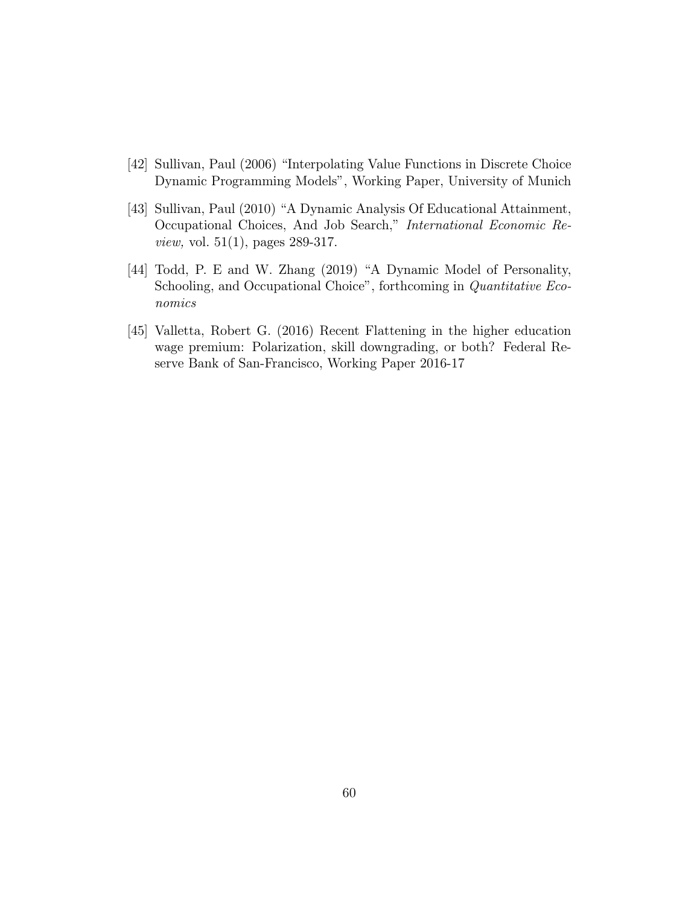[42] Sullivan, Paul (2006) "Interpolating Value Functions in Discrete Choice Dynamic Programming Models", Working Paper, University of Munich

[43] Sullivan, Paul (2010) "A Dynamic Analysis Of Educational Attainment, Occupational Choices, And Job Search," *International Economic Review,* vol. 51(1), pages 289-317.

[44] Todd, P. E and W. Zhang (2019) "A Dynamic Model of Personality, Schooling, and Occupational Choice", forthcoming in *Quantitative Economics*

[45] Valletta, Robert G. (2016) Recent Flattening in the higher education wage premium: Polarization, skill downgrading, or both? Federal Reserve Bank of San-Francisco, Working Paper 2016-17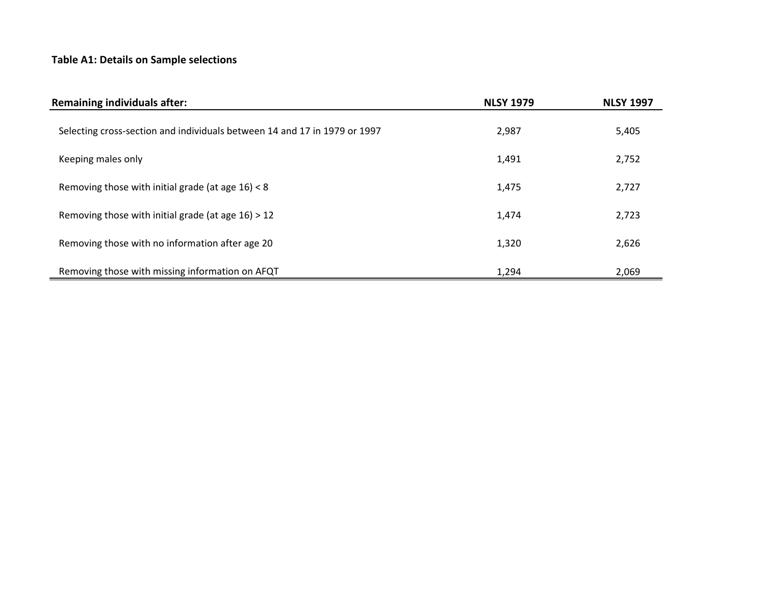**Table A1: Details on Sample selections**

| Remaining individuals after: | NLSY 1979 | NLSY 1997 |
| --- | --- | --- |
| Selecting cross-section and individuals between 14 and 17 in 1979 or 1997 | 2,987 | 5,405 |
| Keeping males only | 1,491 | 2,752 |
| Removing those with initial grade (at age 16) < 8 | 1,475 | 2,727 |
| Removing those with initial grade (at age 16) > 12 | 1,474 | 2,723 |
| Removing those with no information after age 20 | 1,320 | 2,626 |
| Removing those with missing information on AFQT | 1,294 | 2,069 |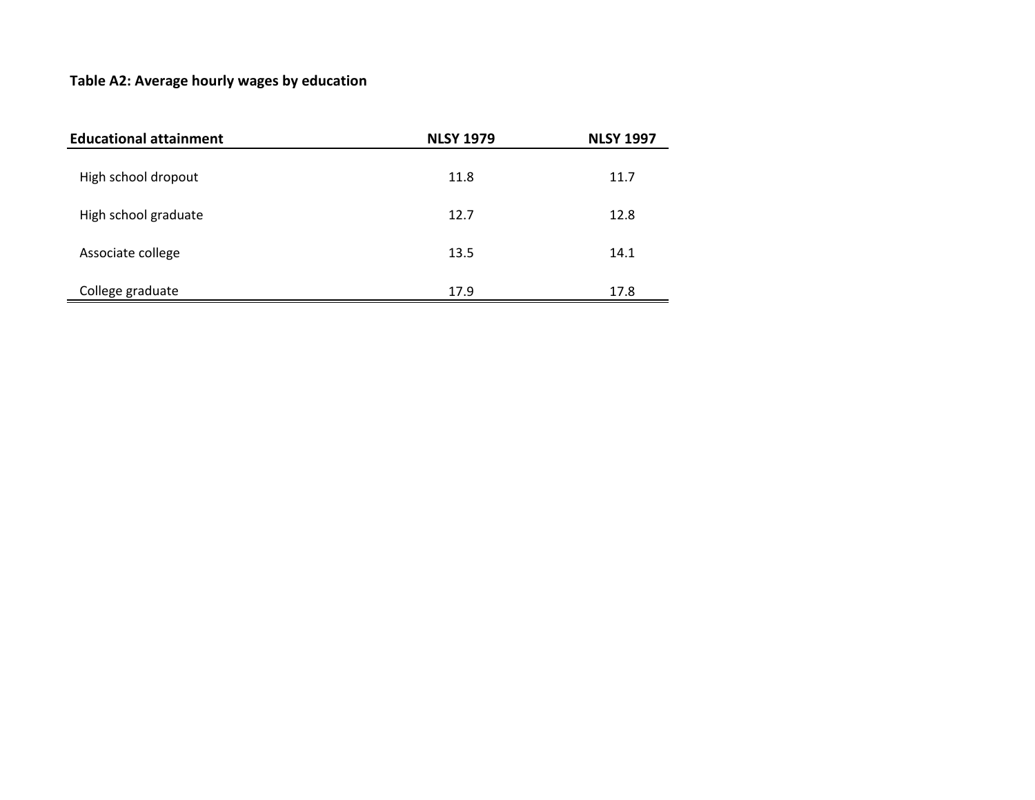**Table A2: Average hourly wages by education**

| Educational attainment | NLSY 1979 | NLSY 1997 |
|---|---|---|
| High school dropout | 11.8 | 11.7 |
| High school graduate | 12.7 | 12.8 |
| Associate college | 13.5 | 14.1 |
| College graduate | 17.9 | 17.8 |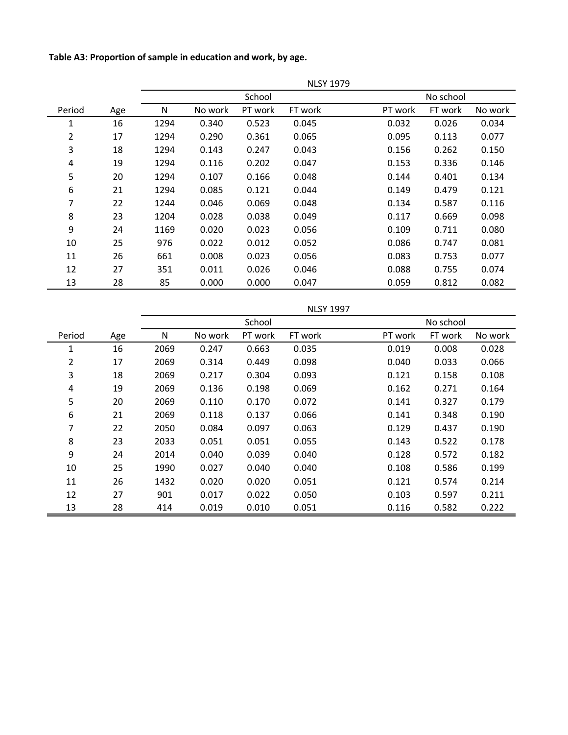**Table A3: Proportion of sample in education and work, by age.**

| | | NLSY 1979 | | | | | | |
|---|---|---|---|---|---|---|---|---|
| | | School | | | | No school | | |
| Period | Age | N | No work | PT work | FT work | PT work | FT work | No work |
| 1 | 16 | 1294 | 0.340 | 0.523 | 0.045 | 0.032 | 0.026 | 0.034 |
| 2 | 17 | 1294 | 0.290 | 0.361 | 0.065 | 0.095 | 0.113 | 0.077 |
| 3 | 18 | 1294 | 0.143 | 0.247 | 0.043 | 0.156 | 0.262 | 0.150 |
| 4 | 19 | 1294 | 0.116 | 0.202 | 0.047 | 0.153 | 0.336 | 0.146 |
| 5 | 20 | 1294 | 0.107 | 0.166 | 0.048 | 0.144 | 0.401 | 0.134 |
| 6 | 21 | 1294 | 0.085 | 0.121 | 0.044 | 0.149 | 0.479 | 0.121 |
| 7 | 22 | 1244 | 0.046 | 0.069 | 0.048 | 0.134 | 0.587 | 0.116 |
| 8 | 23 | 1204 | 0.028 | 0.038 | 0.049 | 0.117 | 0.669 | 0.098 |
| 9 | 24 | 1169 | 0.020 | 0.023 | 0.056 | 0.109 | 0.711 | 0.080 |
| 10 | 25 | 976 | 0.022 | 0.012 | 0.052 | 0.086 | 0.747 | 0.081 |
| 11 | 26 | 661 | 0.008 | 0.023 | 0.056 | 0.083 | 0.753 | 0.077 |
| 12 | 27 | 351 | 0.011 | 0.026 | 0.046 | 0.088 | 0.755 | 0.074 |
| 13 | 28 | 85 | 0.000 | 0.000 | 0.047 | 0.059 | 0.812 | 0.082 |

| | | NLSY 1997 | | | | | | |
|---|---|---|---|---|---|---|---|---|
| | | School | | | | No school | | |
| Period | Age | N | No work | PT work | FT work | PT work | FT work | No work |
| 1 | 16 | 2069 | 0.247 | 0.663 | 0.035 | 0.019 | 0.008 | 0.028 |
| 2 | 17 | 2069 | 0.314 | 0.449 | 0.098 | 0.040 | 0.033 | 0.066 |
| 3 | 18 | 2069 | 0.217 | 0.304 | 0.093 | 0.121 | 0.158 | 0.108 |
| 4 | 19 | 2069 | 0.136 | 0.198 | 0.069 | 0.162 | 0.271 | 0.164 |
| 5 | 20 | 2069 | 0.110 | 0.170 | 0.072 | 0.141 | 0.327 | 0.179 |
| 6 | 21 | 2069 | 0.118 | 0.137 | 0.066 | 0.141 | 0.348 | 0.190 |
| 7 | 22 | 2050 | 0.084 | 0.097 | 0.063 | 0.129 | 0.437 | 0.190 |
| 8 | 23 | 2033 | 0.051 | 0.051 | 0.055 | 0.143 | 0.522 | 0.178 |
| 9 | 24 | 2014 | 0.040 | 0.039 | 0.040 | 0.128 | 0.572 | 0.182 |
| 10 | 25 | 1990 | 0.027 | 0.040 | 0.040 | 0.108 | 0.586 | 0.199 |
| 11 | 26 | 1432 | 0.020 | 0.020 | 0.051 | 0.121 | 0.574 | 0.214 |
| 12 | 27 | 901 | 0.017 | 0.022 | 0.050 | 0.103 | 0.597 | 0.211 |
| 13 | 28 | 414 | 0.019 | 0.010 | 0.051 | 0.116 | 0.582 | 0.222 |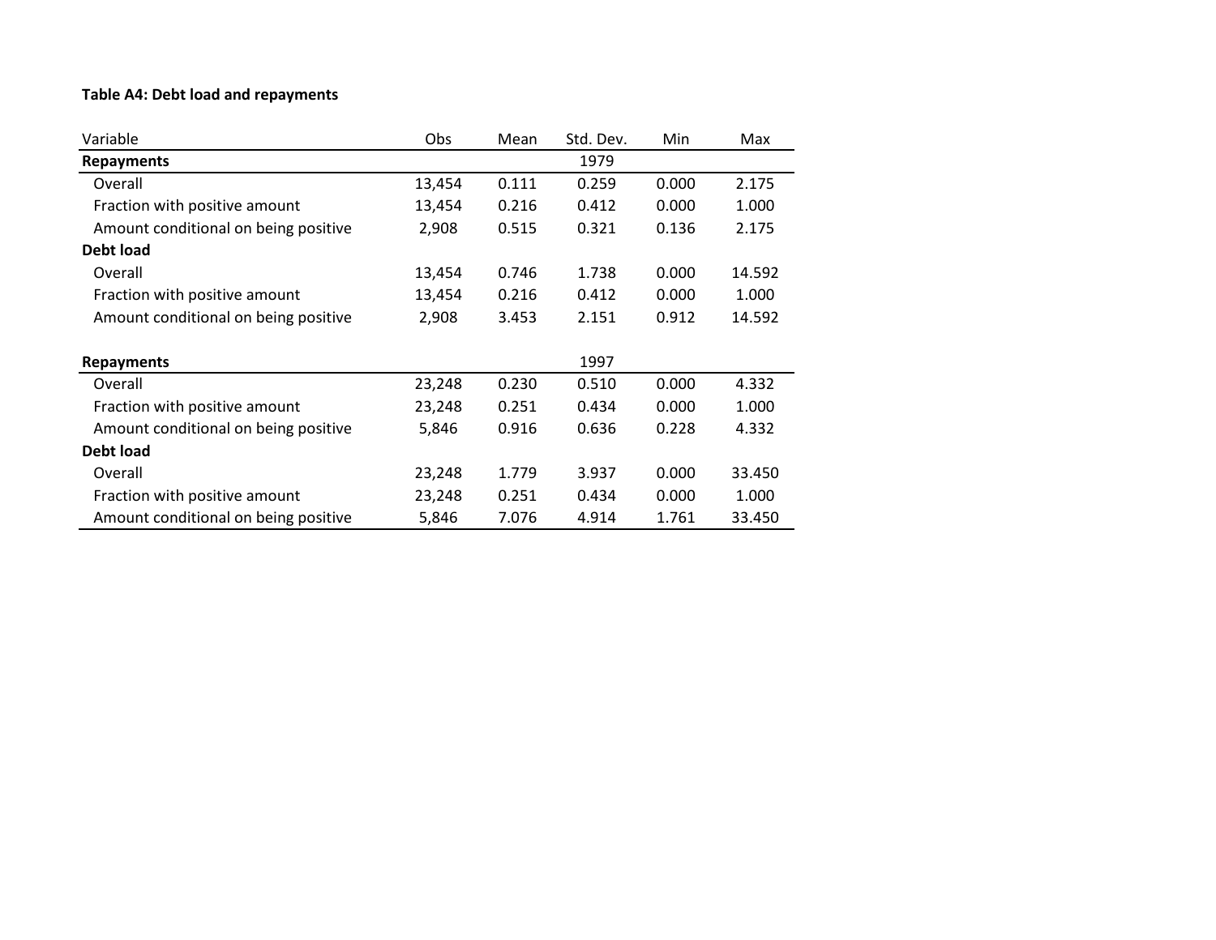**Table A4: Debt load and repayments**

| Variable | Obs | Mean | Std. Dev. | Min | Max |
|---|---|---|---|---|---|
| **Repayments** | | | 1979 | | |
| Overall | 13,454 | 0.111 | 0.259 | 0.000 | 2.175 |
| Fraction with positive amount | 13,454 | 0.216 | 0.412 | 0.000 | 1.000 |
| Amount conditional on being positive | 2,908 | 0.515 | 0.321 | 0.136 | 2.175 |
| **Debt load** | | | | | |
| Overall | 13,454 | 0.746 | 1.738 | 0.000 | 14.592 |
| Fraction with positive amount | 13,454 | 0.216 | 0.412 | 0.000 | 1.000 |
| Amount conditional on being positive | 2,908 | 3.453 | 2.151 | 0.912 | 14.592 |
| | | | | | |
| **Repayments** | | | 1997 | | |
| Overall | 23,248 | 0.230 | 0.510 | 0.000 | 4.332 |
| Fraction with positive amount | 23,248 | 0.251 | 0.434 | 0.000 | 1.000 |
| Amount conditional on being positive | 5,846 | 0.916 | 0.636 | 0.228 | 4.332 |
| **Debt load** | | | | | |
| Overall | 23,248 | 1.779 | 3.937 | 0.000 | 33.450 |
| Fraction with positive amount | 23,248 | 0.251 | 0.434 | 0.000 | 1.000 |
| Amount conditional on being positive | 5,846 | 7.076 | 4.914 | 1.761 | 33.450 |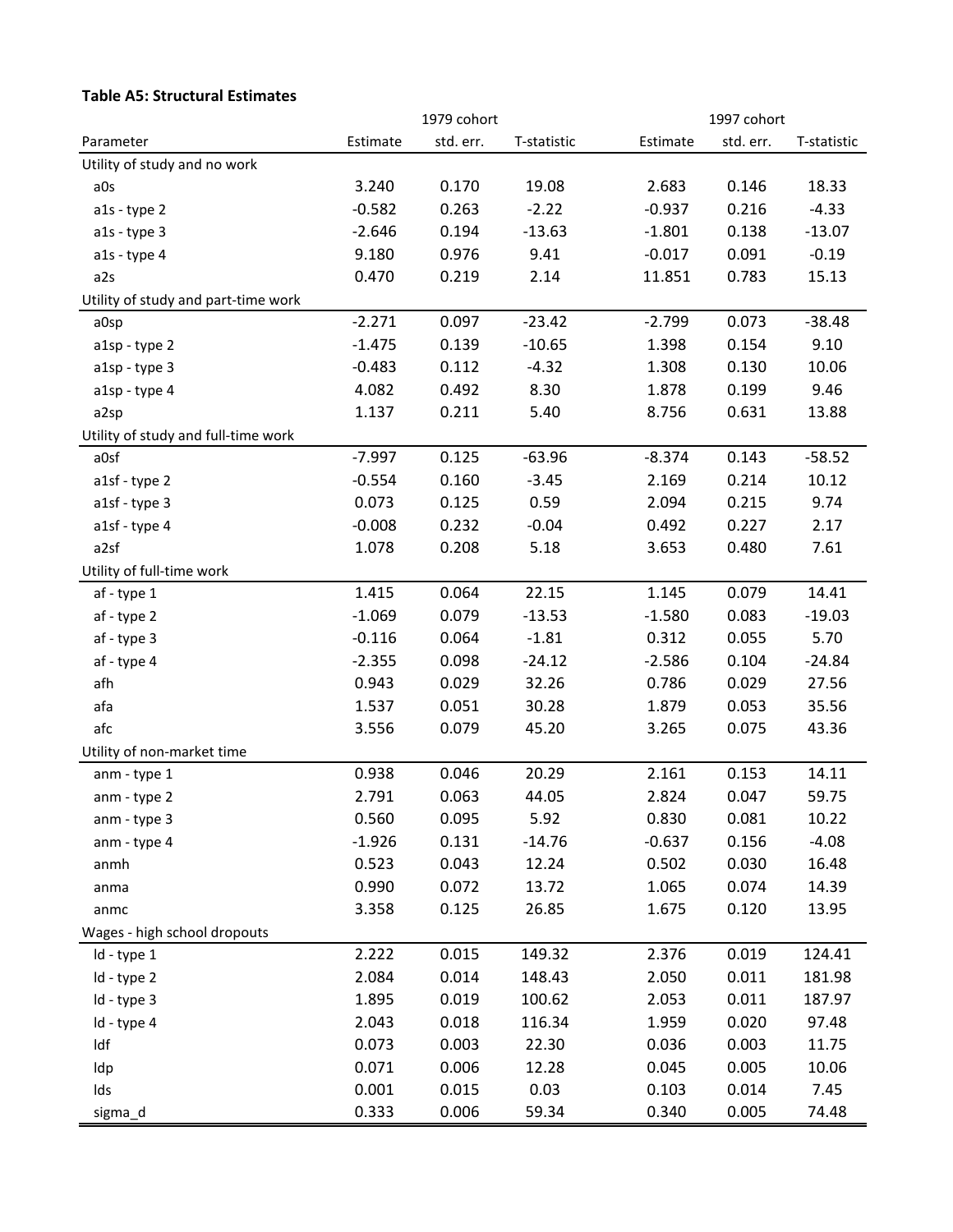**Table A5: Structural Estimates**

| | 1979 cohort | | | 1997 cohort | | |
|---|---|---|---|---|---|---|
| Parameter | Estimate | std. err. | T-statistic | Estimate | std. err. | T-statistic |
| Utility of study and no work | | | | | | |
| a0s | 3.240 | 0.170 | 19.08 | 2.683 | 0.146 | 18.33 |
| a1s - type 2 | -0.582 | 0.263 | -2.22 | -0.937 | 0.216 | -4.33 |
| a1s - type 3 | -2.646 | 0.194 | -13.63 | -1.801 | 0.138 | -13.07 |
| a1s - type 4 | 9.180 | 0.976 | 9.41 | -0.017 | 0.091 | -0.19 |
| a2s | 0.470 | 0.219 | 2.14 | 11.851 | 0.783 | 15.13 |
| Utility of study and part-time work | | | | | | |
| a0sp | -2.271 | 0.097 | -23.42 | -2.799 | 0.073 | -38.48 |
| a1sp - type 2 | -1.475 | 0.139 | -10.65 | 1.398 | 0.154 | 9.10 |
| a1sp - type 3 | -0.483 | 0.112 | -4.32 | 1.308 | 0.130 | 10.06 |
| a1sp - type 4 | 4.082 | 0.492 | 8.30 | 1.878 | 0.199 | 9.46 |
| a2sp | 1.137 | 0.211 | 5.40 | 8.756 | 0.631 | 13.88 |
| Utility of study and full-time work | | | | | | |
| a0sf | -7.997 | 0.125 | -63.96 | -8.374 | 0.143 | -58.52 |
| a1sf - type 2 | -0.554 | 0.160 | -3.45 | 2.169 | 0.214 | 10.12 |
| a1sf - type 3 | 0.073 | 0.125 | 0.59 | 2.094 | 0.215 | 9.74 |
| a1sf - type 4 | -0.008 | 0.232 | -0.04 | 0.492 | 0.227 | 2.17 |
| a2sf | 1.078 | 0.208 | 5.18 | 3.653 | 0.480 | 7.61 |
| Utility of full-time work | | | | | | |
| af - type 1 | 1.415 | 0.064 | 22.15 | 1.145 | 0.079 | 14.41 |
| af - type 2 | -1.069 | 0.079 | -13.53 | -1.580 | 0.083 | -19.03 |
| af - type 3 | -0.116 | 0.064 | -1.81 | 0.312 | 0.055 | 5.70 |
| af - type 4 | -2.355 | 0.098 | -24.12 | -2.586 | 0.104 | -24.84 |
| afh | 0.943 | 0.029 | 32.26 | 0.786 | 0.029 | 27.56 |
| afa | 1.537 | 0.051 | 30.28 | 1.879 | 0.053 | 35.56 |
| afc | 3.556 | 0.079 | 45.20 | 3.265 | 0.075 | 43.36 |
| Utility of non-market time | | | | | | |
| anm - type 1 | 0.938 | 0.046 | 20.29 | 2.161 | 0.153 | 14.11 |
| anm - type 2 | 2.791 | 0.063 | 44.05 | 2.824 | 0.047 | 59.75 |
| anm - type 3 | 0.560 | 0.095 | 5.92 | 0.830 | 0.081 | 10.22 |
| anm - type 4 | -1.926 | 0.131 | -14.76 | -0.637 | 0.156 | -4.08 |
| anmh | 0.523 | 0.043 | 12.24 | 0.502 | 0.030 | 16.48 |
| anma | 0.990 | 0.072 | 13.72 | 1.065 | 0.074 | 14.39 |
| anmc | 3.358 | 0.125 | 26.85 | 1.675 | 0.120 | 13.95 |
| Wages - high school dropouts | | | | | | |
| ld - type 1 | 2.222 | 0.015 | 149.32 | 2.376 | 0.019 | 124.41 |
| ld - type 2 | 2.084 | 0.014 | 148.43 | 2.050 | 0.011 | 181.98 |
| ld - type 3 | 1.895 | 0.019 | 100.62 | 2.053 | 0.011 | 187.97 |
| ld - type 4 | 2.043 | 0.018 | 116.34 | 1.959 | 0.020 | 97.48 |
| ldf | 0.073 | 0.003 | 22.30 | 0.036 | 0.003 | 11.75 |
| ldp | 0.071 | 0.006 | 12.28 | 0.045 | 0.005 | 10.06 |
| lds | 0.001 | 0.015 | 0.03 | 0.103 | 0.014 | 7.45 |
| sigma_d | 0.333 | 0.006 | 59.34 | 0.340 | 0.005 | 74.48 |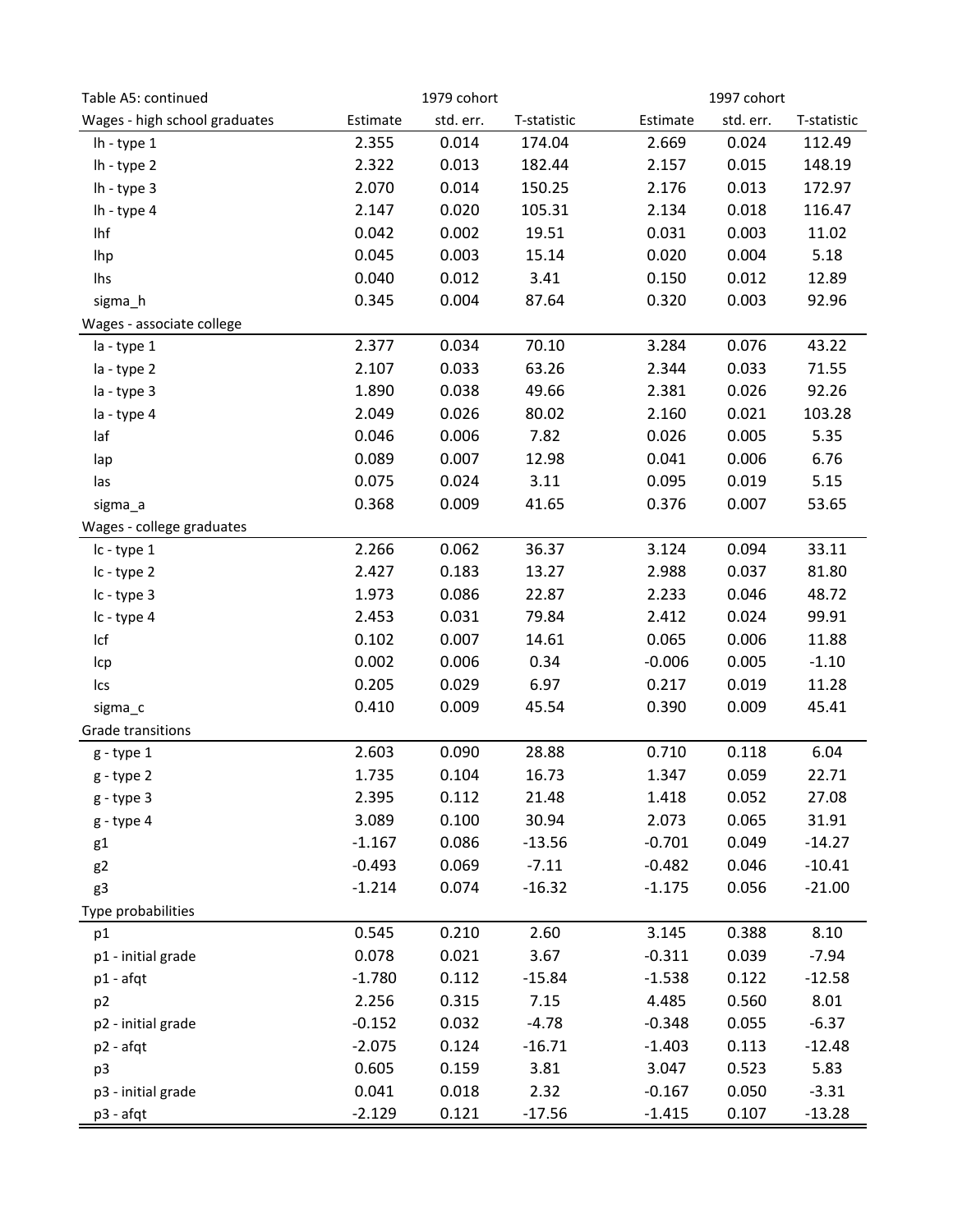| Table A5: continued | 1979 cohort | | | 1997 cohort | | |
|---|---|---|---|---|---|---|
| Wages - high school graduates | Estimate | std. err. | T-statistic | Estimate | std. err. | T-statistic |
| lh - type 1 | 2.355 | 0.014 | 174.04 | 2.669 | 0.024 | 112.49 |
| lh - type 2 | 2.322 | 0.013 | 182.44 | 2.157 | 0.015 | 148.19 |
| lh - type 3 | 2.070 | 0.014 | 150.25 | 2.176 | 0.013 | 172.97 |
| lh - type 4 | 2.147 | 0.020 | 105.31 | 2.134 | 0.018 | 116.47 |
| lhf | 0.042 | 0.002 | 19.51 | 0.031 | 0.003 | 11.02 |
| lhp | 0.045 | 0.003 | 15.14 | 0.020 | 0.004 | 5.18 |
| lhs | 0.040 | 0.012 | 3.41 | 0.150 | 0.012 | 12.89 |
| sigma_h | 0.345 | 0.004 | 87.64 | 0.320 | 0.003 | 92.96 |
| Wages - associate college | | | | | | |
| la - type 1 | 2.377 | 0.034 | 70.10 | 3.284 | 0.076 | 43.22 |
| la - type 2 | 2.107 | 0.033 | 63.26 | 2.344 | 0.033 | 71.55 |
| la - type 3 | 1.890 | 0.038 | 49.66 | 2.381 | 0.026 | 92.26 |
| la - type 4 | 2.049 | 0.026 | 80.02 | 2.160 | 0.021 | 103.28 |
| laf | 0.046 | 0.006 | 7.82 | 0.026 | 0.005 | 5.35 |
| lap | 0.089 | 0.007 | 12.98 | 0.041 | 0.006 | 6.76 |
| las | 0.075 | 0.024 | 3.11 | 0.095 | 0.019 | 5.15 |
| sigma_a | 0.368 | 0.009 | 41.65 | 0.376 | 0.007 | 53.65 |
| Wages - college graduates | | | | | | |
| lc - type 1 | 2.266 | 0.062 | 36.37 | 3.124 | 0.094 | 33.11 |
| lc - type 2 | 2.427 | 0.183 | 13.27 | 2.988 | 0.037 | 81.80 |
| lc - type 3 | 1.973 | 0.086 | 22.87 | 2.233 | 0.046 | 48.72 |
| lc - type 4 | 2.453 | 0.031 | 79.84 | 2.412 | 0.024 | 99.91 |
| lcf | 0.102 | 0.007 | 14.61 | 0.065 | 0.006 | 11.88 |
| lcp | 0.002 | 0.006 | 0.34 | -0.006 | 0.005 | -1.10 |
| lcs | 0.205 | 0.029 | 6.97 | 0.217 | 0.019 | 11.28 |
| sigma_c | 0.410 | 0.009 | 45.54 | 0.390 | 0.009 | 45.41 |
| Grade transitions | | | | | | |
| g - type 1 | 2.603 | 0.090 | 28.88 | 0.710 | 0.118 | 6.04 |
| g - type 2 | 1.735 | 0.104 | 16.73 | 1.347 | 0.059 | 22.71 |
| g - type 3 | 2.395 | 0.112 | 21.48 | 1.418 | 0.052 | 27.08 |
| g - type 4 | 3.089 | 0.100 | 30.94 | 2.073 | 0.065 | 31.91 |
| g1 | -1.167 | 0.086 | -13.56 | -0.701 | 0.049 | -14.27 |
| g2 | -0.493 | 0.069 | -7.11 | -0.482 | 0.046 | -10.41 |
| g3 | -1.214 | 0.074 | -16.32 | -1.175 | 0.056 | -21.00 |
| Type probabilities | | | | | | |
| p1 | 0.545 | 0.210 | 2.60 | 3.145 | 0.388 | 8.10 |
| p1 - initial grade | 0.078 | 0.021 | 3.67 | -0.311 | 0.039 | -7.94 |
| p1 - afqt | -1.780 | 0.112 | -15.84 | -1.538 | 0.122 | -12.58 |
| p2 | 2.256 | 0.315 | 7.15 | 4.485 | 0.560 | 8.01 |
| p2 - initial grade | -0.152 | 0.032 | -4.78 | -0.348 | 0.055 | -6.37 |
| p2 - afqt | -2.075 | 0.124 | -16.71 | -1.403 | 0.113 | -12.48 |
| p3 | 0.605 | 0.159 | 3.81 | 3.047 | 0.523 | 5.83 |
| p3 - initial grade | 0.041 | 0.018 | 2.32 | -0.167 | 0.050 | -3.31 |
| p3 - afqt | -2.129 | 0.121 | -17.56 | -1.415 | 0.107 | -13.28 |